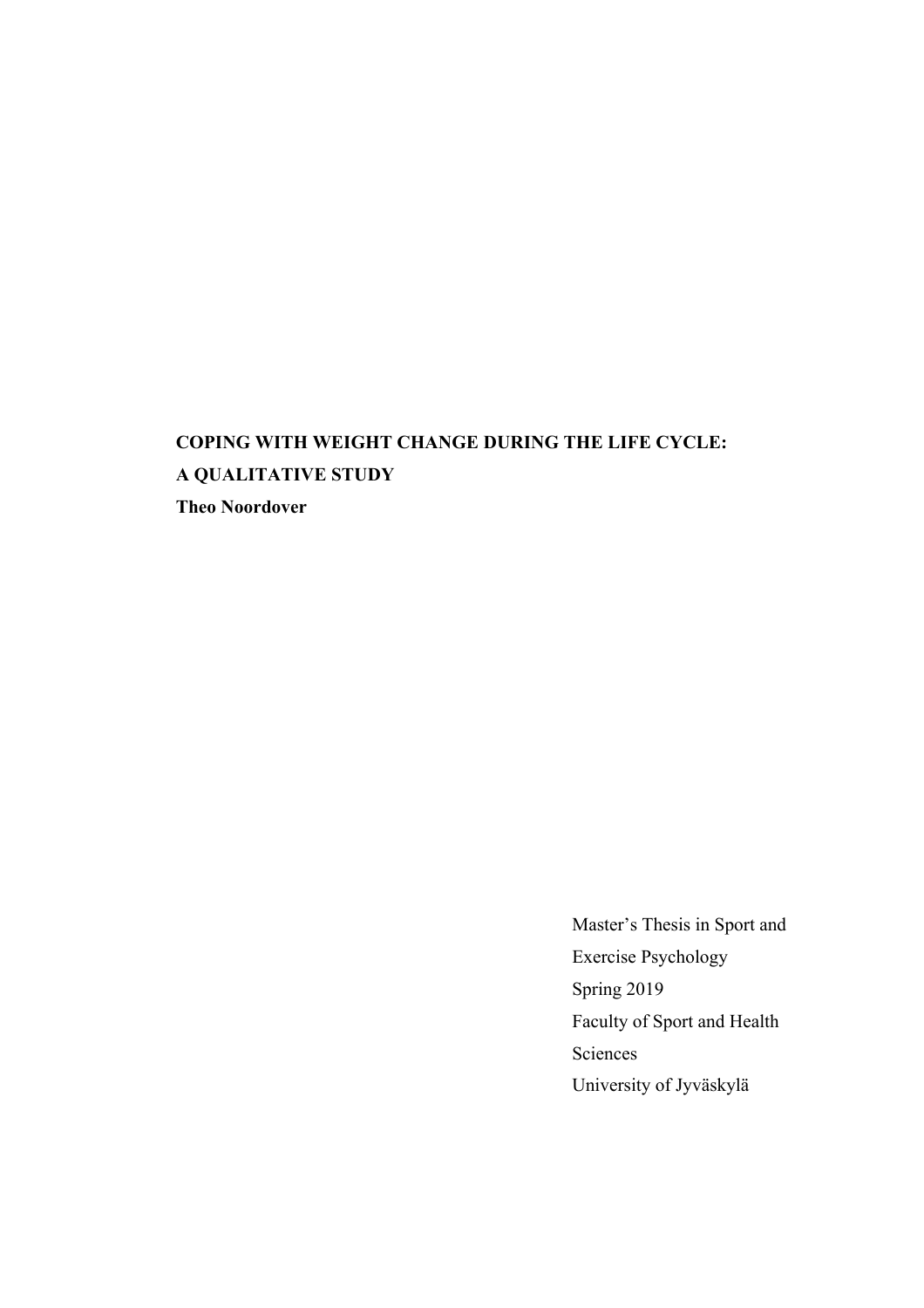**COPING WITH WEIGHT CHANGE DURING THE LIFE CYCLE:**
**A QUALITATIVE STUDY**
**Theo Noordover**

Master's Thesis in Sport and Exercise Psychology
Spring 2019
Faculty of Sport and Health Sciences
University of Jyväskylä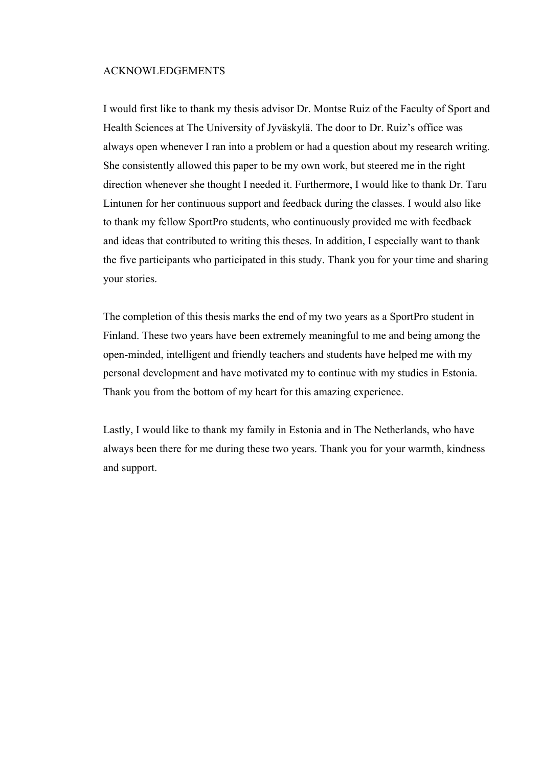# ACKNOWLEDGEMENTS

I would first like to thank my thesis advisor Dr. Montse Ruiz of the Faculty of Sport and Health Sciences at The University of Jyväskylä. The door to Dr. Ruiz's office was always open whenever I ran into a problem or had a question about my research writing. She consistently allowed this paper to be my own work, but steered me in the right direction whenever she thought I needed it. Furthermore, I would like to thank Dr. Taru Lintunen for her continuous support and feedback during the classes. I would also like to thank my fellow SportPro students, who continuously provided me with feedback and ideas that contributed to writing this theses. In addition, I especially want to thank the five participants who participated in this study. Thank you for your time and sharing your stories.

The completion of this thesis marks the end of my two years as a SportPro student in Finland. These two years have been extremely meaningful to me and being among the open-minded, intelligent and friendly teachers and students have helped me with my personal development and have motivated my to continue with my studies in Estonia. Thank you from the bottom of my heart for this amazing experience.

Lastly, I would like to thank my family in Estonia and in The Netherlands, who have always been there for me during these two years. Thank you for your warmth, kindness and support.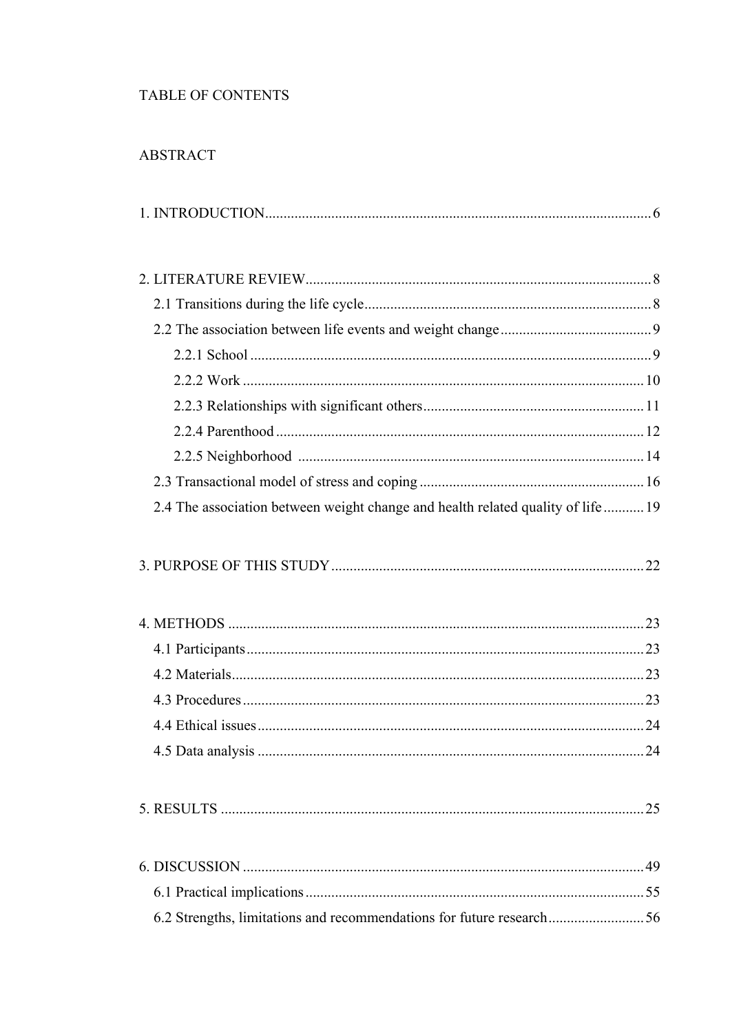TABLE OF CONTENTS

ABSTRACT

1. INTRODUCTION........................................................................................................6

2. LITERATURE REVIEW.............................................................................................8
   - 2.1 Transitions during the life cycle.............................................................................8
   - 2.2 The association between life events and weight change.........................................9
     - 2.2.1 School............................................................................................................9
     - 2.2.2 Work.............................................................................................................10
     - 2.2.3 Relationships with significant others............................................................11
     - 2.2.4 Parenthood...................................................................................................12
     - 2.2.5 Neighborhood .............................................................................................14
   - 2.3 Transactional model of stress and coping.............................................................16
   - 2.4 The association between weight change and health related quality of life...........19

3. PURPOSE OF THIS STUDY.....................................................................................22

4. METHODS.................................................................................................................23
   - 4.1 Participants...........................................................................................................23
   - 4.2 Materials...............................................................................................................23
   - 4.3 Procedures............................................................................................................23
   - 4.4 Ethical issues........................................................................................................24
   - 4.5 Data analysis........................................................................................................24

5. RESULTS..................................................................................................................25

6. DISCUSSION............................................................................................................49
   - 6.1 Practical implications...........................................................................................55
   - 6.2 Strengths, limitations and recommendations for future research..........................56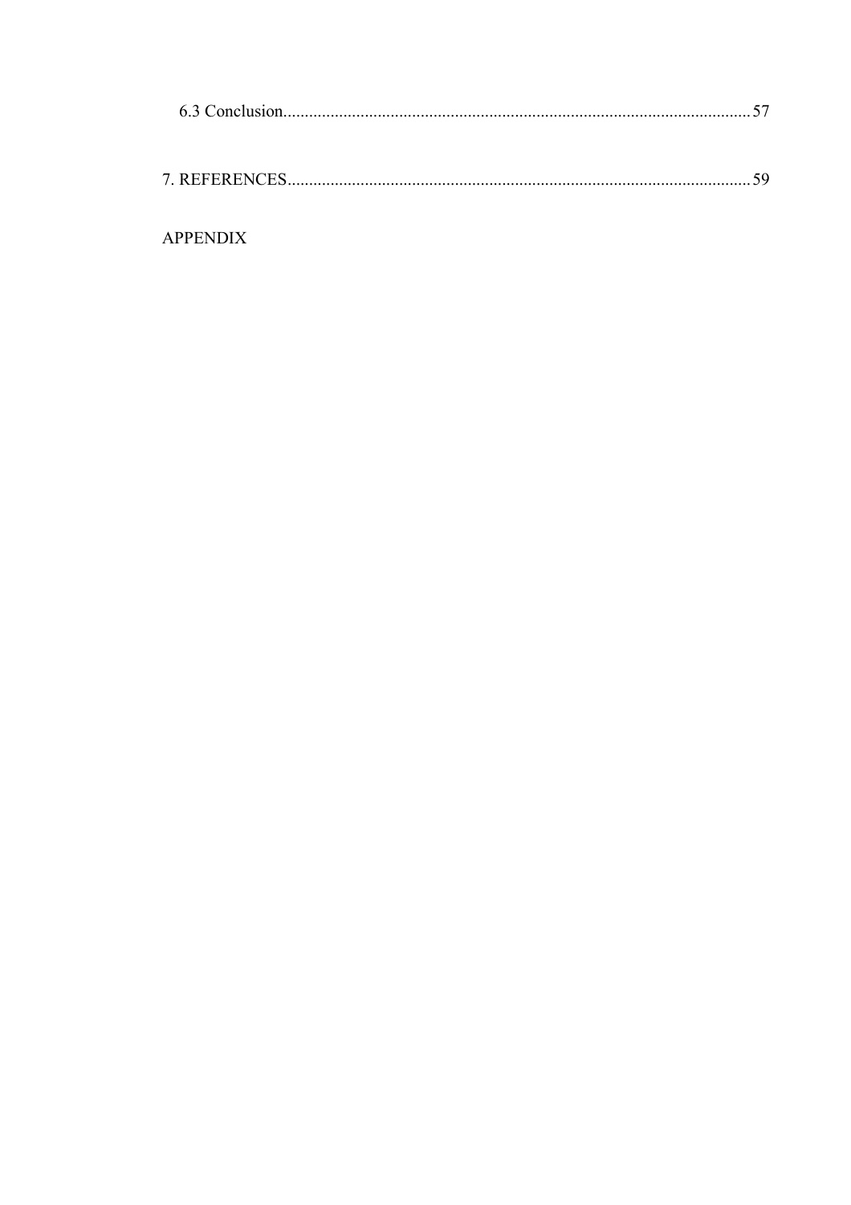6.3 Conclusion............................................................................................................57

7. REFERENCES...........................................................................................................59

APPENDIX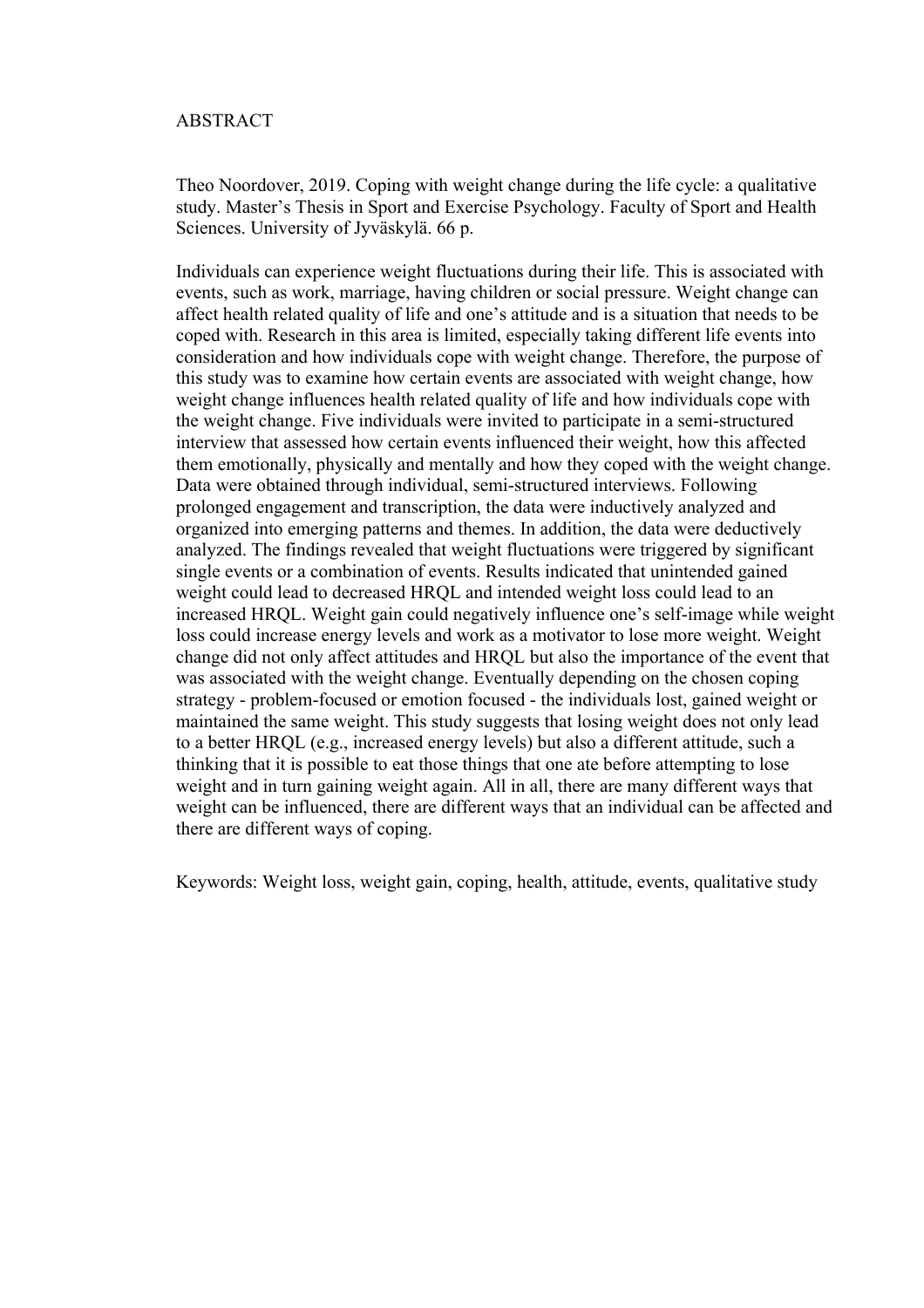# ABSTRACT

Theo Noordover, 2019. Coping with weight change during the life cycle: a qualitative study. Master's Thesis in Sport and Exercise Psychology. Faculty of Sport and Health Sciences. University of Jyväskylä. 66 p.

Individuals can experience weight fluctuations during their life. This is associated with events, such as work, marriage, having children or social pressure. Weight change can affect health related quality of life and one's attitude and is a situation that needs to be coped with. Research in this area is limited, especially taking different life events into consideration and how individuals cope with weight change. Therefore, the purpose of this study was to examine how certain events are associated with weight change, how weight change influences health related quality of life and how individuals cope with the weight change. Five individuals were invited to participate in a semi-structured interview that assessed how certain events influenced their weight, how this affected them emotionally, physically and mentally and how they coped with the weight change. Data were obtained through individual, semi-structured interviews. Following prolonged engagement and transcription, the data were inductively analyzed and organized into emerging patterns and themes. In addition, the data were deductively analyzed. The findings revealed that weight fluctuations were triggered by significant single events or a combination of events. Results indicated that unintended gained weight could lead to decreased HRQL and intended weight loss could lead to an increased HRQL. Weight gain could negatively influence one's self-image while weight loss could increase energy levels and work as a motivator to lose more weight. Weight change did not only affect attitudes and HRQL but also the importance of the event that was associated with the weight change. Eventually depending on the chosen coping strategy - problem-focused or emotion focused - the individuals lost, gained weight or maintained the same weight. This study suggests that losing weight does not only lead to a better HRQL (e.g., increased energy levels) but also a different attitude, such a thinking that it is possible to eat those things that one ate before attempting to lose weight and in turn gaining weight again. All in all, there are many different ways that weight can be influenced, there are different ways that an individual can be affected and there are different ways of coping.

Keywords: Weight loss, weight gain, coping, health, attitude, events, qualitative study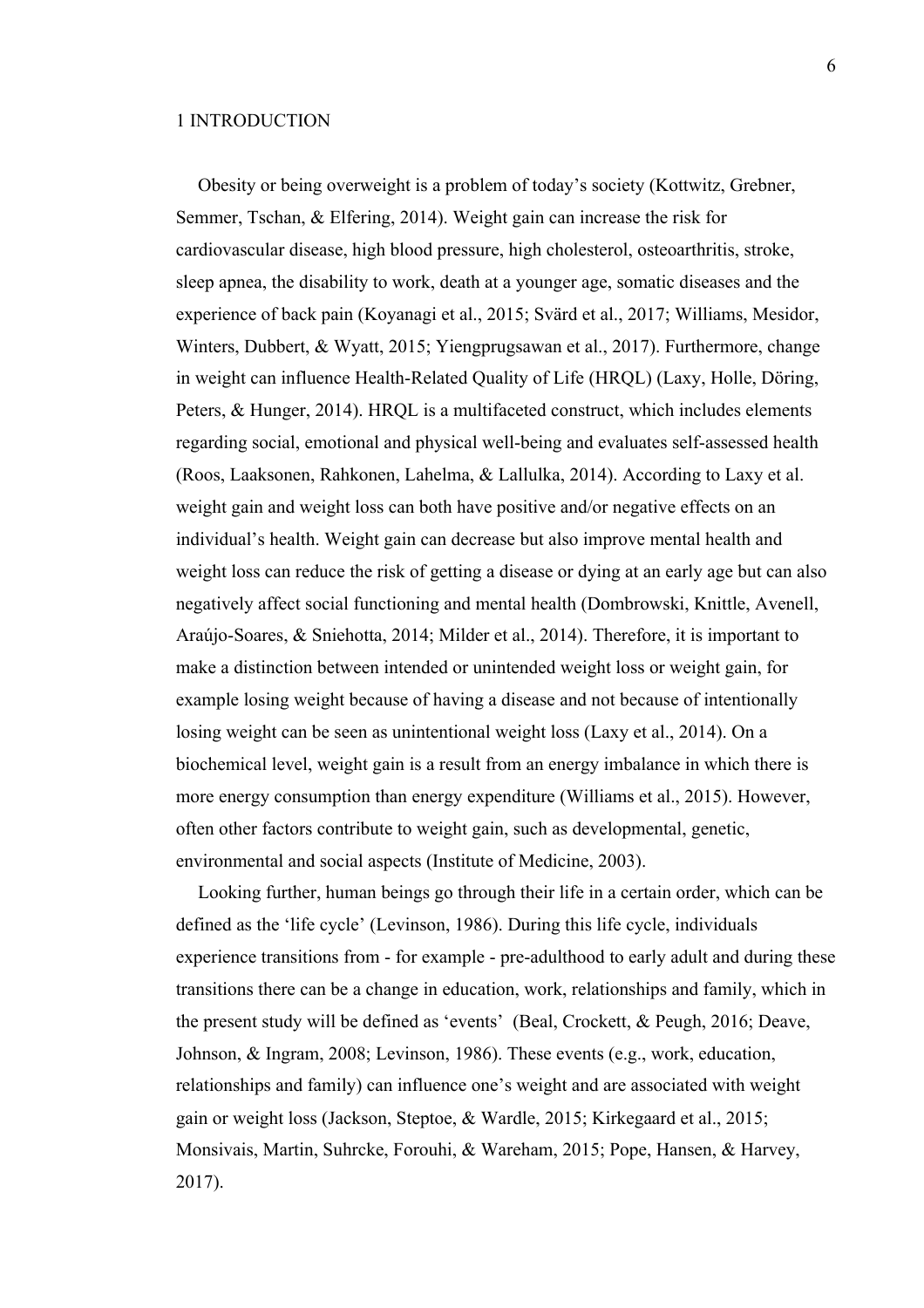# 1 INTRODUCTION

Obesity or being overweight is a problem of today's society (Kottwitz, Grebner, Semmer, Tschan, & Elfering, 2014). Weight gain can increase the risk for cardiovascular disease, high blood pressure, high cholesterol, osteoarthritis, stroke, sleep apnea, the disability to work, death at a younger age, somatic diseases and the experience of back pain (Koyanagi et al., 2015; Svärd et al., 2017; Williams, Mesidor, Winters, Dubbert, & Wyatt, 2015; Yiengprugsawan et al., 2017). Furthermore, change in weight can influence Health-Related Quality of Life (HRQL) (Laxy, Holle, Döring, Peters, & Hunger, 2014). HRQL is a multifaceted construct, which includes elements regarding social, emotional and physical well-being and evaluates self-assessed health (Roos, Laaksonen, Rahkonen, Lahelma, & Lallulka, 2014). According to Laxy et al. weight gain and weight loss can both have positive and/or negative effects on an individual's health. Weight gain can decrease but also improve mental health and weight loss can reduce the risk of getting a disease or dying at an early age but can also negatively affect social functioning and mental health (Dombrowski, Knittle, Avenell, Araújo-Soares, & Sniehotta, 2014; Milder et al., 2014). Therefore, it is important to make a distinction between intended or unintended weight loss or weight gain, for example losing weight because of having a disease and not because of intentionally losing weight can be seen as unintentional weight loss (Laxy et al., 2014). On a biochemical level, weight gain is a result from an energy imbalance in which there is more energy consumption than energy expenditure (Williams et al., 2015). However, often other factors contribute to weight gain, such as developmental, genetic, environmental and social aspects (Institute of Medicine, 2003).

Looking further, human beings go through their life in a certain order, which can be defined as the 'life cycle' (Levinson, 1986). During this life cycle, individuals experience transitions from - for example - pre-adulthood to early adult and during these transitions there can be a change in education, work, relationships and family, which in the present study will be defined as 'events' (Beal, Crockett, & Peugh, 2016; Deave, Johnson, & Ingram, 2008; Levinson, 1986). These events (e.g., work, education, relationships and family) can influence one's weight and are associated with weight gain or weight loss (Jackson, Steptoe, & Wardle, 2015; Kirkegaard et al., 2015; Monsivais, Martin, Suhrcke, Forouhi, & Wareham, 2015; Pope, Hansen, & Harvey, 2017).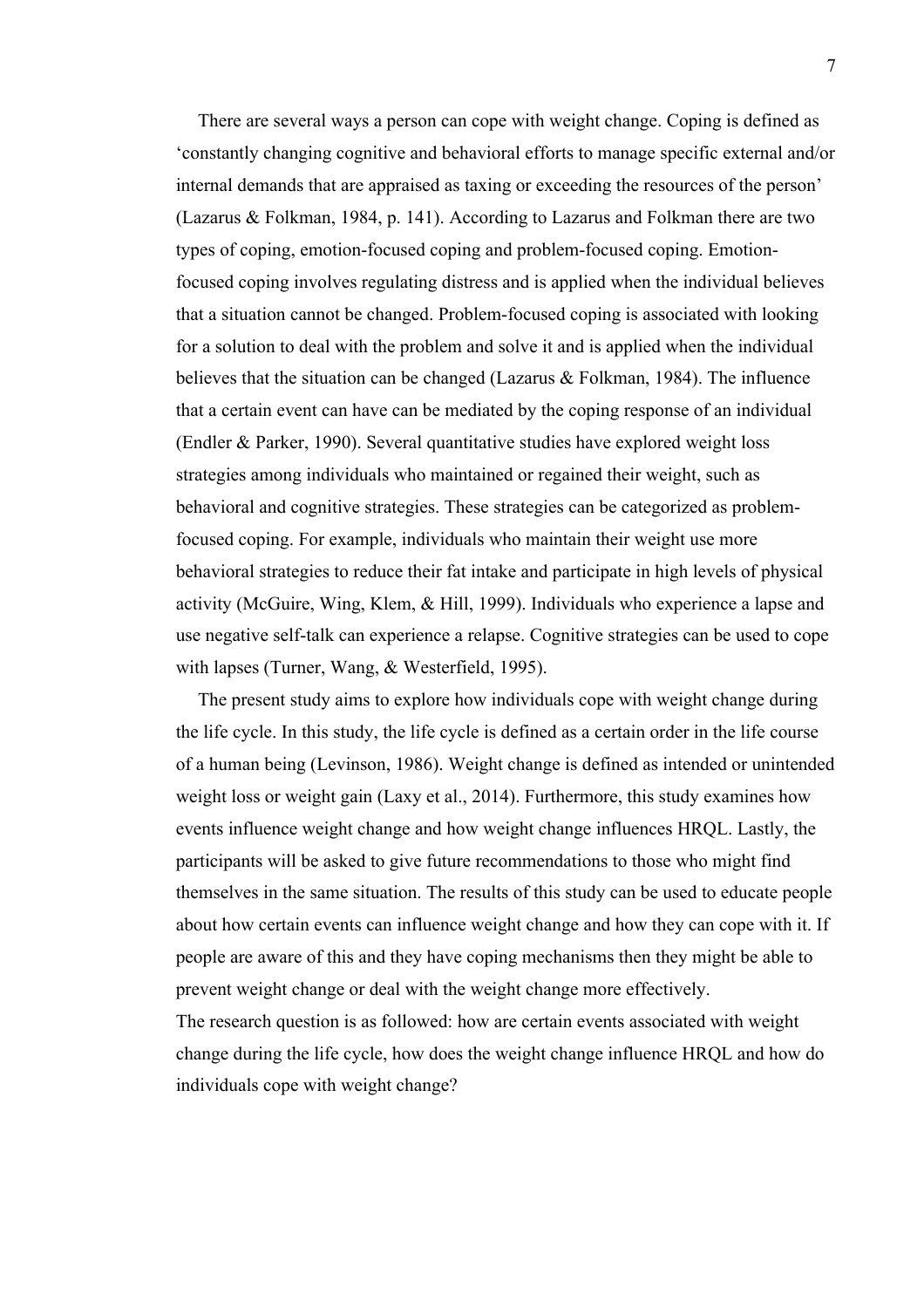There are several ways a person can cope with weight change. Coping is defined as 'constantly changing cognitive and behavioral efforts to manage specific external and/or internal demands that are appraised as taxing or exceeding the resources of the person' (Lazarus & Folkman, 1984, p. 141). According to Lazarus and Folkman there are two types of coping, emotion-focused coping and problem-focused coping. Emotion-focused coping involves regulating distress and is applied when the individual believes that a situation cannot be changed. Problem-focused coping is associated with looking for a solution to deal with the problem and solve it and is applied when the individual believes that the situation can be changed (Lazarus & Folkman, 1984). The influence that a certain event can have can be mediated by the coping response of an individual (Endler & Parker, 1990). Several quantitative studies have explored weight loss strategies among individuals who maintained or regained their weight, such as behavioral and cognitive strategies. These strategies can be categorized as problem-focused coping. For example, individuals who maintain their weight use more behavioral strategies to reduce their fat intake and participate in high levels of physical activity (McGuire, Wing, Klem, & Hill, 1999). Individuals who experience a lapse and use negative self-talk can experience a relapse. Cognitive strategies can be used to cope with lapses (Turner, Wang, & Westerfield, 1995).

The present study aims to explore how individuals cope with weight change during the life cycle. In this study, the life cycle is defined as a certain order in the life course of a human being (Levinson, 1986). Weight change is defined as intended or unintended weight loss or weight gain (Laxy et al., 2014). Furthermore, this study examines how events influence weight change and how weight change influences HRQL. Lastly, the participants will be asked to give future recommendations to those who might find themselves in the same situation. The results of this study can be used to educate people about how certain events can influence weight change and how they can cope with it. If people are aware of this and they have coping mechanisms then they might be able to prevent weight change or deal with the weight change more effectively.

The research question is as followed: how are certain events associated with weight change during the life cycle, how does the weight change influence HRQL and how do individuals cope with weight change?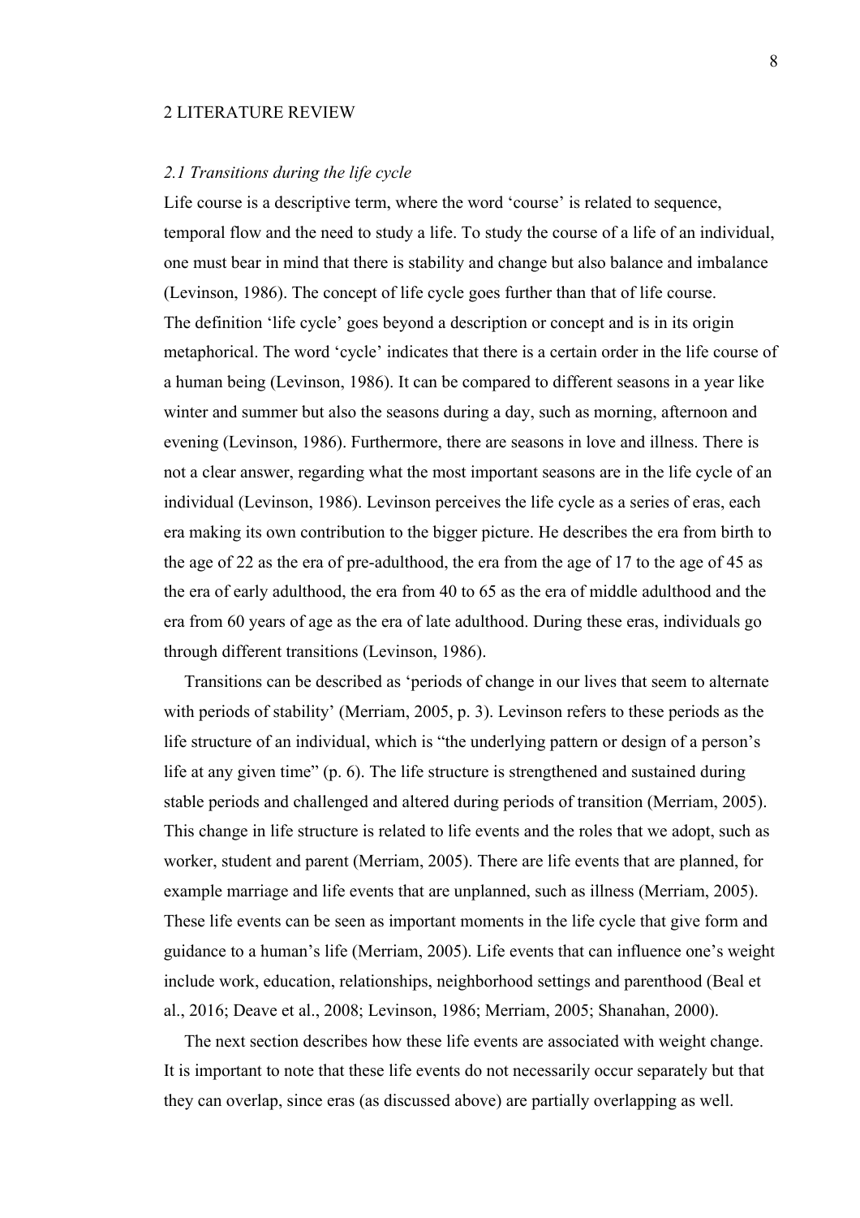## 2 LITERATURE REVIEW

### *2.1 Transitions during the life cycle*

Life course is a descriptive term, where the word 'course' is related to sequence, temporal flow and the need to study a life. To study the course of a life of an individual, one must bear in mind that there is stability and change but also balance and imbalance (Levinson, 1986). The concept of life cycle goes further than that of life course. The definition 'life cycle' goes beyond a description or concept and is in its origin metaphorical. The word 'cycle' indicates that there is a certain order in the life course of a human being (Levinson, 1986). It can be compared to different seasons in a year like winter and summer but also the seasons during a day, such as morning, afternoon and evening (Levinson, 1986). Furthermore, there are seasons in love and illness. There is not a clear answer, regarding what the most important seasons are in the life cycle of an individual (Levinson, 1986). Levinson perceives the life cycle as a series of eras, each era making its own contribution to the bigger picture. He describes the era from birth to the age of 22 as the era of pre-adulthood, the era from the age of 17 to the age of 45 as the era of early adulthood, the era from 40 to 65 as the era of middle adulthood and the era from 60 years of age as the era of late adulthood. During these eras, individuals go through different transitions (Levinson, 1986).

Transitions can be described as 'periods of change in our lives that seem to alternate with periods of stability' (Merriam, 2005, p. 3). Levinson refers to these periods as the life structure of an individual, which is "the underlying pattern or design of a person's life at any given time" (p. 6). The life structure is strengthened and sustained during stable periods and challenged and altered during periods of transition (Merriam, 2005). This change in life structure is related to life events and the roles that we adopt, such as worker, student and parent (Merriam, 2005). There are life events that are planned, for example marriage and life events that are unplanned, such as illness (Merriam, 2005). These life events can be seen as important moments in the life cycle that give form and guidance to a human's life (Merriam, 2005). Life events that can influence one's weight include work, education, relationships, neighborhood settings and parenthood (Beal et al., 2016; Deave et al., 2008; Levinson, 1986; Merriam, 2005; Shanahan, 2000).

The next section describes how these life events are associated with weight change. It is important to note that these life events do not necessarily occur separately but that they can overlap, since eras (as discussed above) are partially overlapping as well.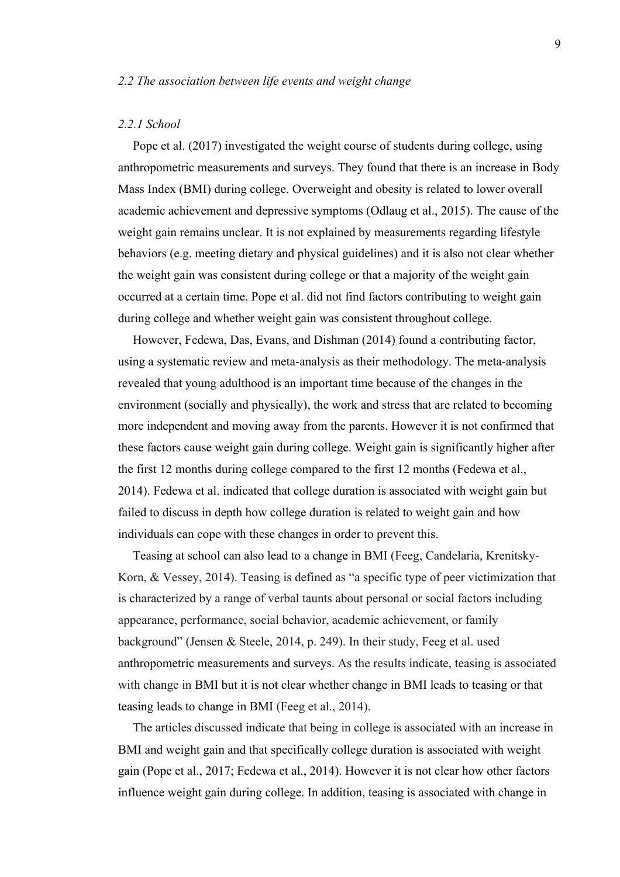*2.2 The association between life events and weight change*

*2.2.1 School*

Pope et al. (2017) investigated the weight course of students during college, using anthropometric measurements and surveys. They found that there is an increase in Body Mass Index (BMI) during college. Overweight and obesity is related to lower overall academic achievement and depressive symptoms (Odlaug et al., 2015). The cause of the weight gain remains unclear. It is not explained by measurements regarding lifestyle behaviors (e.g. meeting dietary and physical guidelines) and it is also not clear whether the weight gain was consistent during college or that a majority of the weight gain occurred at a certain time. Pope et al. did not find factors contributing to weight gain during college and whether weight gain was consistent throughout college.

However, Fedewa, Das, Evans, and Dishman (2014) found a contributing factor, using a systematic review and meta-analysis as their methodology. The meta-analysis revealed that young adulthood is an important time because of the changes in the environment (socially and physically), the work and stress that are related to becoming more independent and moving away from the parents. However it is not confirmed that these factors cause weight gain during college. Weight gain is significantly higher after the first 12 months during college compared to the first 12 months (Fedewa et al., 2014). Fedewa et al. indicated that college duration is associated with weight gain but failed to discuss in depth how college duration is related to weight gain and how individuals can cope with these changes in order to prevent this.

Teasing at school can also lead to a change in BMI (Feeg, Candelaria, Krenitsky-Korn, & Vessey, 2014). Teasing is defined as "a specific type of peer victimization that is characterized by a range of verbal taunts about personal or social factors including appearance, performance, social behavior, academic achievement, or family background" (Jensen & Steele, 2014, p. 249). In their study, Feeg et al. used anthropometric measurements and surveys. As the results indicate, teasing is associated with change in BMI but it is not clear whether change in BMI leads to teasing or that teasing leads to change in BMI (Feeg et al., 2014).

The articles discussed indicate that being in college is associated with an increase in BMI and weight gain and that specifically college duration is associated with weight gain (Pope et al., 2017; Fedewa et al., 2014). However it is not clear how other factors influence weight gain during college. In addition, teasing is associated with change in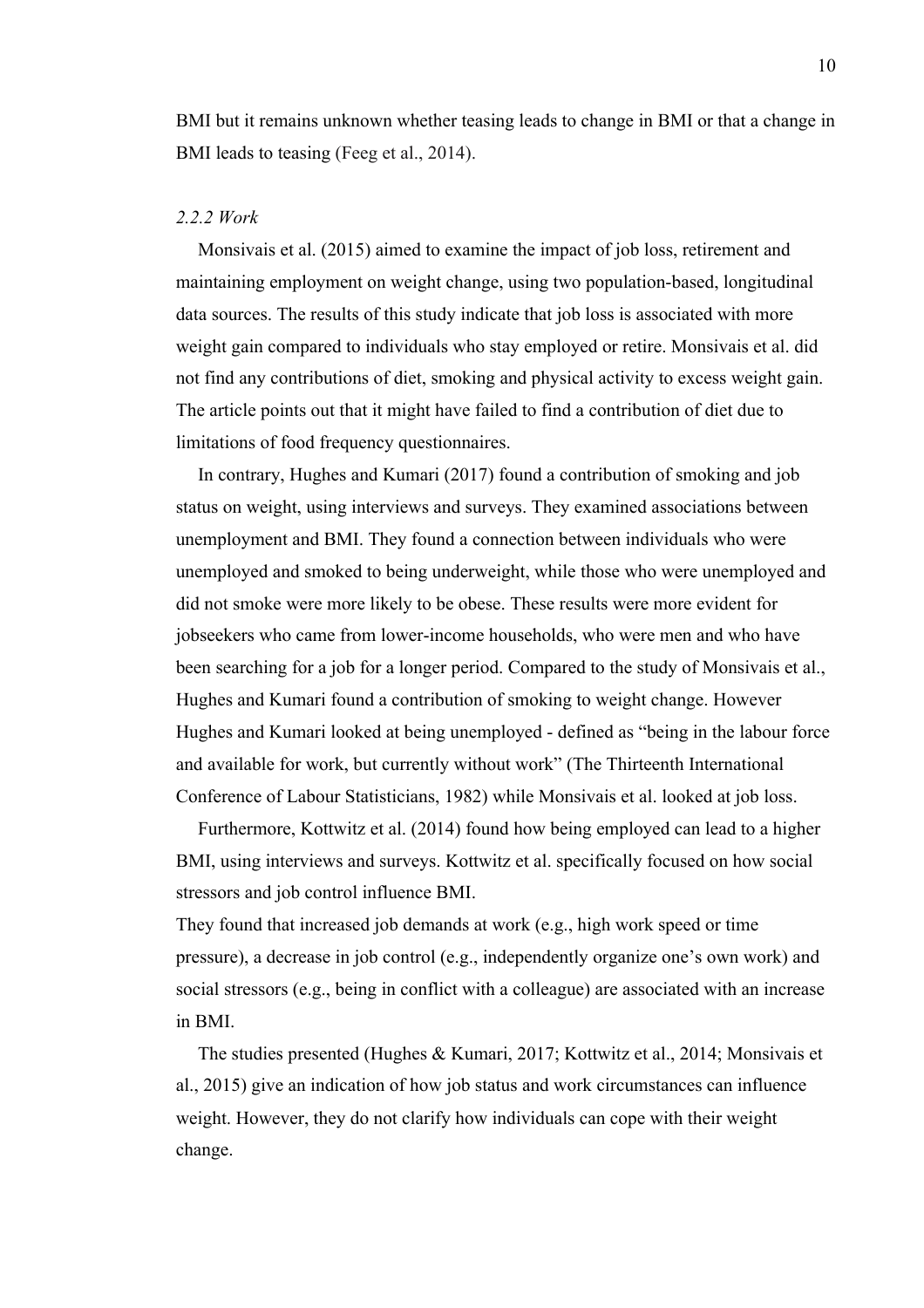BMI but it remains unknown whether teasing leads to change in BMI or that a change in BMI leads to teasing (Feeg et al., 2014).

### *2.2.2 Work*

Monsivais et al. (2015) aimed to examine the impact of job loss, retirement and maintaining employment on weight change, using two population-based, longitudinal data sources. The results of this study indicate that job loss is associated with more weight gain compared to individuals who stay employed or retire. Monsivais et al. did not find any contributions of diet, smoking and physical activity to excess weight gain. The article points out that it might have failed to find a contribution of diet due to limitations of food frequency questionnaires.

In contrary, Hughes and Kumari (2017) found a contribution of smoking and job status on weight, using interviews and surveys. They examined associations between unemployment and BMI. They found a connection between individuals who were unemployed and smoked to being underweight, while those who were unemployed and did not smoke were more likely to be obese. These results were more evident for jobseekers who came from lower-income households, who were men and who have been searching for a job for a longer period. Compared to the study of Monsivais et al., Hughes and Kumari found a contribution of smoking to weight change. However Hughes and Kumari looked at being unemployed - defined as "being in the labour force and available for work, but currently without work" (The Thirteenth International Conference of Labour Statisticians, 1982) while Monsivais et al. looked at job loss.

Furthermore, Kottwitz et al. (2014) found how being employed can lead to a higher BMI, using interviews and surveys. Kottwitz et al. specifically focused on how social stressors and job control influence BMI.
They found that increased job demands at work (e.g., high work speed or time pressure), a decrease in job control (e.g., independently organize one's own work) and social stressors (e.g., being in conflict with a colleague) are associated with an increase in BMI.

The studies presented (Hughes & Kumari, 2017; Kottwitz et al., 2014; Monsivais et al., 2015) give an indication of how job status and work circumstances can influence weight. However, they do not clarify how individuals can cope with their weight change.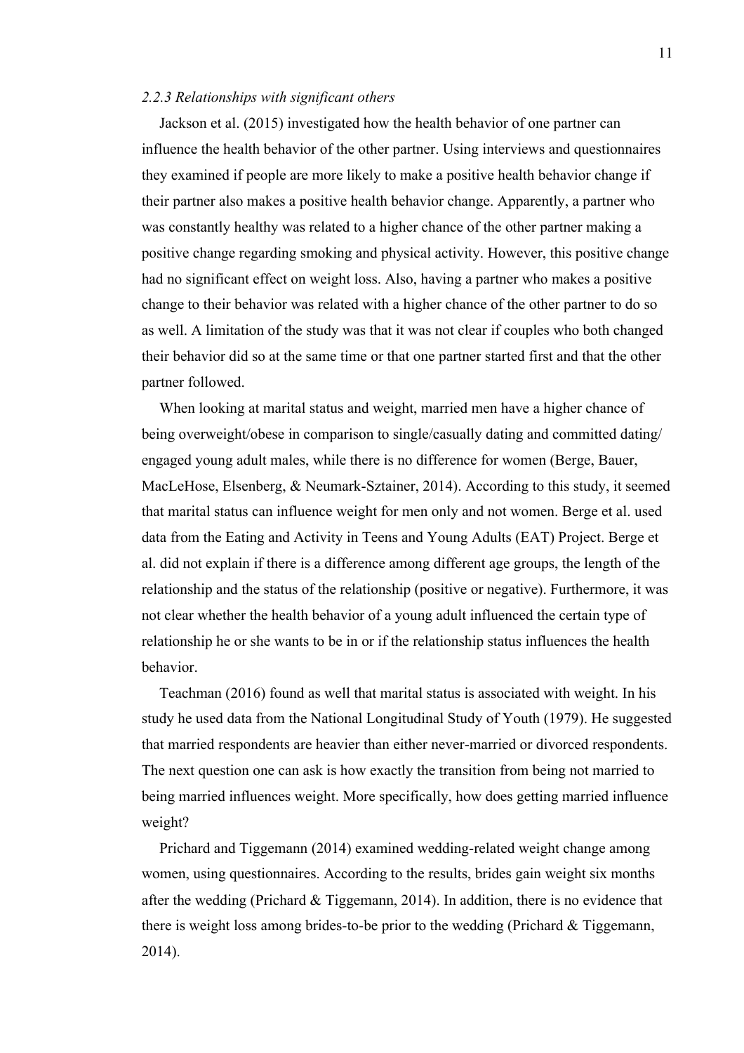### *2.2.3 Relationships with significant others*

Jackson et al. (2015) investigated how the health behavior of one partner can influence the health behavior of the other partner. Using interviews and questionnaires they examined if people are more likely to make a positive health behavior change if their partner also makes a positive health behavior change. Apparently, a partner who was constantly healthy was related to a higher chance of the other partner making a positive change regarding smoking and physical activity. However, this positive change had no significant effect on weight loss. Also, having a partner who makes a positive change to their behavior was related with a higher chance of the other partner to do so as well. A limitation of the study was that it was not clear if couples who both changed their behavior did so at the same time or that one partner started first and that the other partner followed.

When looking at marital status and weight, married men have a higher chance of being overweight/obese in comparison to single/casually dating and committed dating/engaged young adult males, while there is no difference for women (Berge, Bauer, MacLeHose, Elsenberg, & Neumark-Sztainer, 2014). According to this study, it seemed that marital status can influence weight for men only and not women. Berge et al. used data from the Eating and Activity in Teens and Young Adults (EAT) Project. Berge et al. did not explain if there is a difference among different age groups, the length of the relationship and the status of the relationship (positive or negative). Furthermore, it was not clear whether the health behavior of a young adult influenced the certain type of relationship he or she wants to be in or if the relationship status influences the health behavior.

Teachman (2016) found as well that marital status is associated with weight. In his study he used data from the National Longitudinal Study of Youth (1979). He suggested that married respondents are heavier than either never-married or divorced respondents. The next question one can ask is how exactly the transition from being not married to being married influences weight. More specifically, how does getting married influence weight?

Prichard and Tiggemann (2014) examined wedding-related weight change among women, using questionnaires. According to the results, brides gain weight six months after the wedding (Prichard & Tiggemann, 2014). In addition, there is no evidence that there is weight loss among brides-to-be prior to the wedding (Prichard & Tiggemann, 2014).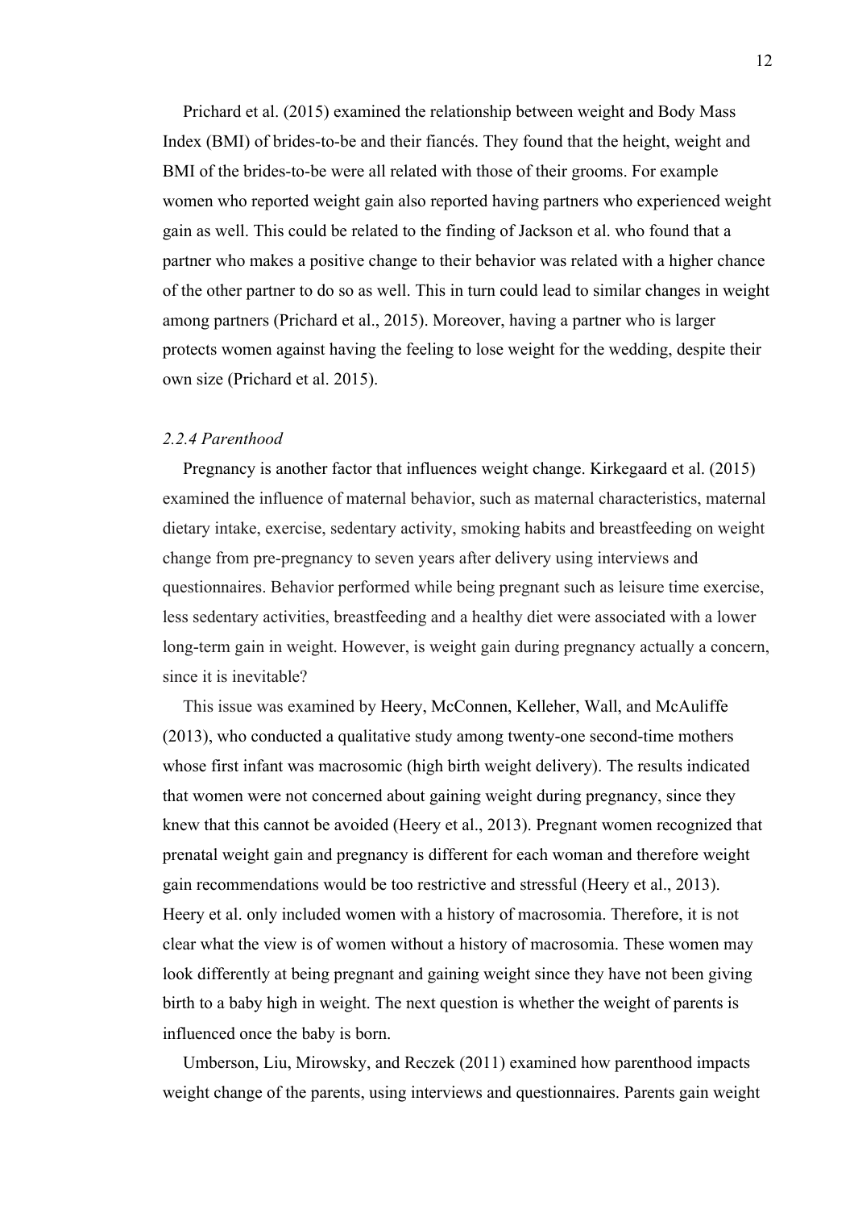Prichard et al. (2015) examined the relationship between weight and Body Mass Index (BMI) of brides-to-be and their fiancés. They found that the height, weight and BMI of the brides-to-be were all related with those of their grooms. For example women who reported weight gain also reported having partners who experienced weight gain as well. This could be related to the finding of Jackson et al. who found that a partner who makes a positive change to their behavior was related with a higher chance of the other partner to do so as well. This in turn could lead to similar changes in weight among partners (Prichard et al., 2015). Moreover, having a partner who is larger protects women against having the feeling to lose weight for the wedding, despite their own size (Prichard et al. 2015).

### *2.2.4 Parenthood*

Pregnancy is another factor that influences weight change. Kirkegaard et al. (2015) examined the influence of maternal behavior, such as maternal characteristics, maternal dietary intake, exercise, sedentary activity, smoking habits and breastfeeding on weight change from pre-pregnancy to seven years after delivery using interviews and questionnaires. Behavior performed while being pregnant such as leisure time exercise, less sedentary activities, breastfeeding and a healthy diet were associated with a lower long-term gain in weight. However, is weight gain during pregnancy actually a concern, since it is inevitable?

This issue was examined by Heery, McConnen, Kelleher, Wall, and McAuliffe (2013), who conducted a qualitative study among twenty-one second-time mothers whose first infant was macrosomic (high birth weight delivery). The results indicated that women were not concerned about gaining weight during pregnancy, since they knew that this cannot be avoided (Heery et al., 2013). Pregnant women recognized that prenatal weight gain and pregnancy is different for each woman and therefore weight gain recommendations would be too restrictive and stressful (Heery et al., 2013). Heery et al. only included women with a history of macrosomia. Therefore, it is not clear what the view is of women without a history of macrosomia. These women may look differently at being pregnant and gaining weight since they have not been giving birth to a baby high in weight. The next question is whether the weight of parents is influenced once the baby is born.

Umberson, Liu, Mirowsky, and Reczek (2011) examined how parenthood impacts weight change of the parents, using interviews and questionnaires. Parents gain weight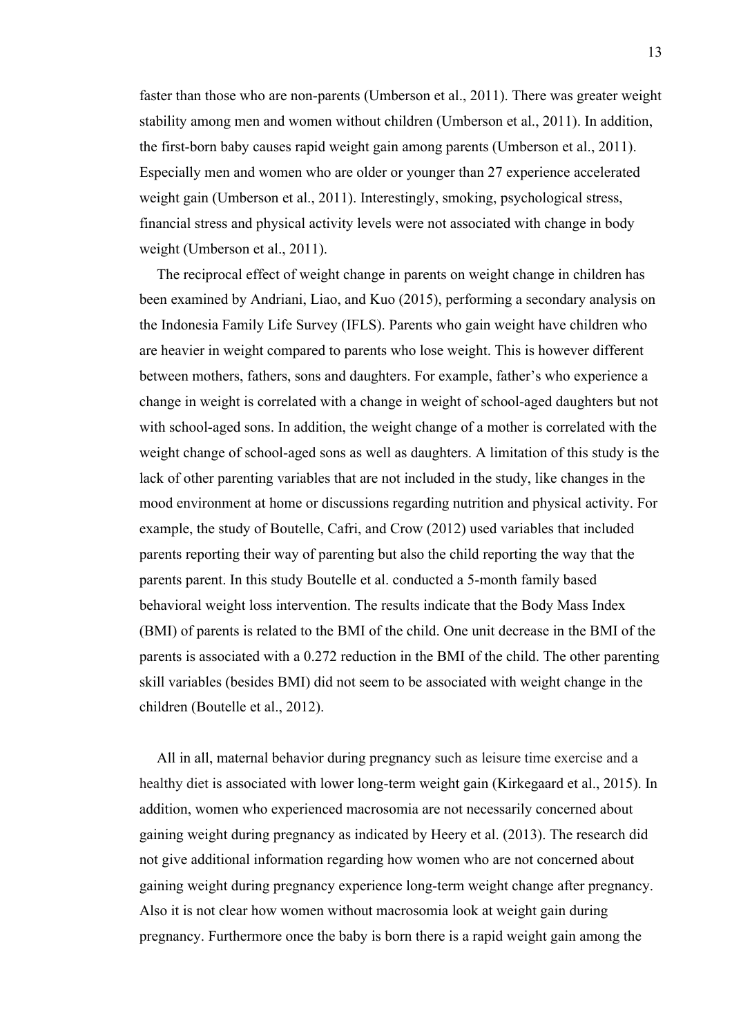faster than those who are non-parents (Umberson et al., 2011). There was greater weight stability among men and women without children (Umberson et al., 2011). In addition, the first-born baby causes rapid weight gain among parents (Umberson et al., 2011). Especially men and women who are older or younger than 27 experience accelerated weight gain (Umberson et al., 2011). Interestingly, smoking, psychological stress, financial stress and physical activity levels were not associated with change in body weight (Umberson et al., 2011).

The reciprocal effect of weight change in parents on weight change in children has been examined by Andriani, Liao, and Kuo (2015), performing a secondary analysis on the Indonesia Family Life Survey (IFLS). Parents who gain weight have children who are heavier in weight compared to parents who lose weight. This is however different between mothers, fathers, sons and daughters. For example, father's who experience a change in weight is correlated with a change in weight of school-aged daughters but not with school-aged sons. In addition, the weight change of a mother is correlated with the weight change of school-aged sons as well as daughters. A limitation of this study is the lack of other parenting variables that are not included in the study, like changes in the mood environment at home or discussions regarding nutrition and physical activity. For example, the study of Boutelle, Cafri, and Crow (2012) used variables that included parents reporting their way of parenting but also the child reporting the way that the parents parent. In this study Boutelle et al. conducted a 5-month family based behavioral weight loss intervention. The results indicate that the Body Mass Index (BMI) of parents is related to the BMI of the child. One unit decrease in the BMI of the parents is associated with a 0.272 reduction in the BMI of the child. The other parenting skill variables (besides BMI) did not seem to be associated with weight change in the children (Boutelle et al., 2012).

All in all, maternal behavior during pregnancy such as leisure time exercise and a healthy diet is associated with lower long-term weight gain (Kirkegaard et al., 2015). In addition, women who experienced macrosomia are not necessarily concerned about gaining weight during pregnancy as indicated by Heery et al. (2013). The research did not give additional information regarding how women who are not concerned about gaining weight during pregnancy experience long-term weight change after pregnancy. Also it is not clear how women without macrosomia look at weight gain during pregnancy. Furthermore once the baby is born there is a rapid weight gain among the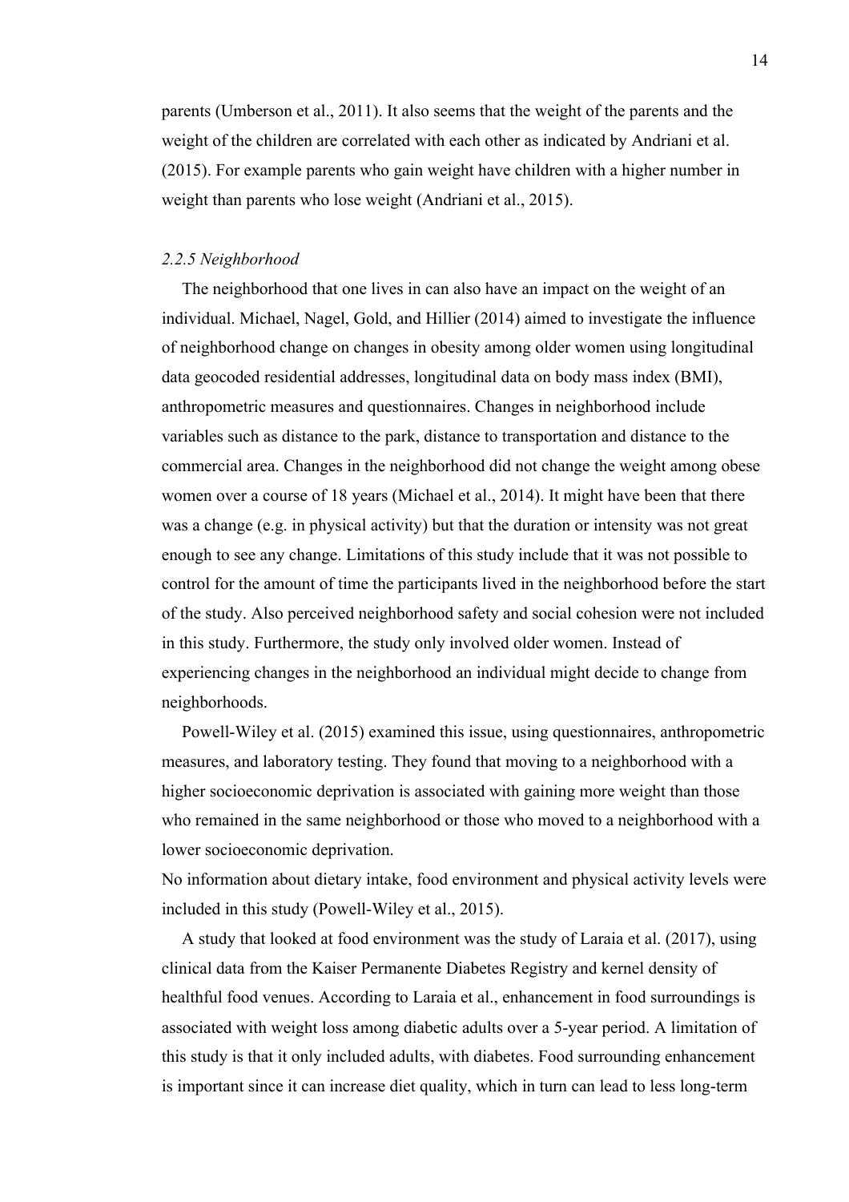parents (Umberson et al., 2011). It also seems that the weight of the parents and the weight of the children are correlated with each other as indicated by Andriani et al. (2015). For example parents who gain weight have children with a higher number in weight than parents who lose weight (Andriani et al., 2015).

### *2.2.5 Neighborhood*

The neighborhood that one lives in can also have an impact on the weight of an individual. Michael, Nagel, Gold, and Hillier (2014) aimed to investigate the influence of neighborhood change on changes in obesity among older women using longitudinal data geocoded residential addresses, longitudinal data on body mass index (BMI), anthropometric measures and questionnaires. Changes in neighborhood include variables such as distance to the park, distance to transportation and distance to the commercial area. Changes in the neighborhood did not change the weight among obese women over a course of 18 years (Michael et al., 2014). It might have been that there was a change (e.g. in physical activity) but that the duration or intensity was not great enough to see any change. Limitations of this study include that it was not possible to control for the amount of time the participants lived in the neighborhood before the start of the study. Also perceived neighborhood safety and social cohesion were not included in this study. Furthermore, the study only involved older women. Instead of experiencing changes in the neighborhood an individual might decide to change from neighborhoods.

Powell-Wiley et al. (2015) examined this issue, using questionnaires, anthropometric measures, and laboratory testing. They found that moving to a neighborhood with a higher socioeconomic deprivation is associated with gaining more weight than those who remained in the same neighborhood or those who moved to a neighborhood with a lower socioeconomic deprivation.
No information about dietary intake, food environment and physical activity levels were included in this study (Powell-Wiley et al., 2015).

A study that looked at food environment was the study of Laraia et al. (2017), using clinical data from the Kaiser Permanente Diabetes Registry and kernel density of healthful food venues. According to Laraia et al., enhancement in food surroundings is associated with weight loss among diabetic adults over a 5-year period. A limitation of this study is that it only included adults, with diabetes. Food surrounding enhancement is important since it can increase diet quality, which in turn can lead to less long-term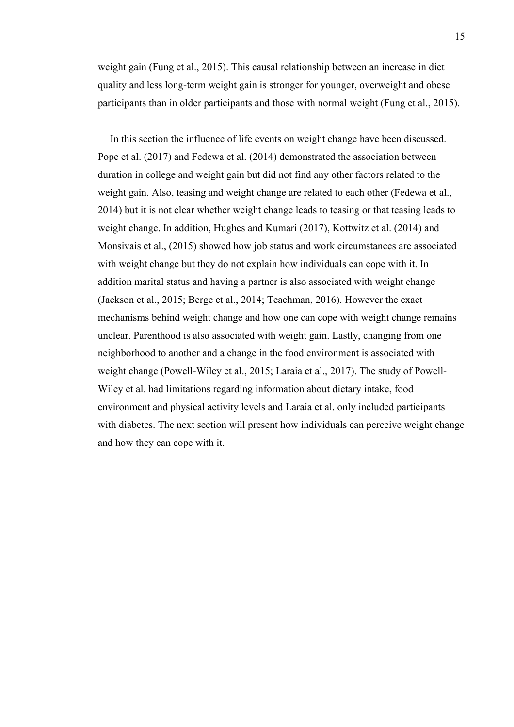weight gain (Fung et al., 2015). This causal relationship between an increase in diet quality and less long-term weight gain is stronger for younger, overweight and obese participants than in older participants and those with normal weight (Fung et al., 2015).

In this section the influence of life events on weight change have been discussed. Pope et al. (2017) and Fedewa et al. (2014) demonstrated the association between duration in college and weight gain but did not find any other factors related to the weight gain. Also, teasing and weight change are related to each other (Fedewa et al., 2014) but it is not clear whether weight change leads to teasing or that teasing leads to weight change. In addition, Hughes and Kumari (2017), Kottwitz et al. (2014) and Monsivais et al., (2015) showed how job status and work circumstances are associated with weight change but they do not explain how individuals can cope with it. In addition marital status and having a partner is also associated with weight change (Jackson et al., 2015; Berge et al., 2014; Teachman, 2016). However the exact mechanisms behind weight change and how one can cope with weight change remains unclear. Parenthood is also associated with weight gain. Lastly, changing from one neighborhood to another and a change in the food environment is associated with weight change (Powell-Wiley et al., 2015; Laraia et al., 2017). The study of Powell-Wiley et al. had limitations regarding information about dietary intake, food environment and physical activity levels and Laraia et al. only included participants with diabetes. The next section will present how individuals can perceive weight change and how they can cope with it.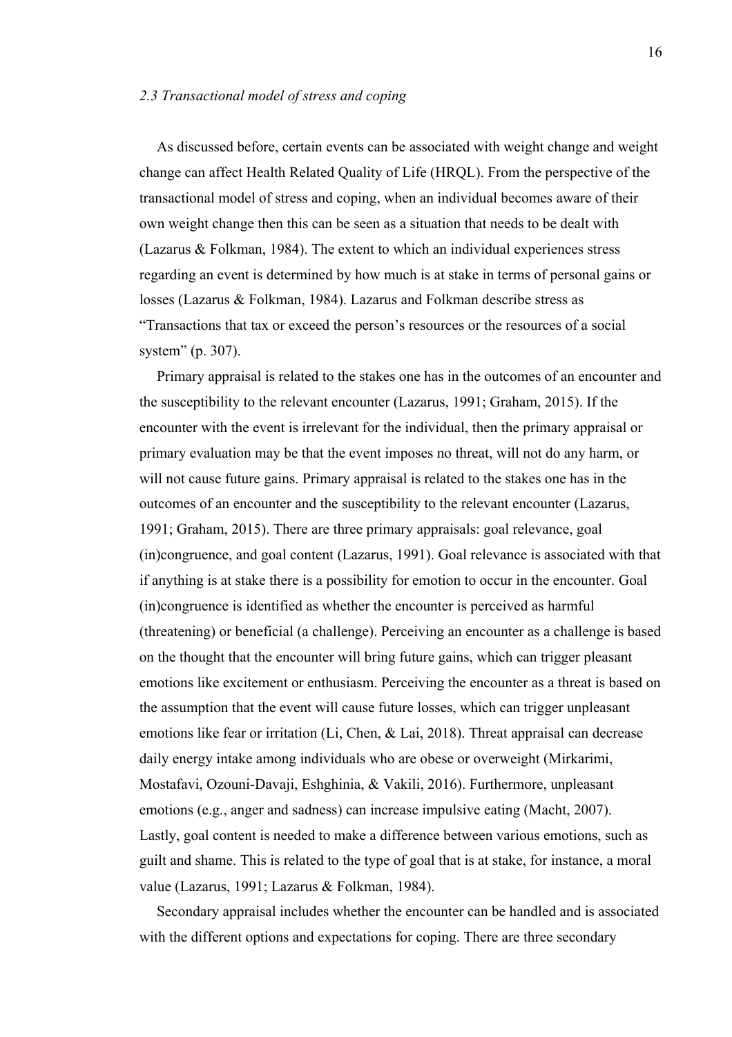### *2.3 Transactional model of stress and coping*

As discussed before, certain events can be associated with weight change and weight change can affect Health Related Quality of Life (HRQL). From the perspective of the transactional model of stress and coping, when an individual becomes aware of their own weight change then this can be seen as a situation that needs to be dealt with (Lazarus & Folkman, 1984). The extent to which an individual experiences stress regarding an event is determined by how much is at stake in terms of personal gains or losses (Lazarus & Folkman, 1984). Lazarus and Folkman describe stress as "Transactions that tax or exceed the person's resources or the resources of a social system" (p. 307).

Primary appraisal is related to the stakes one has in the outcomes of an encounter and the susceptibility to the relevant encounter (Lazarus, 1991; Graham, 2015). If the encounter with the event is irrelevant for the individual, then the primary appraisal or primary evaluation may be that the event imposes no threat, will not do any harm, or will not cause future gains. Primary appraisal is related to the stakes one has in the outcomes of an encounter and the susceptibility to the relevant encounter (Lazarus, 1991; Graham, 2015). There are three primary appraisals: goal relevance, goal (in)congruence, and goal content (Lazarus, 1991). Goal relevance is associated with that if anything is at stake there is a possibility for emotion to occur in the encounter. Goal (in)congruence is identified as whether the encounter is perceived as harmful (threatening) or beneficial (a challenge). Perceiving an encounter as a challenge is based on the thought that the encounter will bring future gains, which can trigger pleasant emotions like excitement or enthusiasm. Perceiving the encounter as a threat is based on the assumption that the event will cause future losses, which can trigger unpleasant emotions like fear or irritation (Li, Chen, & Lai, 2018). Threat appraisal can decrease daily energy intake among individuals who are obese or overweight (Mirkarimi, Mostafavi, Ozouni-Davaji, Eshghinia, & Vakili, 2016). Furthermore, unpleasant emotions (e.g., anger and sadness) can increase impulsive eating (Macht, 2007). Lastly, goal content is needed to make a difference between various emotions, such as guilt and shame. This is related to the type of goal that is at stake, for instance, a moral value (Lazarus, 1991; Lazarus & Folkman, 1984).

Secondary appraisal includes whether the encounter can be handled and is associated with the different options and expectations for coping. There are three secondary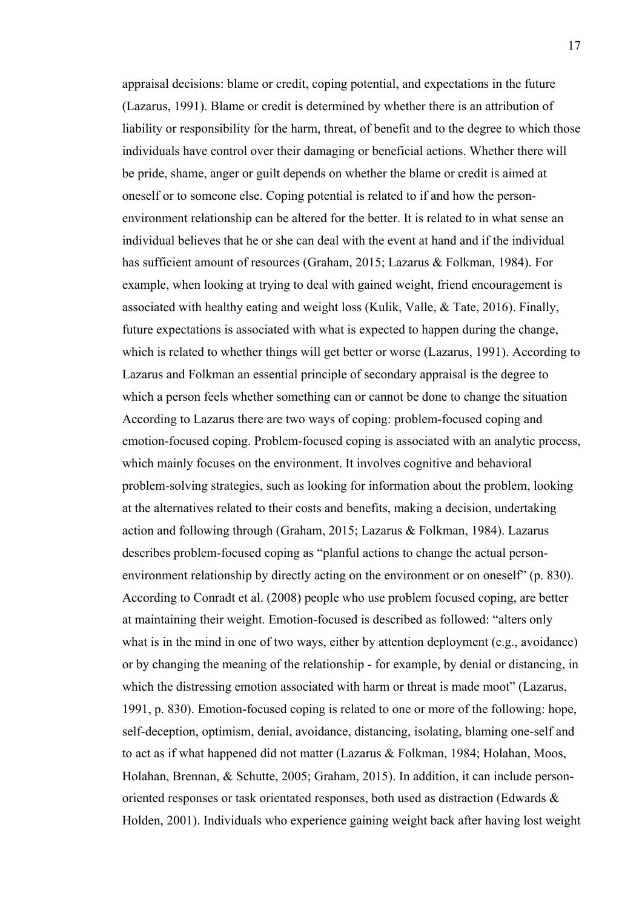appraisal decisions: blame or credit, coping potential, and expectations in the future (Lazarus, 1991). Blame or credit is determined by whether there is an attribution of liability or responsibility for the harm, threat, of benefit and to the degree to which those individuals have control over their damaging or beneficial actions. Whether there will be pride, shame, anger or guilt depends on whether the blame or credit is aimed at oneself or to someone else. Coping potential is related to if and how the person-environment relationship can be altered for the better. It is related to in what sense an individual believes that he or she can deal with the event at hand and if the individual has sufficient amount of resources (Graham, 2015; Lazarus & Folkman, 1984). For example, when looking at trying to deal with gained weight, friend encouragement is associated with healthy eating and weight loss (Kulik, Valle, & Tate, 2016). Finally, future expectations is associated with what is expected to happen during the change, which is related to whether things will get better or worse (Lazarus, 1991). According to Lazarus and Folkman an essential principle of secondary appraisal is the degree to which a person feels whether something can or cannot be done to change the situation According to Lazarus there are two ways of coping: problem-focused coping and emotion-focused coping. Problem-focused coping is associated with an analytic process, which mainly focuses on the environment. It involves cognitive and behavioral problem-solving strategies, such as looking for information about the problem, looking at the alternatives related to their costs and benefits, making a decision, undertaking action and following through (Graham, 2015; Lazarus & Folkman, 1984). Lazarus describes problem-focused coping as "planful actions to change the actual person-environment relationship by directly acting on the environment or on oneself" (p. 830). According to Conradt et al. (2008) people who use problem focused coping, are better at maintaining their weight. Emotion-focused is described as followed: "alters only what is in the mind in one of two ways, either by attention deployment (e.g., avoidance) or by changing the meaning of the relationship - for example, by denial or distancing, in which the distressing emotion associated with harm or threat is made moot" (Lazarus, 1991, p. 830). Emotion-focused coping is related to one or more of the following: hope, self-deception, optimism, denial, avoidance, distancing, isolating, blaming one-self and to act as if what happened did not matter (Lazarus & Folkman, 1984; Holahan, Moos, Holahan, Brennan, & Schutte, 2005; Graham, 2015). In addition, it can include person-oriented responses or task orientated responses, both used as distraction (Edwards & Holden, 2001). Individuals who experience gaining weight back after having lost weight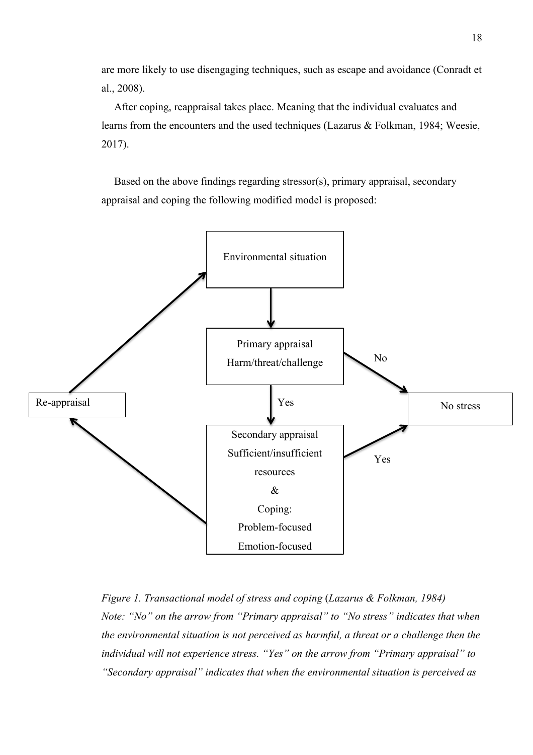are more likely to use disengaging techniques, such as escape and avoidance (Conradt et al., 2008).

After coping, reappraisal takes place. Meaning that the individual evaluates and learns from the encounters and the used techniques (Lazarus & Folkman, 1984; Weesie, 2017).

Based on the above findings regarding stressor(s), primary appraisal, secondary appraisal and coping the following modified model is proposed:

Environmental situation

Primary appraisal
Harm/threat/challenge

No

Re-appraisal

Yes

No stress

Secondary appraisal
Sufficient/insufficient resources
&
Coping:
Problem-focused
Emotion-focused

Yes

*Figure 1. Transactional model of stress and coping* (*Lazarus & Folkman, 1984)*
*Note: "No" on the arrow from "Primary appraisal" to "No stress" indicates that when the environmental situation is not perceived as harmful, a threat or a challenge then the individual will not experience stress. "Yes" on the arrow from "Primary appraisal" to "Secondary appraisal" indicates that when the environmental situation is perceived as*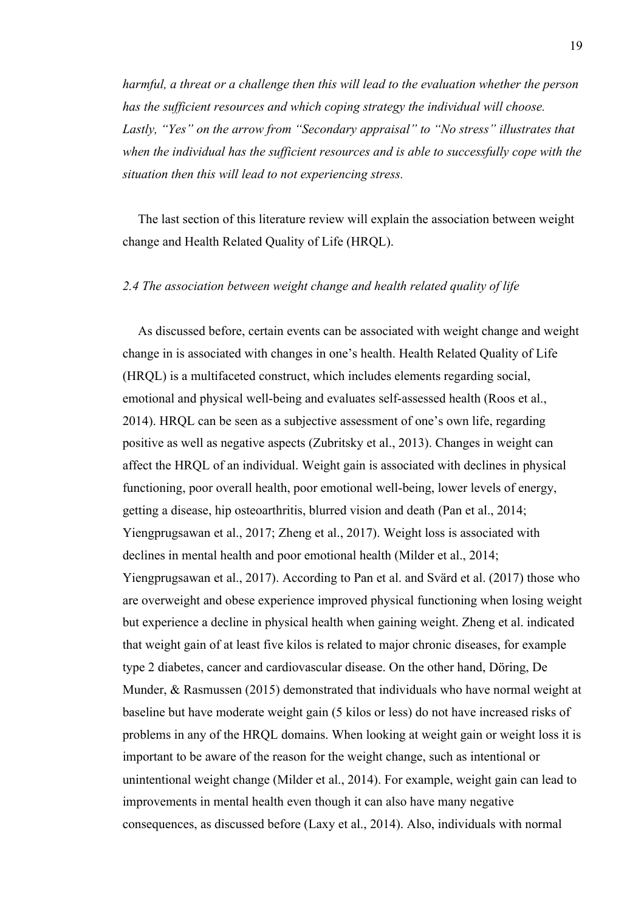*harmful, a threat or a challenge then this will lead to the evaluation whether the person has the sufficient resources and which coping strategy the individual will choose. Lastly, "Yes" on the arrow from "Secondary appraisal" to "No stress" illustrates that when the individual has the sufficient resources and is able to successfully cope with the situation then this will lead to not experiencing stress.*

The last section of this literature review will explain the association between weight change and Health Related Quality of Life (HRQL).

### *2.4 The association between weight change and health related quality of life*

As discussed before, certain events can be associated with weight change and weight change in is associated with changes in one's health. Health Related Quality of Life (HRQL) is a multifaceted construct, which includes elements regarding social, emotional and physical well-being and evaluates self-assessed health (Roos et al., 2014). HRQL can be seen as a subjective assessment of one's own life, regarding positive as well as negative aspects (Zubritsky et al., 2013). Changes in weight can affect the HRQL of an individual. Weight gain is associated with declines in physical functioning, poor overall health, poor emotional well-being, lower levels of energy, getting a disease, hip osteoarthritis, blurred vision and death (Pan et al., 2014; Yiengprugsawan et al., 2017; Zheng et al., 2017). Weight loss is associated with declines in mental health and poor emotional health (Milder et al., 2014; Yiengprugsawan et al., 2017). According to Pan et al. and Svärd et al. (2017) those who are overweight and obese experience improved physical functioning when losing weight but experience a decline in physical health when gaining weight. Zheng et al. indicated that weight gain of at least five kilos is related to major chronic diseases, for example type 2 diabetes, cancer and cardiovascular disease. On the other hand, Döring, De Munder, & Rasmussen (2015) demonstrated that individuals who have normal weight at baseline but have moderate weight gain (5 kilos or less) do not have increased risks of problems in any of the HRQL domains. When looking at weight gain or weight loss it is important to be aware of the reason for the weight change, such as intentional or unintentional weight change (Milder et al., 2014). For example, weight gain can lead to improvements in mental health even though it can also have many negative consequences, as discussed before (Laxy et al., 2014). Also, individuals with normal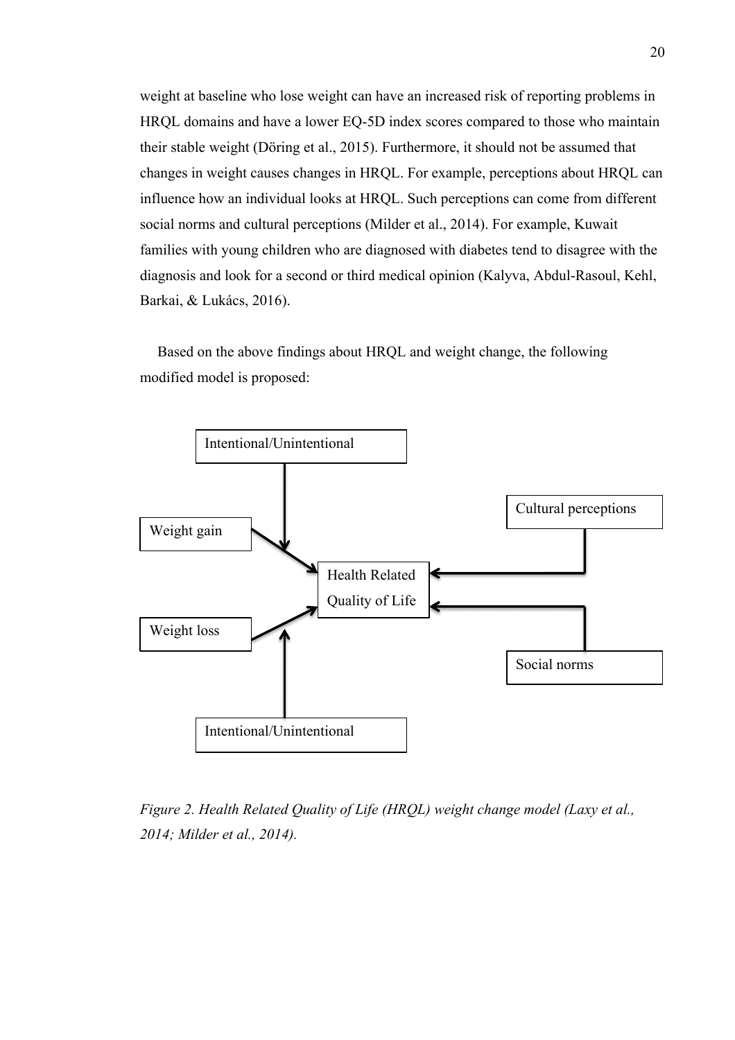weight at baseline who lose weight can have an increased risk of reporting problems in HRQL domains and have a lower EQ-5D index scores compared to those who maintain their stable weight (Döring et al., 2015). Furthermore, it should not be assumed that changes in weight causes changes in HRQL. For example, perceptions about HRQL can influence how an individual looks at HRQL. Such perceptions can come from different social norms and cultural perceptions (Milder et al., 2014). For example, Kuwait families with young children who are diagnosed with diabetes tend to disagree with the diagnosis and look for a second or third medical opinion (Kalyva, Abdul-Rasoul, Kehl, Barkai, & Lukács, 2016).

Based on the above findings about HRQL and weight change, the following modified model is proposed:

*Figure 2. Health Related Quality of Life (HRQL) weight change model (Laxy et al., 2014; Milder et al., 2014).*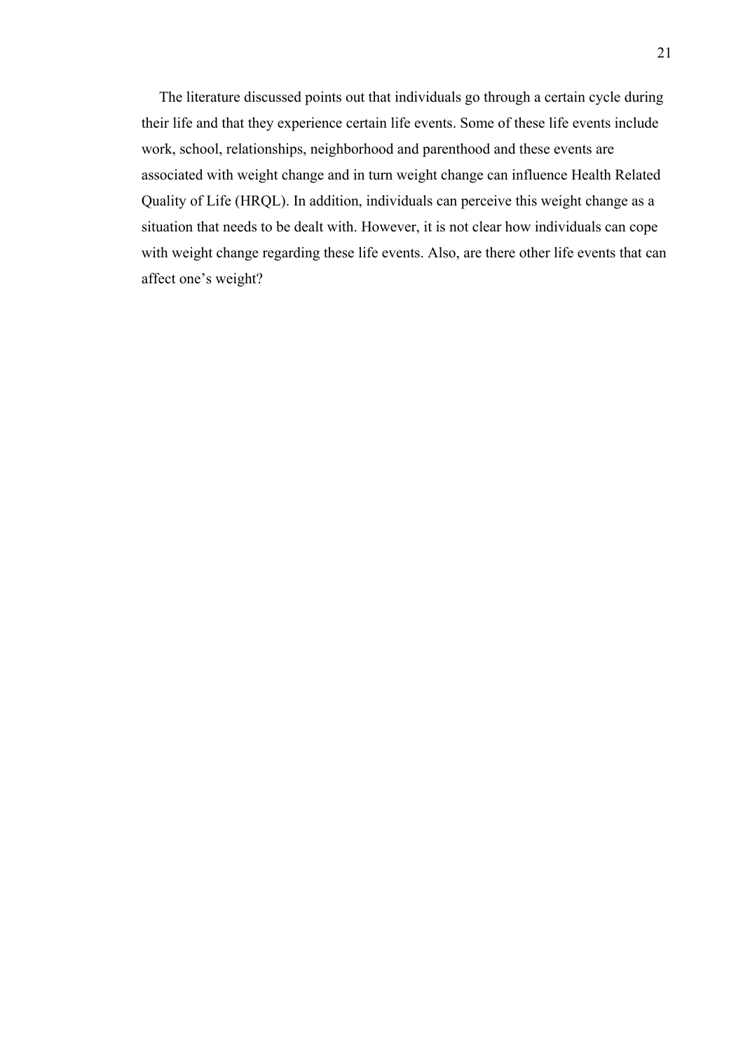The literature discussed points out that individuals go through a certain cycle during their life and that they experience certain life events. Some of these life events include work, school, relationships, neighborhood and parenthood and these events are associated with weight change and in turn weight change can influence Health Related Quality of Life (HRQL). In addition, individuals can perceive this weight change as a situation that needs to be dealt with. However, it is not clear how individuals can cope with weight change regarding these life events. Also, are there other life events that can affect one's weight?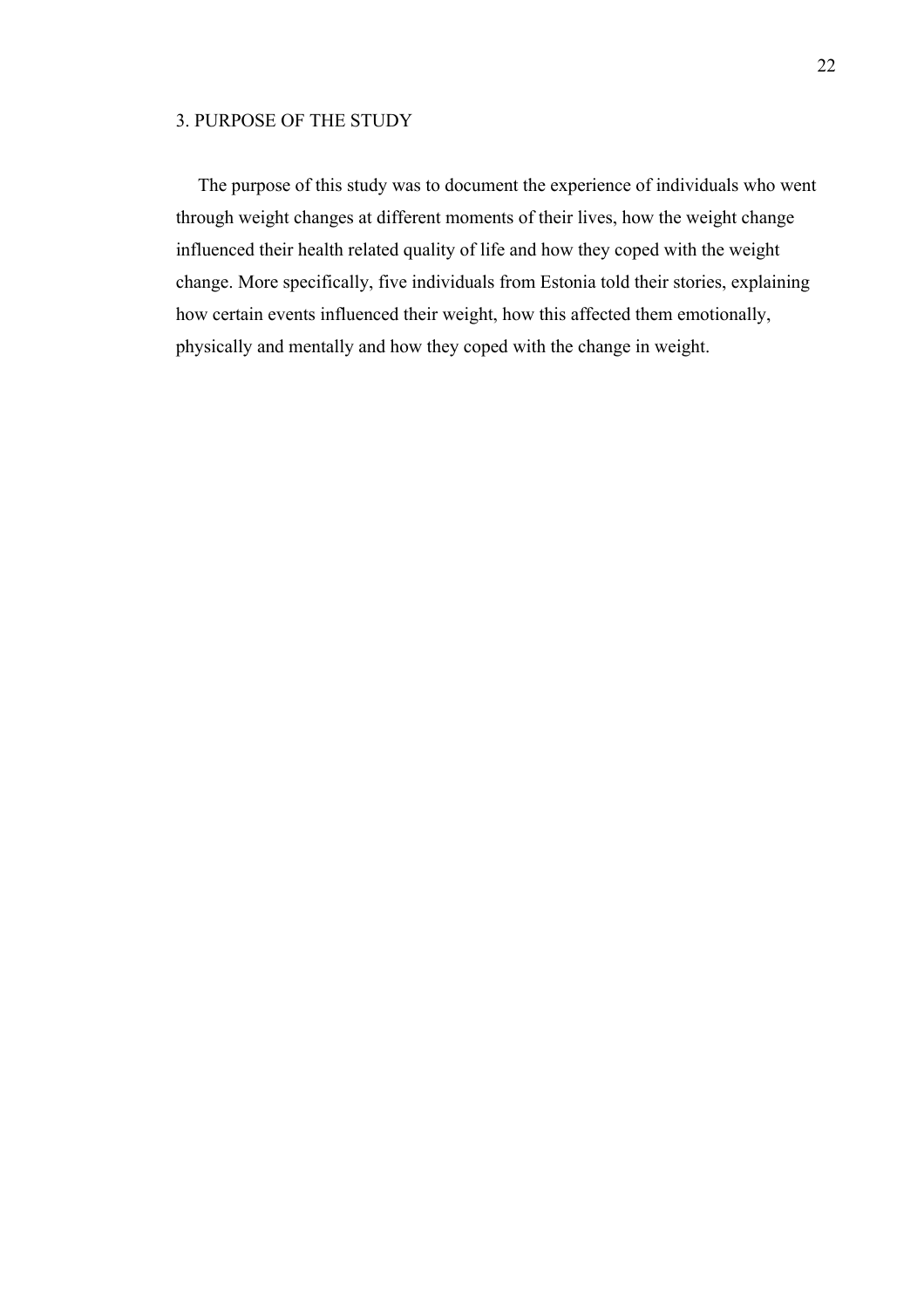# 3. PURPOSE OF THE STUDY

The purpose of this study was to document the experience of individuals who went through weight changes at different moments of their lives, how the weight change influenced their health related quality of life and how they coped with the weight change. More specifically, five individuals from Estonia told their stories, explaining how certain events influenced their weight, how this affected them emotionally, physically and mentally and how they coped with the change in weight.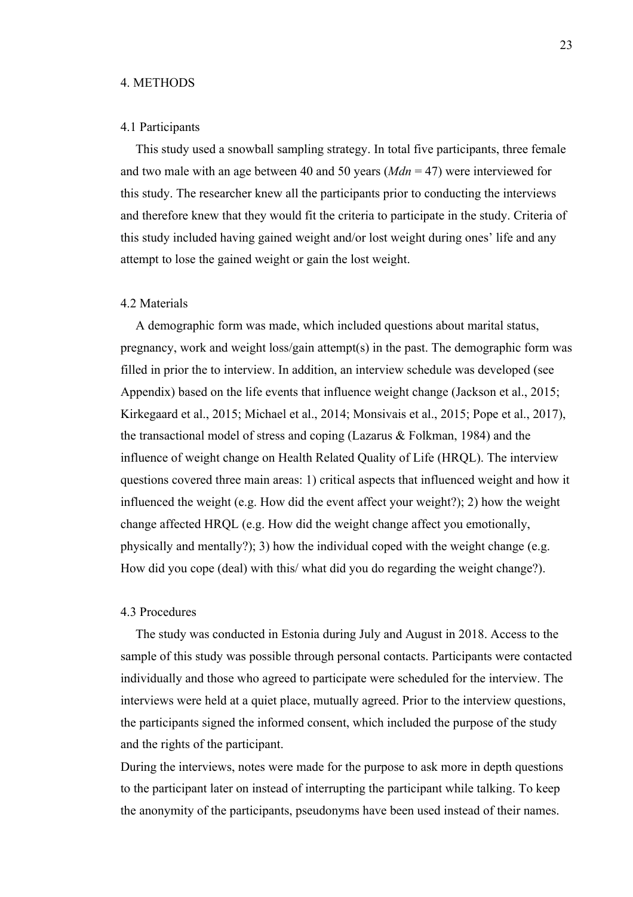# 4. METHODS

## 4.1 Participants

This study used a snowball sampling strategy. In total five participants, three female and two male with an age between 40 and 50 years (*Mdn* = 47) were interviewed for this study. The researcher knew all the participants prior to conducting the interviews and therefore knew that they would fit the criteria to participate in the study. Criteria of this study included having gained weight and/or lost weight during ones' life and any attempt to lose the gained weight or gain the lost weight.

## 4.2 Materials

A demographic form was made, which included questions about marital status, pregnancy, work and weight loss/gain attempt(s) in the past. The demographic form was filled in prior the to interview. In addition, an interview schedule was developed (see Appendix) based on the life events that influence weight change (Jackson et al., 2015; Kirkegaard et al., 2015; Michael et al., 2014; Monsivais et al., 2015; Pope et al., 2017), the transactional model of stress and coping (Lazarus & Folkman, 1984) and the influence of weight change on Health Related Quality of Life (HRQL). The interview questions covered three main areas: 1) critical aspects that influenced weight and how it influenced the weight (e.g. How did the event affect your weight?); 2) how the weight change affected HRQL (e.g. How did the weight change affect you emotionally, physically and mentally?); 3) how the individual coped with the weight change (e.g. How did you cope (deal) with this/ what did you do regarding the weight change?).

## 4.3 Procedures

The study was conducted in Estonia during July and August in 2018. Access to the sample of this study was possible through personal contacts. Participants were contacted individually and those who agreed to participate were scheduled for the interview. The interviews were held at a quiet place, mutually agreed. Prior to the interview questions, the participants signed the informed consent, which included the purpose of the study and the rights of the participant.

During the interviews, notes were made for the purpose to ask more in depth questions to the participant later on instead of interrupting the participant while talking. To keep the anonymity of the participants, pseudonyms have been used instead of their names.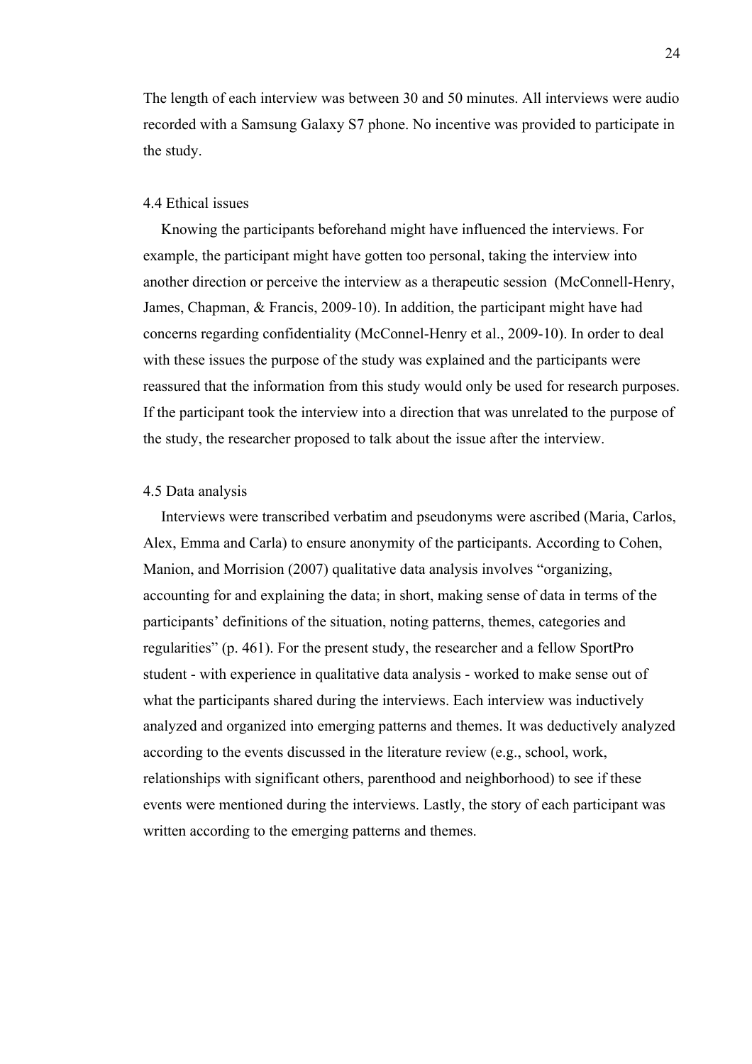The length of each interview was between 30 and 50 minutes. All interviews were audio recorded with a Samsung Galaxy S7 phone. No incentive was provided to participate in the study.

### 4.4 Ethical issues

Knowing the participants beforehand might have influenced the interviews. For example, the participant might have gotten too personal, taking the interview into another direction or perceive the interview as a therapeutic session (McConnell-Henry, James, Chapman, & Francis, 2009-10). In addition, the participant might have had concerns regarding confidentiality (McConnel-Henry et al., 2009-10). In order to deal with these issues the purpose of the study was explained and the participants were reassured that the information from this study would only be used for research purposes. If the participant took the interview into a direction that was unrelated to the purpose of the study, the researcher proposed to talk about the issue after the interview.

### 4.5 Data analysis

Interviews were transcribed verbatim and pseudonyms were ascribed (Maria, Carlos, Alex, Emma and Carla) to ensure anonymity of the participants. According to Cohen, Manion, and Morrision (2007) qualitative data analysis involves "organizing, accounting for and explaining the data; in short, making sense of data in terms of the participants' definitions of the situation, noting patterns, themes, categories and regularities" (p. 461). For the present study, the researcher and a fellow SportPro student - with experience in qualitative data analysis - worked to make sense out of what the participants shared during the interviews. Each interview was inductively analyzed and organized into emerging patterns and themes. It was deductively analyzed according to the events discussed in the literature review (e.g., school, work, relationships with significant others, parenthood and neighborhood) to see if these events were mentioned during the interviews. Lastly, the story of each participant was written according to the emerging patterns and themes.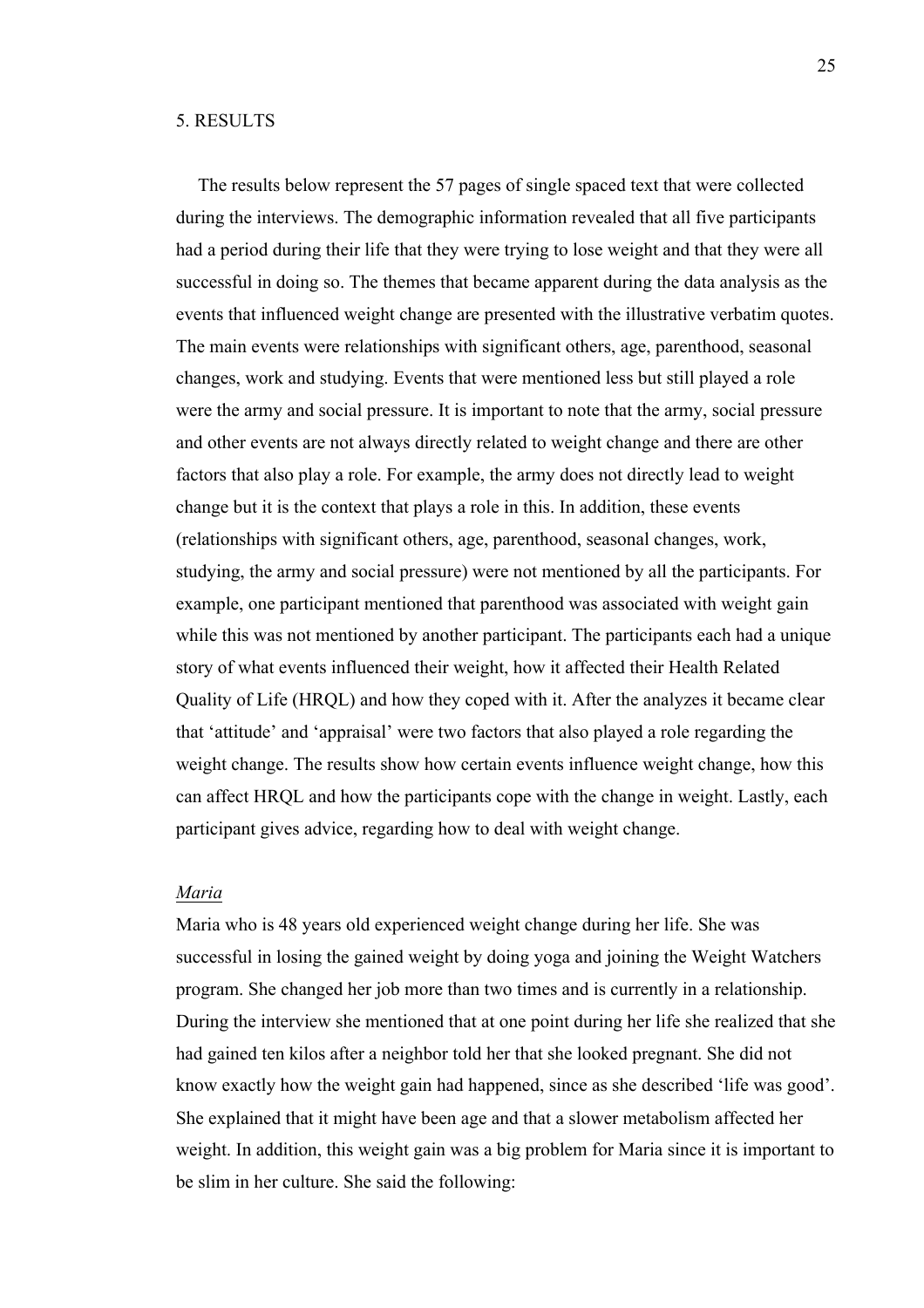# 5. RESULTS

The results below represent the 57 pages of single spaced text that were collected during the interviews. The demographic information revealed that all five participants had a period during their life that they were trying to lose weight and that they were all successful in doing so. The themes that became apparent during the data analysis as the events that influenced weight change are presented with the illustrative verbatim quotes. The main events were relationships with significant others, age, parenthood, seasonal changes, work and studying. Events that were mentioned less but still played a role were the army and social pressure. It is important to note that the army, social pressure and other events are not always directly related to weight change and there are other factors that also play a role. For example, the army does not directly lead to weight change but it is the context that plays a role in this. In addition, these events (relationships with significant others, age, parenthood, seasonal changes, work, studying, the army and social pressure) were not mentioned by all the participants. For example, one participant mentioned that parenthood was associated with weight gain while this was not mentioned by another participant. The participants each had a unique story of what events influenced their weight, how it affected their Health Related Quality of Life (HRQL) and how they coped with it. After the analyzes it became clear that 'attitude' and 'appraisal' were two factors that also played a role regarding the weight change. The results show how certain events influence weight change, how this can affect HRQL and how the participants cope with the change in weight. Lastly, each participant gives advice, regarding how to deal with weight change.

*Maria*

Maria who is 48 years old experienced weight change during her life. She was successful in losing the gained weight by doing yoga and joining the Weight Watchers program. She changed her job more than two times and is currently in a relationship. During the interview she mentioned that at one point during her life she realized that she had gained ten kilos after a neighbor told her that she looked pregnant. She did not know exactly how the weight gain had happened, since as she described 'life was good'. She explained that it might have been age and that a slower metabolism affected her weight. In addition, this weight gain was a big problem for Maria since it is important to be slim in her culture. She said the following: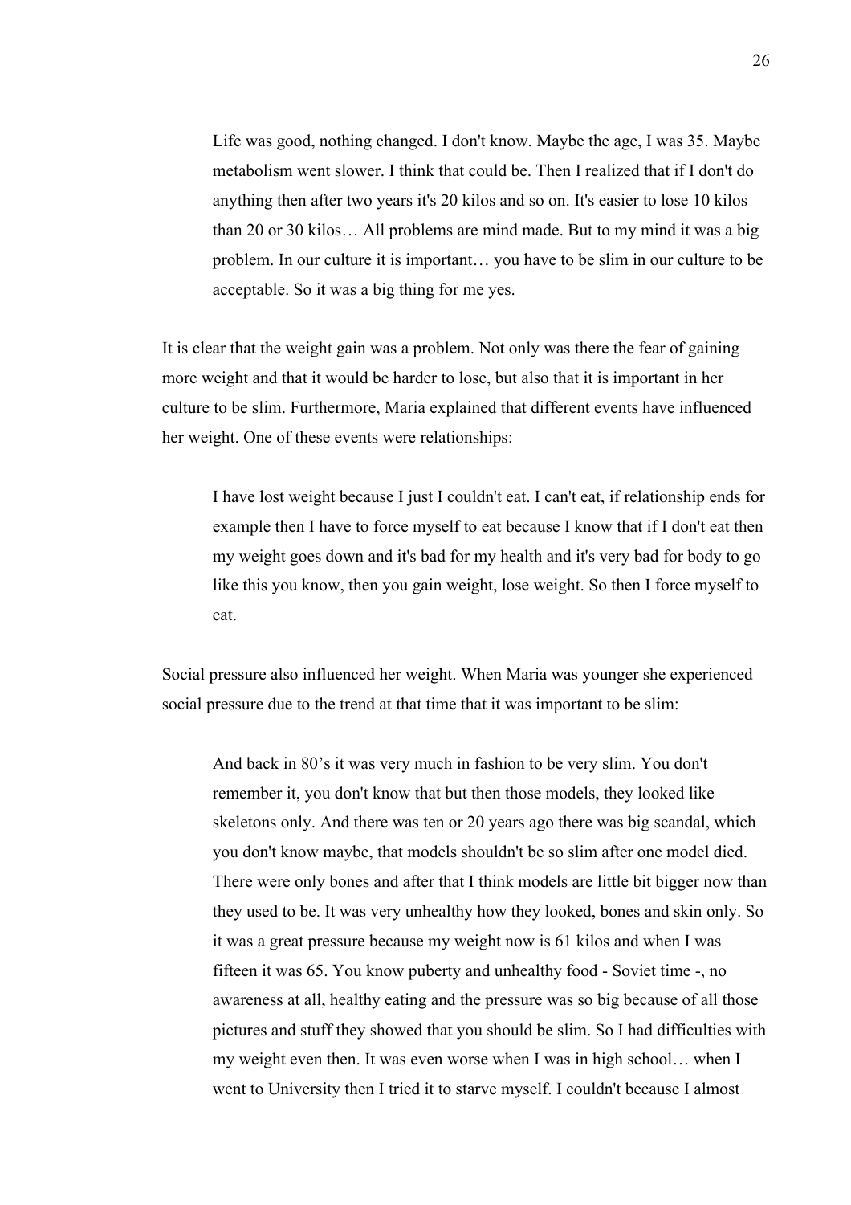> Life was good, nothing changed. I don't know. Maybe the age, I was 35. Maybe metabolism went slower. I think that could be. Then I realized that if I don't do anything then after two years it's 20 kilos and so on. It's easier to lose 10 kilos than 20 or 30 kilos… All problems are mind made. But to my mind it was a big problem. In our culture it is important… you have to be slim in our culture to be acceptable. So it was a big thing for me yes.

It is clear that the weight gain was a problem. Not only was there the fear of gaining more weight and that it would be harder to lose, but also that it is important in her culture to be slim. Furthermore, Maria explained that different events have influenced her weight. One of these events were relationships:

> I have lost weight because I just I couldn't eat. I can't eat, if relationship ends for example then I have to force myself to eat because I know that if I don't eat then my weight goes down and it's bad for my health and it's very bad for body to go like this you know, then you gain weight, lose weight. So then I force myself to eat.

Social pressure also influenced her weight. When Maria was younger she experienced social pressure due to the trend at that time that it was important to be slim:

> And back in 80's it was very much in fashion to be very slim. You don't remember it, you don't know that but then those models, they looked like skeletons only. And there was ten or 20 years ago there was big scandal, which you don't know maybe, that models shouldn't be so slim after one model died. There were only bones and after that I think models are little bit bigger now than they used to be. It was very unhealthy how they looked, bones and skin only. So it was a great pressure because my weight now is 61 kilos and when I was fifteen it was 65. You know puberty and unhealthy food - Soviet time -, no awareness at all, healthy eating and the pressure was so big because of all those pictures and stuff they showed that you should be slim. So I had difficulties with my weight even then. It was even worse when I was in high school… when I went to University then I tried it to starve myself. I couldn't because I almost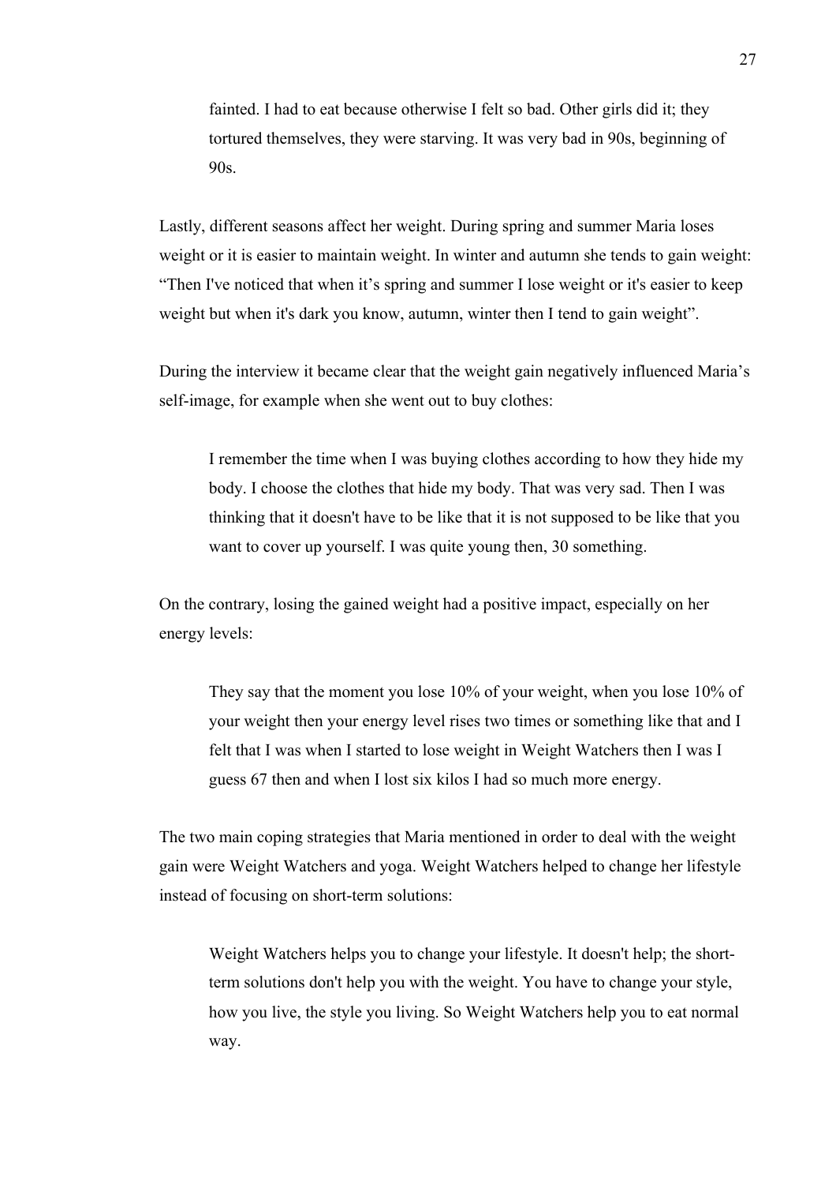> fainted. I had to eat because otherwise I felt so bad. Other girls did it; they tortured themselves, they were starving. It was very bad in 90s, beginning of 90s.

Lastly, different seasons affect her weight. During spring and summer Maria loses weight or it is easier to maintain weight. In winter and autumn she tends to gain weight: "Then I've noticed that when it's spring and summer I lose weight or it's easier to keep weight but when it's dark you know, autumn, winter then I tend to gain weight".

During the interview it became clear that the weight gain negatively influenced Maria's self-image, for example when she went out to buy clothes:

> I remember the time when I was buying clothes according to how they hide my body. I choose the clothes that hide my body. That was very sad. Then I was thinking that it doesn't have to be like that it is not supposed to be like that you want to cover up yourself. I was quite young then, 30 something.

On the contrary, losing the gained weight had a positive impact, especially on her energy levels:

> They say that the moment you lose 10% of your weight, when you lose 10% of your weight then your energy level rises two times or something like that and I felt that I was when I started to lose weight in Weight Watchers then I was I guess 67 then and when I lost six kilos I had so much more energy.

The two main coping strategies that Maria mentioned in order to deal with the weight gain were Weight Watchers and yoga. Weight Watchers helped to change her lifestyle instead of focusing on short-term solutions:

> Weight Watchers helps you to change your lifestyle. It doesn't help; the short-term solutions don't help you with the weight. You have to change your style, how you live, the style you living. So Weight Watchers help you to eat normal way.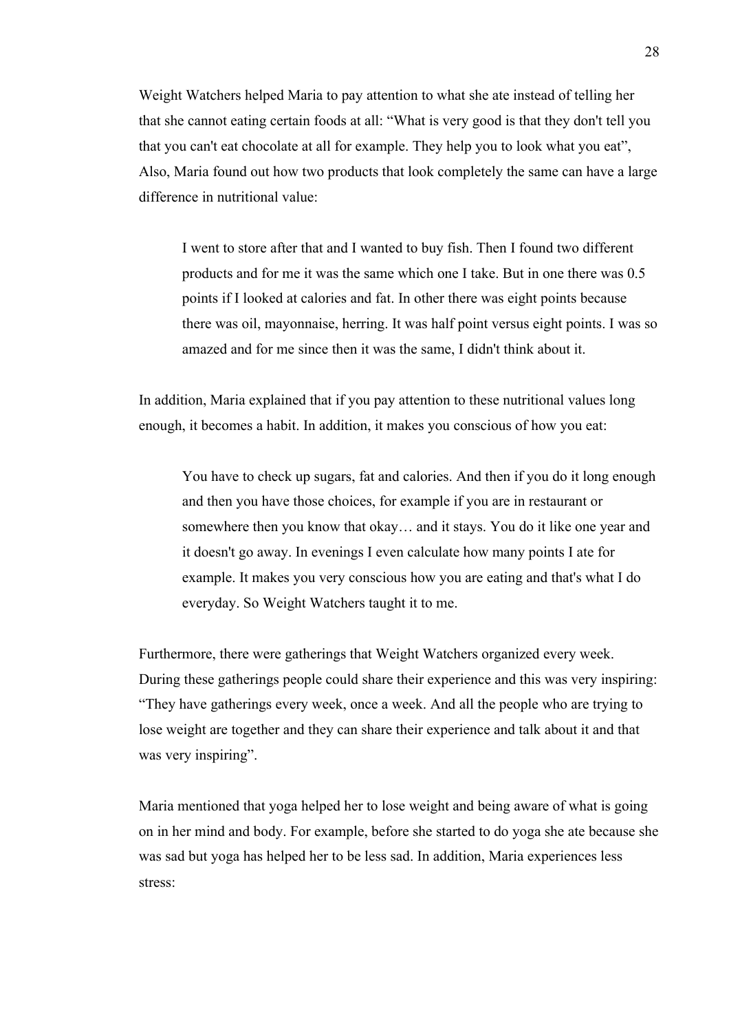Weight Watchers helped Maria to pay attention to what she ate instead of telling her that she cannot eating certain foods at all: "What is very good is that they don't tell you that you can't eat chocolate at all for example. They help you to look what you eat", Also, Maria found out how two products that look completely the same can have a large difference in nutritional value:

> I went to store after that and I wanted to buy fish. Then I found two different products and for me it was the same which one I take. But in one there was 0.5 points if I looked at calories and fat. In other there was eight points because there was oil, mayonnaise, herring. It was half point versus eight points. I was so amazed and for me since then it was the same, I didn't think about it.

In addition, Maria explained that if you pay attention to these nutritional values long enough, it becomes a habit. In addition, it makes you conscious of how you eat:

> You have to check up sugars, fat and calories. And then if you do it long enough and then you have those choices, for example if you are in restaurant or somewhere then you know that okay… and it stays. You do it like one year and it doesn't go away. In evenings I even calculate how many points I ate for example. It makes you very conscious how you are eating and that's what I do everyday. So Weight Watchers taught it to me.

Furthermore, there were gatherings that Weight Watchers organized every week. During these gatherings people could share their experience and this was very inspiring: "They have gatherings every week, once a week. And all the people who are trying to lose weight are together and they can share their experience and talk about it and that was very inspiring".

Maria mentioned that yoga helped her to lose weight and being aware of what is going on in her mind and body. For example, before she started to do yoga she ate because she was sad but yoga has helped her to be less sad. In addition, Maria experiences less stress: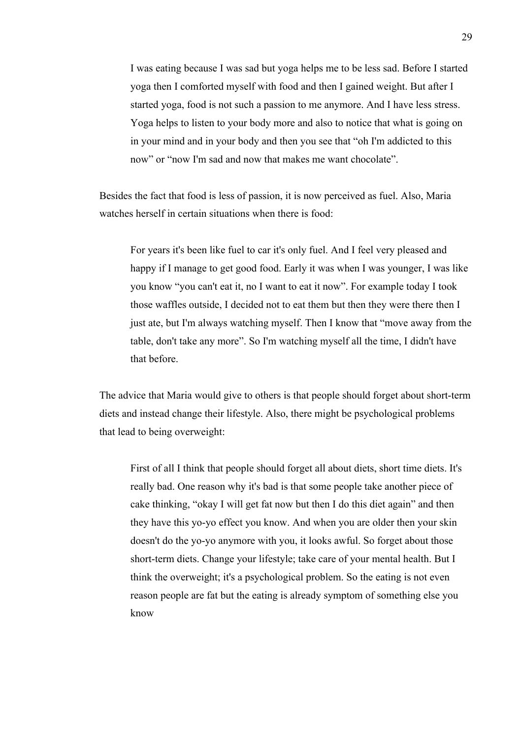> I was eating because I was sad but yoga helps me to be less sad. Before I started yoga then I comforted myself with food and then I gained weight. But after I started yoga, food is not such a passion to me anymore. And I have less stress. Yoga helps to listen to your body more and also to notice that what is going on in your mind and in your body and then you see that "oh I'm addicted to this now" or "now I'm sad and now that makes me want chocolate".

Besides the fact that food is less of passion, it is now perceived as fuel. Also, Maria watches herself in certain situations when there is food:

> For years it's been like fuel to car it's only fuel. And I feel very pleased and happy if I manage to get good food. Early it was when I was younger, I was like you know "you can't eat it, no I want to eat it now". For example today I took those waffles outside, I decided not to eat them but then they were there then I just ate, but I'm always watching myself. Then I know that "move away from the table, don't take any more". So I'm watching myself all the time, I didn't have that before.

The advice that Maria would give to others is that people should forget about short-term diets and instead change their lifestyle. Also, there might be psychological problems that lead to being overweight:

> First of all I think that people should forget all about diets, short time diets. It's really bad. One reason why it's bad is that some people take another piece of cake thinking, "okay I will get fat now but then I do this diet again" and then they have this yo-yo effect you know. And when you are older then your skin doesn't do the yo-yo anymore with you, it looks awful. So forget about those short-term diets. Change your lifestyle; take care of your mental health. But I think the overweight; it's a psychological problem. So the eating is not even reason people are fat but the eating is already symptom of something else you know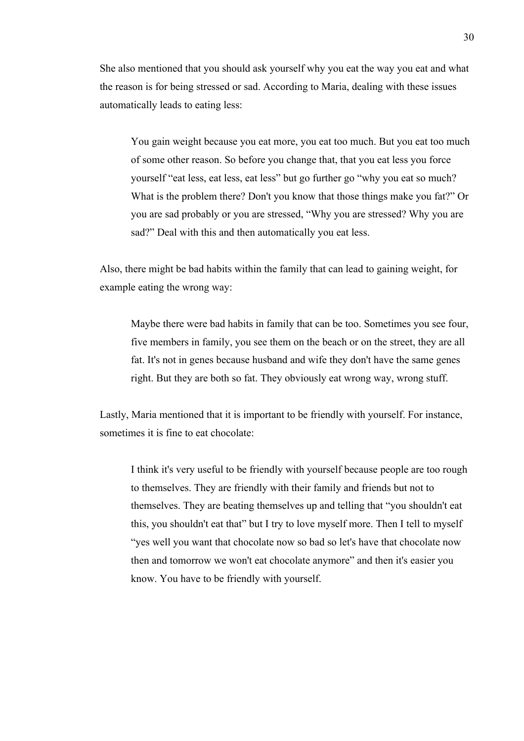She also mentioned that you should ask yourself why you eat the way you eat and what the reason is for being stressed or sad. According to Maria, dealing with these issues automatically leads to eating less:

> You gain weight because you eat more, you eat too much. But you eat too much of some other reason. So before you change that, that you eat less you force yourself "eat less, eat less, eat less" but go further go "why you eat so much? What is the problem there? Don't you know that those things make you fat?" Or you are sad probably or you are stressed, "Why you are stressed? Why you are sad?" Deal with this and then automatically you eat less.

Also, there might be bad habits within the family that can lead to gaining weight, for example eating the wrong way:

> Maybe there were bad habits in family that can be too. Sometimes you see four, five members in family, you see them on the beach or on the street, they are all fat. It's not in genes because husband and wife they don't have the same genes right. But they are both so fat. They obviously eat wrong way, wrong stuff.

Lastly, Maria mentioned that it is important to be friendly with yourself. For instance, sometimes it is fine to eat chocolate:

> I think it's very useful to be friendly with yourself because people are too rough to themselves. They are friendly with their family and friends but not to themselves. They are beating themselves up and telling that "you shouldn't eat this, you shouldn't eat that" but I try to love myself more. Then I tell to myself "yes well you want that chocolate now so bad so let's have that chocolate now then and tomorrow we won't eat chocolate anymore" and then it's easier you know. You have to be friendly with yourself.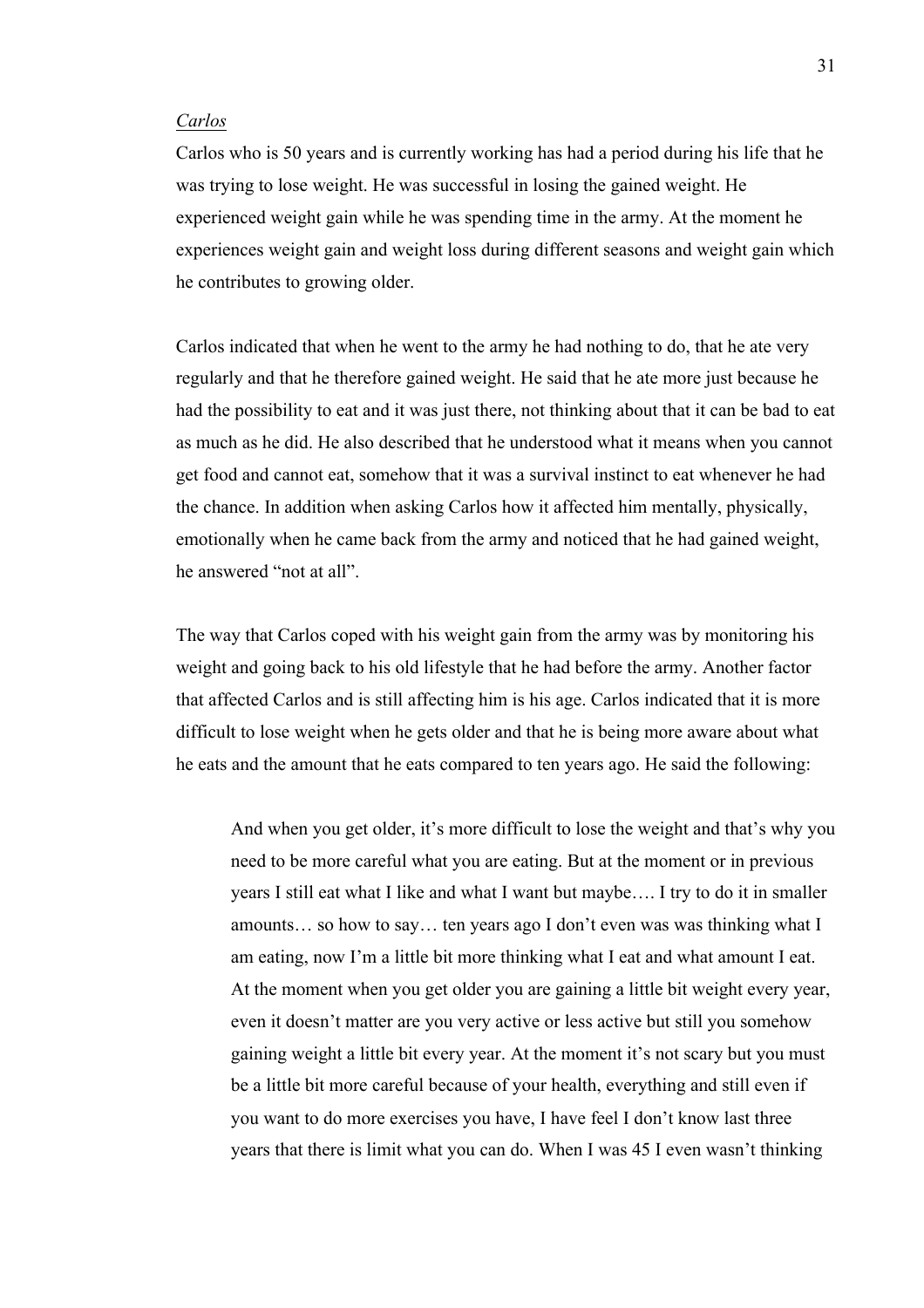*Carlos*

Carlos who is 50 years and is currently working has had a period during his life that he was trying to lose weight. He was successful in losing the gained weight. He experienced weight gain while he was spending time in the army. At the moment he experiences weight gain and weight loss during different seasons and weight gain which he contributes to growing older.

Carlos indicated that when he went to the army he had nothing to do, that he ate very regularly and that he therefore gained weight. He said that he ate more just because he had the possibility to eat and it was just there, not thinking about that it can be bad to eat as much as he did. He also described that he understood what it means when you cannot get food and cannot eat, somehow that it was a survival instinct to eat whenever he had the chance. In addition when asking Carlos how it affected him mentally, physically, emotionally when he came back from the army and noticed that he had gained weight, he answered "not at all".

The way that Carlos coped with his weight gain from the army was by monitoring his weight and going back to his old lifestyle that he had before the army. Another factor that affected Carlos and is still affecting him is his age. Carlos indicated that it is more difficult to lose weight when he gets older and that he is being more aware about what he eats and the amount that he eats compared to ten years ago. He said the following:

> And when you get older, it's more difficult to lose the weight and that's why you need to be more careful what you are eating. But at the moment or in previous years I still eat what I like and what I want but maybe…. I try to do it in smaller amounts… so how to say… ten years ago I don't even was was thinking what I am eating, now I'm a little bit more thinking what I eat and what amount I eat. At the moment when you get older you are gaining a little bit weight every year, even it doesn't matter are you very active or less active but still you somehow gaining weight a little bit every year. At the moment it's not scary but you must be a little bit more careful because of your health, everything and still even if you want to do more exercises you have, I have feel I don't know last three years that there is limit what you can do. When I was 45 I even wasn't thinking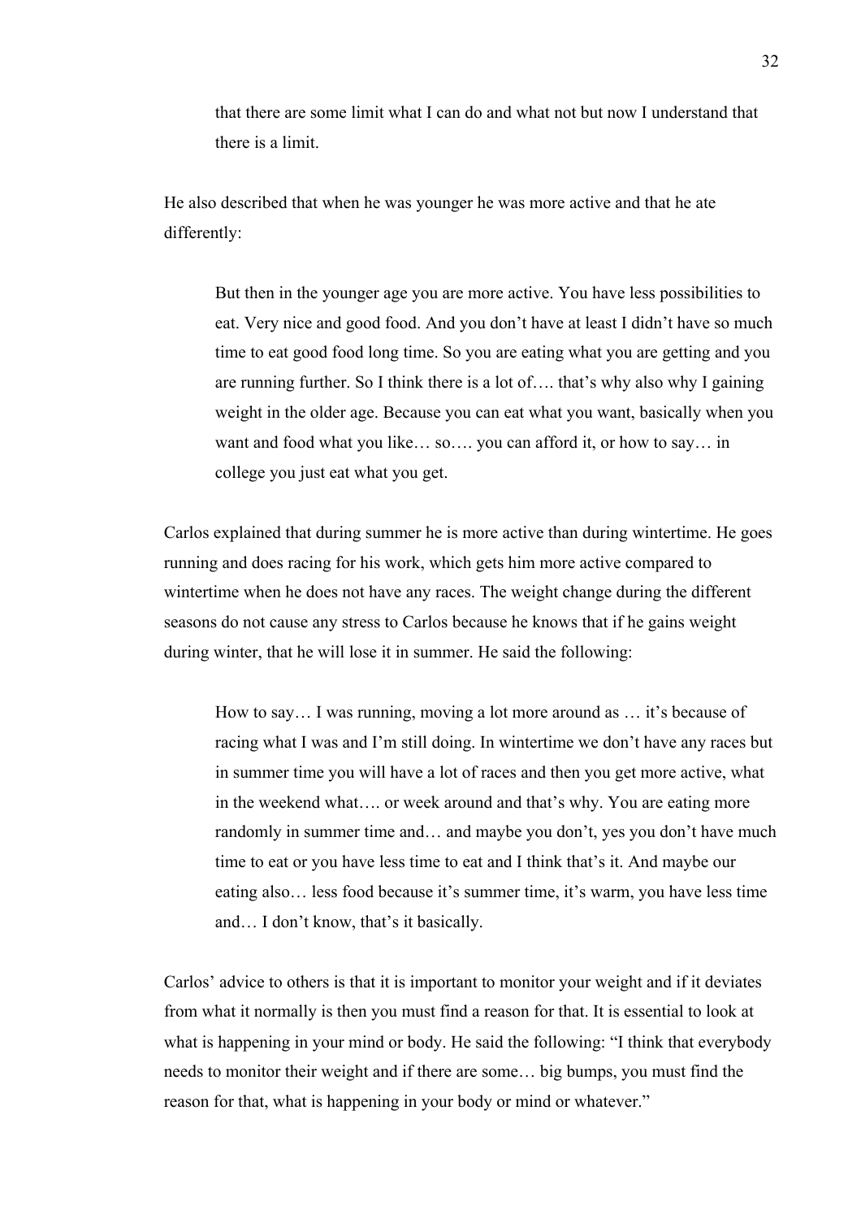> that there are some limit what I can do and what not but now I understand that there is a limit.

He also described that when he was younger he was more active and that he ate differently:

> But then in the younger age you are more active. You have less possibilities to eat. Very nice and good food. And you don't have at least I didn't have so much time to eat good food long time. So you are eating what you are getting and you are running further. So I think there is a lot of…. that's why also why I gaining weight in the older age. Because you can eat what you want, basically when you want and food what you like… so…. you can afford it, or how to say… in college you just eat what you get.

Carlos explained that during summer he is more active than during wintertime. He goes running and does racing for his work, which gets him more active compared to wintertime when he does not have any races. The weight change during the different seasons do not cause any stress to Carlos because he knows that if he gains weight during winter, that he will lose it in summer. He said the following:

> How to say… I was running, moving a lot more around as … it's because of racing what I was and I'm still doing. In wintertime we don't have any races but in summer time you will have a lot of races and then you get more active, what in the weekend what…. or week around and that's why. You are eating more randomly in summer time and… and maybe you don't, yes you don't have much time to eat or you have less time to eat and I think that's it. And maybe our eating also… less food because it's summer time, it's warm, you have less time and… I don't know, that's it basically.

Carlos' advice to others is that it is important to monitor your weight and if it deviates from what it normally is then you must find a reason for that. It is essential to look at what is happening in your mind or body. He said the following: "I think that everybody needs to monitor their weight and if there are some… big bumps, you must find the reason for that, what is happening in your body or mind or whatever."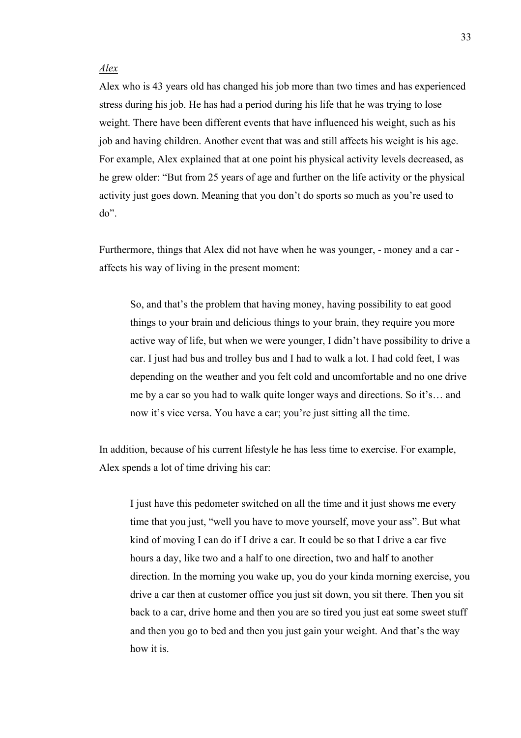*Alex*

Alex who is 43 years old has changed his job more than two times and has experienced stress during his job. He has had a period during his life that he was trying to lose weight. There have been different events that have influenced his weight, such as his job and having children. Another event that was and still affects his weight is his age. For example, Alex explained that at one point his physical activity levels decreased, as he grew older: "But from 25 years of age and further on the life activity or the physical activity just goes down. Meaning that you don't do sports so much as you're used to do".

Furthermore, things that Alex did not have when he was younger, - money and a car - affects his way of living in the present moment:

> So, and that's the problem that having money, having possibility to eat good things to your brain and delicious things to your brain, they require you more active way of life, but when we were younger, I didn't have possibility to drive a car. I just had bus and trolley bus and I had to walk a lot. I had cold feet, I was depending on the weather and you felt cold and uncomfortable and no one drive me by a car so you had to walk quite longer ways and directions. So it's… and now it's vice versa. You have a car; you're just sitting all the time.

In addition, because of his current lifestyle he has less time to exercise. For example, Alex spends a lot of time driving his car:

> I just have this pedometer switched on all the time and it just shows me every time that you just, "well you have to move yourself, move your ass". But what kind of moving I can do if I drive a car. It could be so that I drive a car five hours a day, like two and a half to one direction, two and half to another direction. In the morning you wake up, you do your kinda morning exercise, you drive a car then at customer office you just sit down, you sit there. Then you sit back to a car, drive home and then you are so tired you just eat some sweet stuff and then you go to bed and then you just gain your weight. And that's the way how it is.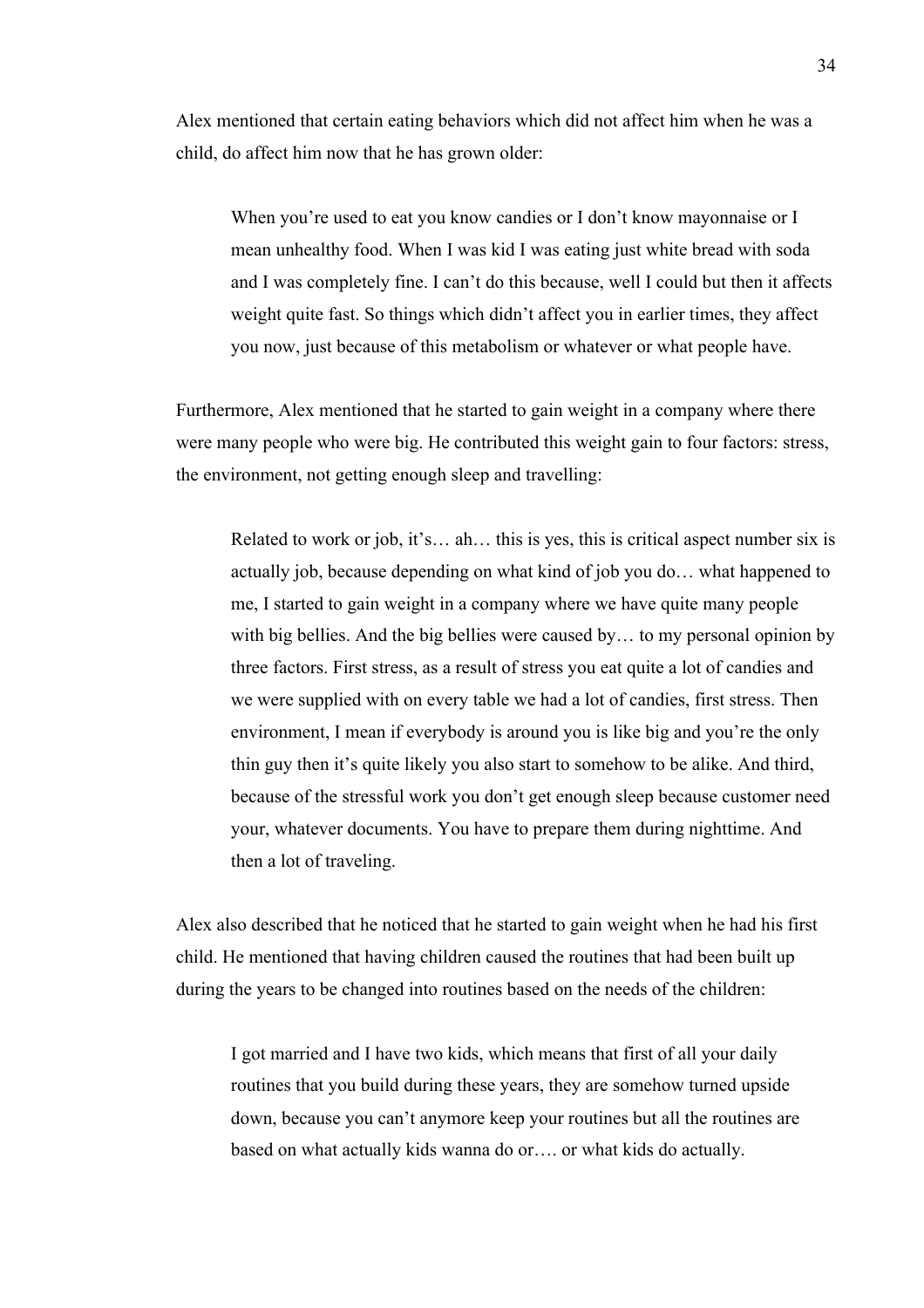Alex mentioned that certain eating behaviors which did not affect him when he was a child, do affect him now that he has grown older:

> When you're used to eat you know candies or I don't know mayonnaise or I mean unhealthy food. When I was kid I was eating just white bread with soda and I was completely fine. I can't do this because, well I could but then it affects weight quite fast. So things which didn't affect you in earlier times, they affect you now, just because of this metabolism or whatever or what people have.

Furthermore, Alex mentioned that he started to gain weight in a company where there were many people who were big. He contributed this weight gain to four factors: stress, the environment, not getting enough sleep and travelling:

> Related to work or job, it's… ah… this is yes, this is critical aspect number six is actually job, because depending on what kind of job you do… what happened to me, I started to gain weight in a company where we have quite many people with big bellies. And the big bellies were caused by… to my personal opinion by three factors. First stress, as a result of stress you eat quite a lot of candies and we were supplied with on every table we had a lot of candies, first stress. Then environment, I mean if everybody is around you is like big and you're the only thin guy then it's quite likely you also start to somehow to be alike. And third, because of the stressful work you don't get enough sleep because customer need your, whatever documents. You have to prepare them during nighttime. And then a lot of traveling.

Alex also described that he noticed that he started to gain weight when he had his first child. He mentioned that having children caused the routines that had been built up during the years to be changed into routines based on the needs of the children:

> I got married and I have two kids, which means that first of all your daily routines that you build during these years, they are somehow turned upside down, because you can't anymore keep your routines but all the routines are based on what actually kids wanna do or…. or what kids do actually.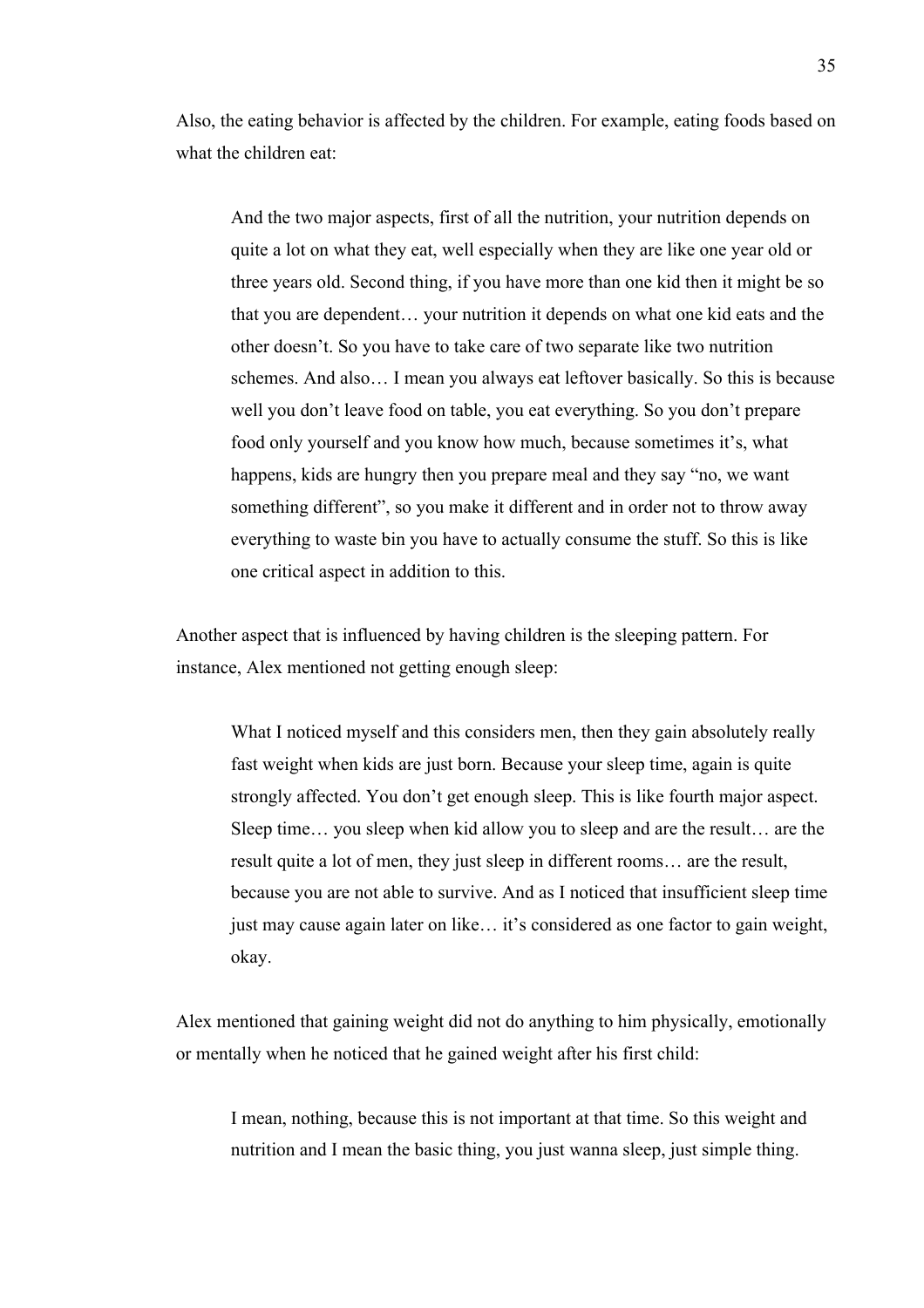Also, the eating behavior is affected by the children. For example, eating foods based on what the children eat:

> And the two major aspects, first of all the nutrition, your nutrition depends on quite a lot on what they eat, well especially when they are like one year old or three years old. Second thing, if you have more than one kid then it might be so that you are dependent… your nutrition it depends on what one kid eats and the other doesn't. So you have to take care of two separate like two nutrition schemes. And also… I mean you always eat leftover basically. So this is because well you don't leave food on table, you eat everything. So you don't prepare food only yourself and you know how much, because sometimes it's, what happens, kids are hungry then you prepare meal and they say "no, we want something different", so you make it different and in order not to throw away everything to waste bin you have to actually consume the stuff. So this is like one critical aspect in addition to this.

Another aspect that is influenced by having children is the sleeping pattern. For instance, Alex mentioned not getting enough sleep:

> What I noticed myself and this considers men, then they gain absolutely really fast weight when kids are just born. Because your sleep time, again is quite strongly affected. You don't get enough sleep. This is like fourth major aspect. Sleep time… you sleep when kid allow you to sleep and are the result… are the result quite a lot of men, they just sleep in different rooms… are the result, because you are not able to survive. And as I noticed that insufficient sleep time just may cause again later on like… it's considered as one factor to gain weight, okay.

Alex mentioned that gaining weight did not do anything to him physically, emotionally or mentally when he noticed that he gained weight after his first child:

> I mean, nothing, because this is not important at that time. So this weight and nutrition and I mean the basic thing, you just wanna sleep, just simple thing.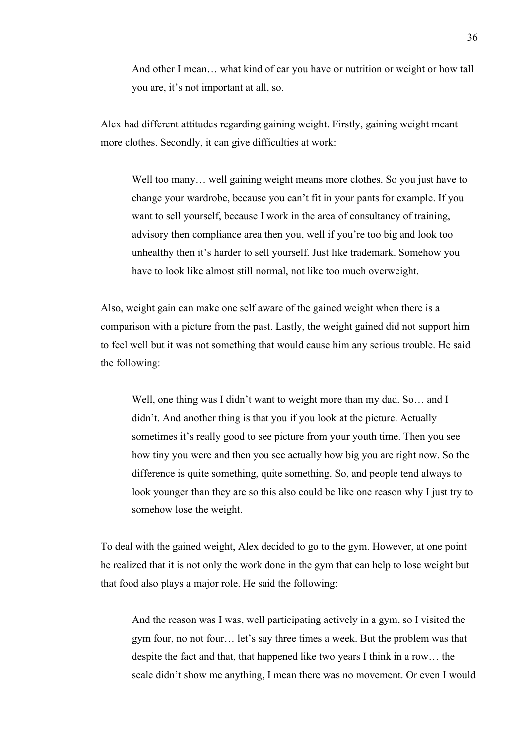> And other I mean… what kind of car you have or nutrition or weight or how tall you are, it's not important at all, so.

Alex had different attitudes regarding gaining weight. Firstly, gaining weight meant more clothes. Secondly, it can give difficulties at work:

> Well too many… well gaining weight means more clothes. So you just have to change your wardrobe, because you can't fit in your pants for example. If you want to sell yourself, because I work in the area of consultancy of training, advisory then compliance area then you, well if you're too big and look too unhealthy then it's harder to sell yourself. Just like trademark. Somehow you have to look like almost still normal, not like too much overweight.

Also, weight gain can make one self aware of the gained weight when there is a comparison with a picture from the past. Lastly, the weight gained did not support him to feel well but it was not something that would cause him any serious trouble. He said the following:

> Well, one thing was I didn't want to weight more than my dad. So… and I didn't. And another thing is that you if you look at the picture. Actually sometimes it's really good to see picture from your youth time. Then you see how tiny you were and then you see actually how big you are right now. So the difference is quite something, quite something. So, and people tend always to look younger than they are so this also could be like one reason why I just try to somehow lose the weight.

To deal with the gained weight, Alex decided to go to the gym. However, at one point he realized that it is not only the work done in the gym that can help to lose weight but that food also plays a major role. He said the following:

> And the reason was I was, well participating actively in a gym, so I visited the gym four, no not four… let's say three times a week. But the problem was that despite the fact and that, that happened like two years I think in a row… the scale didn't show me anything, I mean there was no movement. Or even I would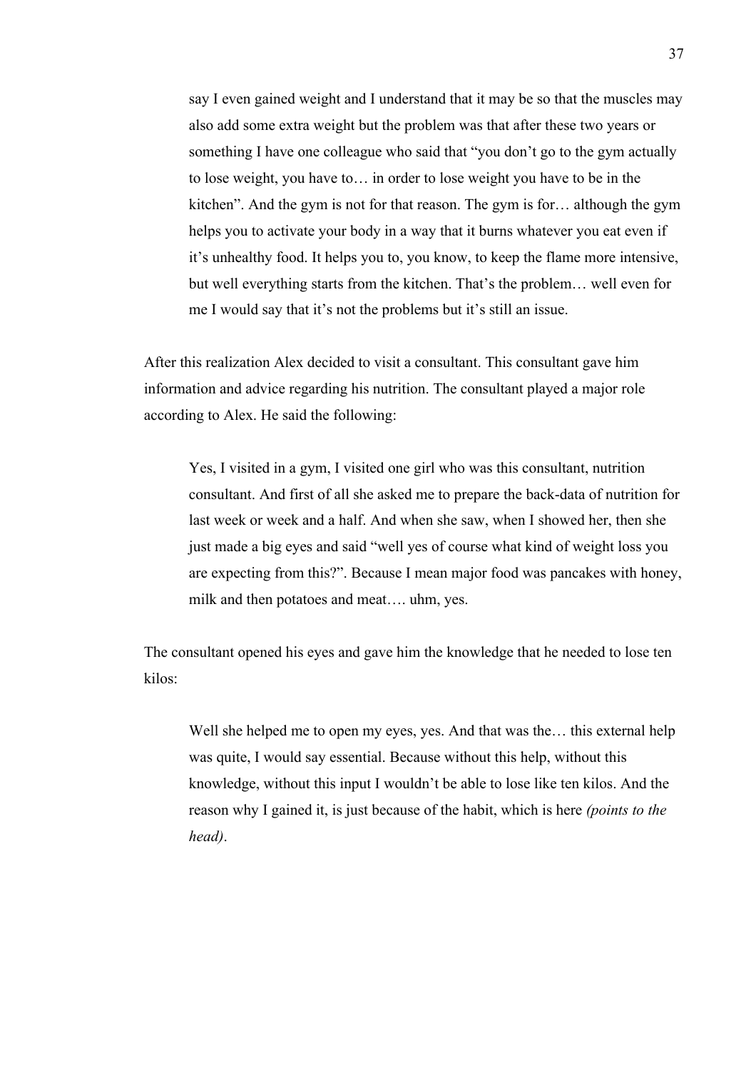> say I even gained weight and I understand that it may be so that the muscles may also add some extra weight but the problem was that after these two years or something I have one colleague who said that "you don't go to the gym actually to lose weight, you have to… in order to lose weight you have to be in the kitchen". And the gym is not for that reason. The gym is for… although the gym helps you to activate your body in a way that it burns whatever you eat even if it's unhealthy food. It helps you to, you know, to keep the flame more intensive, but well everything starts from the kitchen. That's the problem… well even for me I would say that it's not the problems but it's still an issue.

After this realization Alex decided to visit a consultant. This consultant gave him information and advice regarding his nutrition. The consultant played a major role according to Alex. He said the following:

> Yes, I visited in a gym, I visited one girl who was this consultant, nutrition consultant. And first of all she asked me to prepare the back-data of nutrition for last week or week and a half. And when she saw, when I showed her, then she just made a big eyes and said "well yes of course what kind of weight loss you are expecting from this?". Because I mean major food was pancakes with honey, milk and then potatoes and meat…. uhm, yes.

The consultant opened his eyes and gave him the knowledge that he needed to lose ten kilos:

> Well she helped me to open my eyes, yes. And that was the… this external help was quite, I would say essential. Because without this help, without this knowledge, without this input I wouldn't be able to lose like ten kilos. And the reason why I gained it, is just because of the habit, which is here *(points to the head)*.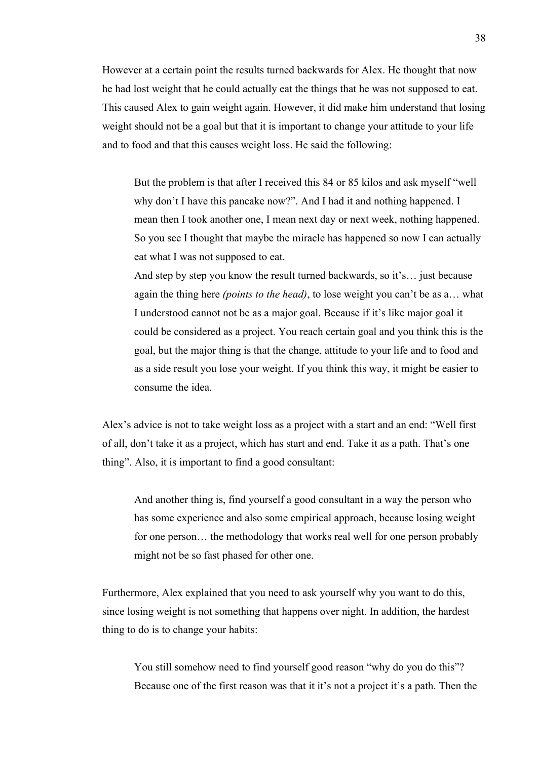However at a certain point the results turned backwards for Alex. He thought that now he had lost weight that he could actually eat the things that he was not supposed to eat. This caused Alex to gain weight again. However, it did make him understand that losing weight should not be a goal but that it is important to change your attitude to your life and to food and that this causes weight loss. He said the following:

> But the problem is that after I received this 84 or 85 kilos and ask myself "well why don't I have this pancake now?". And I had it and nothing happened. I mean then I took another one, I mean next day or next week, nothing happened. So you see I thought that maybe the miracle has happened so now I can actually eat what I was not supposed to eat.
>
> And step by step you know the result turned backwards, so it's… just because again the thing here *(points to the head)*, to lose weight you can't be as a… what I understood cannot not be as a major goal. Because if it's like major goal it could be considered as a project. You reach certain goal and you think this is the goal, but the major thing is that the change, attitude to your life and to food and as a side result you lose your weight. If you think this way, it might be easier to consume the idea.

Alex's advice is not to take weight loss as a project with a start and an end: "Well first of all, don't take it as a project, which has start and end. Take it as a path. That's one thing". Also, it is important to find a good consultant:

> And another thing is, find yourself a good consultant in a way the person who has some experience and also some empirical approach, because losing weight for one person… the methodology that works real well for one person probably might not be so fast phased for other one.

Furthermore, Alex explained that you need to ask yourself why you want to do this, since losing weight is not something that happens over night. In addition, the hardest thing to do is to change your habits:

> You still somehow need to find yourself good reason "why do you do this"? Because one of the first reason was that it it's not a project it's a path. Then the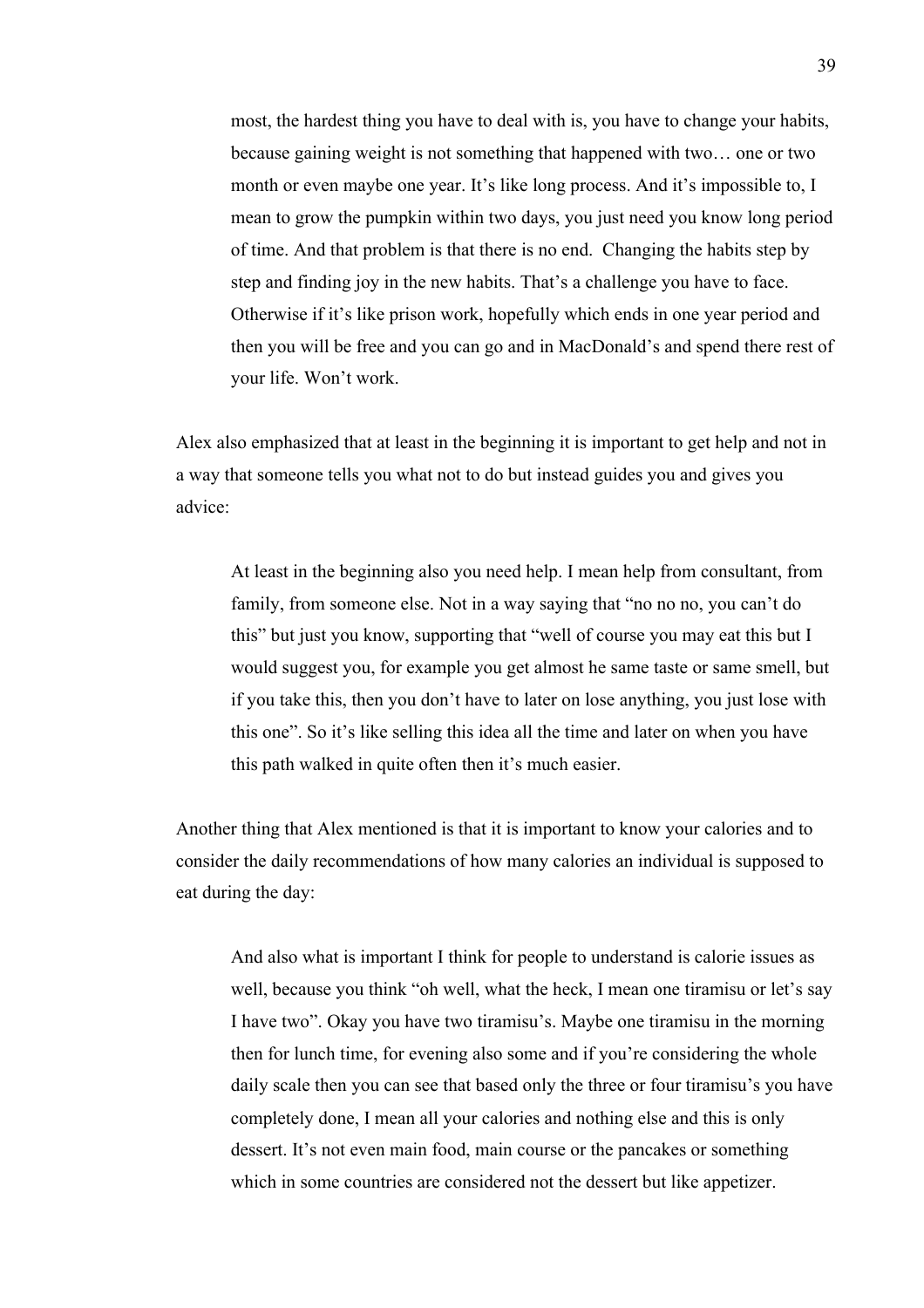> most, the hardest thing you have to deal with is, you have to change your habits, because gaining weight is not something that happened with two… one or two month or even maybe one year. It's like long process. And it's impossible to, I mean to grow the pumpkin within two days, you just need you know long period of time. And that problem is that there is no end. Changing the habits step by step and finding joy in the new habits. That's a challenge you have to face. Otherwise if it's like prison work, hopefully which ends in one year period and then you will be free and you can go and in MacDonald's and spend there rest of your life. Won't work.

Alex also emphasized that at least in the beginning it is important to get help and not in a way that someone tells you what not to do but instead guides you and gives you advice:

> At least in the beginning also you need help. I mean help from consultant, from family, from someone else. Not in a way saying that "no no no, you can't do this" but just you know, supporting that "well of course you may eat this but I would suggest you, for example you get almost he same taste or same smell, but if you take this, then you don't have to later on lose anything, you just lose with this one". So it's like selling this idea all the time and later on when you have this path walked in quite often then it's much easier.

Another thing that Alex mentioned is that it is important to know your calories and to consider the daily recommendations of how many calories an individual is supposed to eat during the day:

> And also what is important I think for people to understand is calorie issues as well, because you think "oh well, what the heck, I mean one tiramisu or let's say I have two". Okay you have two tiramisu's. Maybe one tiramisu in the morning then for lunch time, for evening also some and if you're considering the whole daily scale then you can see that based only the three or four tiramisu's you have completely done, I mean all your calories and nothing else and this is only dessert. It's not even main food, main course or the pancakes or something which in some countries are considered not the dessert but like appetizer.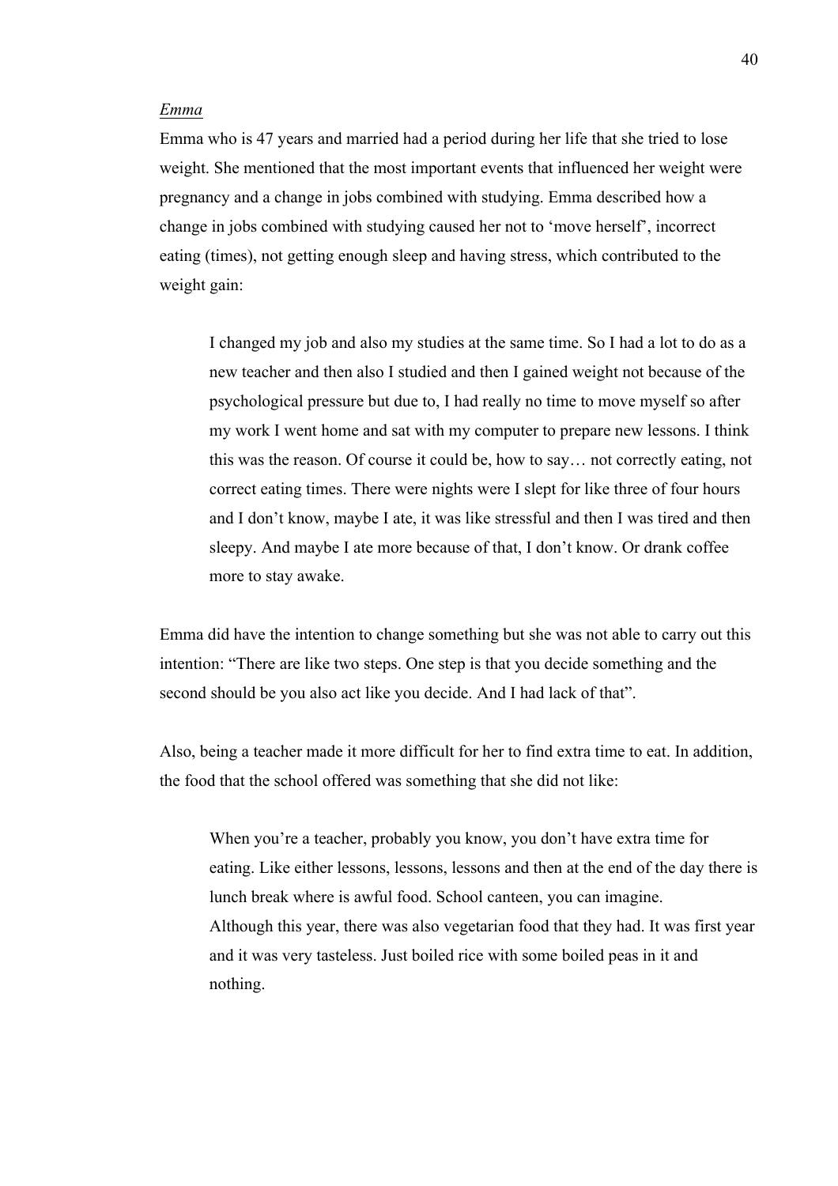*Emma*

Emma who is 47 years and married had a period during her life that she tried to lose weight. She mentioned that the most important events that influenced her weight were pregnancy and a change in jobs combined with studying. Emma described how a change in jobs combined with studying caused her not to 'move herself', incorrect eating (times), not getting enough sleep and having stress, which contributed to the weight gain:

> I changed my job and also my studies at the same time. So I had a lot to do as a new teacher and then also I studied and then I gained weight not because of the psychological pressure but due to, I had really no time to move myself so after my work I went home and sat with my computer to prepare new lessons. I think this was the reason. Of course it could be, how to say… not correctly eating, not correct eating times. There were nights were I slept for like three of four hours and I don't know, maybe I ate, it was like stressful and then I was tired and then sleepy. And maybe I ate more because of that, I don't know. Or drank coffee more to stay awake.

Emma did have the intention to change something but she was not able to carry out this intention: "There are like two steps. One step is that you decide something and the second should be you also act like you decide. And I had lack of that".

Also, being a teacher made it more difficult for her to find extra time to eat. In addition, the food that the school offered was something that she did not like:

> When you're a teacher, probably you know, you don't have extra time for eating. Like either lessons, lessons, lessons and then at the end of the day there is lunch break where is awful food. School canteen, you can imagine.
> Although this year, there was also vegetarian food that they had. It was first year and it was very tasteless. Just boiled rice with some boiled peas in it and nothing.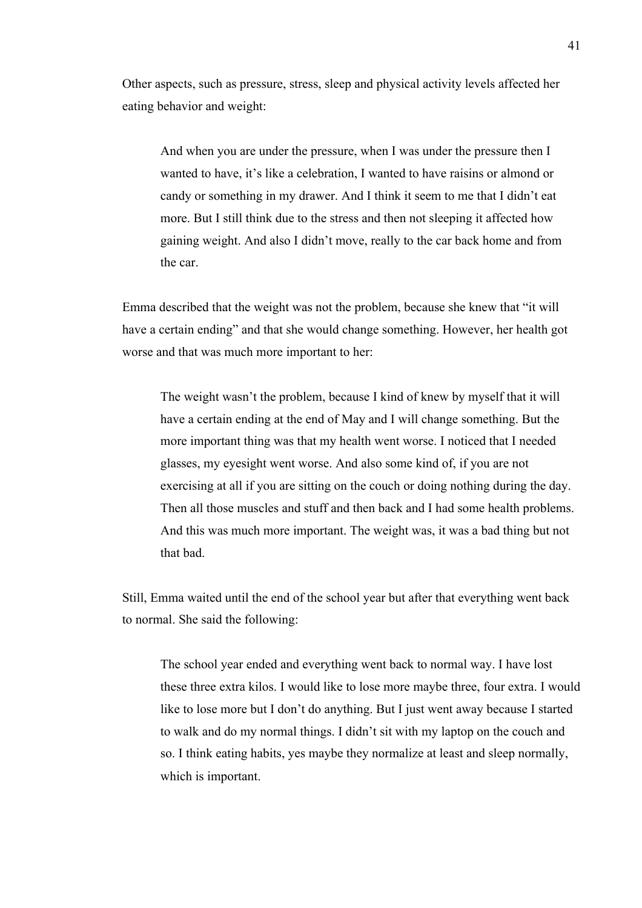Other aspects, such as pressure, stress, sleep and physical activity levels affected her eating behavior and weight:

> And when you are under the pressure, when I was under the pressure then I wanted to have, it's like a celebration, I wanted to have raisins or almond or candy or something in my drawer. And I think it seem to me that I didn't eat more. But I still think due to the stress and then not sleeping it affected how gaining weight. And also I didn't move, really to the car back home and from the car.

Emma described that the weight was not the problem, because she knew that "it will have a certain ending" and that she would change something. However, her health got worse and that was much more important to her:

> The weight wasn't the problem, because I kind of knew by myself that it will have a certain ending at the end of May and I will change something. But the more important thing was that my health went worse. I noticed that I needed glasses, my eyesight went worse. And also some kind of, if you are not exercising at all if you are sitting on the couch or doing nothing during the day. Then all those muscles and stuff and then back and I had some health problems. And this was much more important. The weight was, it was a bad thing but not that bad.

Still, Emma waited until the end of the school year but after that everything went back to normal. She said the following:

> The school year ended and everything went back to normal way. I have lost these three extra kilos. I would like to lose more maybe three, four extra. I would like to lose more but I don't do anything. But I just went away because I started to walk and do my normal things. I didn't sit with my laptop on the couch and so. I think eating habits, yes maybe they normalize at least and sleep normally, which is important.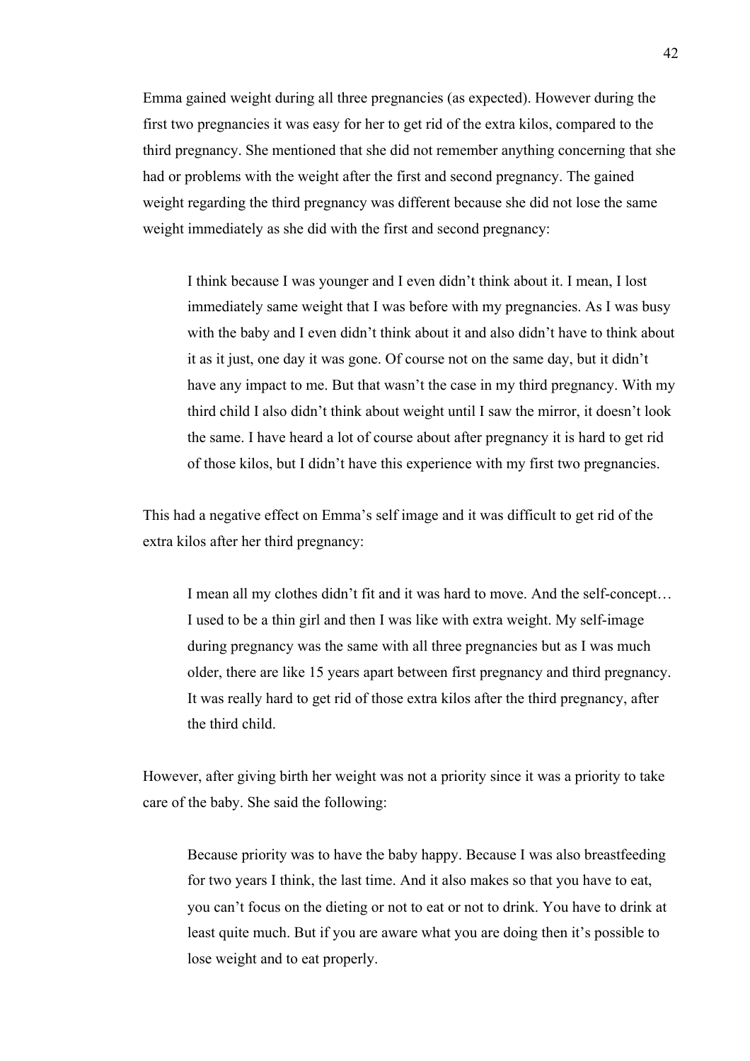Emma gained weight during all three pregnancies (as expected). However during the first two pregnancies it was easy for her to get rid of the extra kilos, compared to the third pregnancy. She mentioned that she did not remember anything concerning that she had or problems with the weight after the first and second pregnancy. The gained weight regarding the third pregnancy was different because she did not lose the same weight immediately as she did with the first and second pregnancy:

> I think because I was younger and I even didn't think about it. I mean, I lost immediately same weight that I was before with my pregnancies. As I was busy with the baby and I even didn't think about it and also didn't have to think about it as it just, one day it was gone. Of course not on the same day, but it didn't have any impact to me. But that wasn't the case in my third pregnancy. With my third child I also didn't think about weight until I saw the mirror, it doesn't look the same. I have heard a lot of course about after pregnancy it is hard to get rid of those kilos, but I didn't have this experience with my first two pregnancies.

This had a negative effect on Emma's self image and it was difficult to get rid of the extra kilos after her third pregnancy:

> I mean all my clothes didn't fit and it was hard to move. And the self-concept… I used to be a thin girl and then I was like with extra weight. My self-image during pregnancy was the same with all three pregnancies but as I was much older, there are like 15 years apart between first pregnancy and third pregnancy. It was really hard to get rid of those extra kilos after the third pregnancy, after the third child.

However, after giving birth her weight was not a priority since it was a priority to take care of the baby. She said the following:

> Because priority was to have the baby happy. Because I was also breastfeeding for two years I think, the last time. And it also makes so that you have to eat, you can't focus on the dieting or not to eat or not to drink. You have to drink at least quite much. But if you are aware what you are doing then it's possible to lose weight and to eat properly.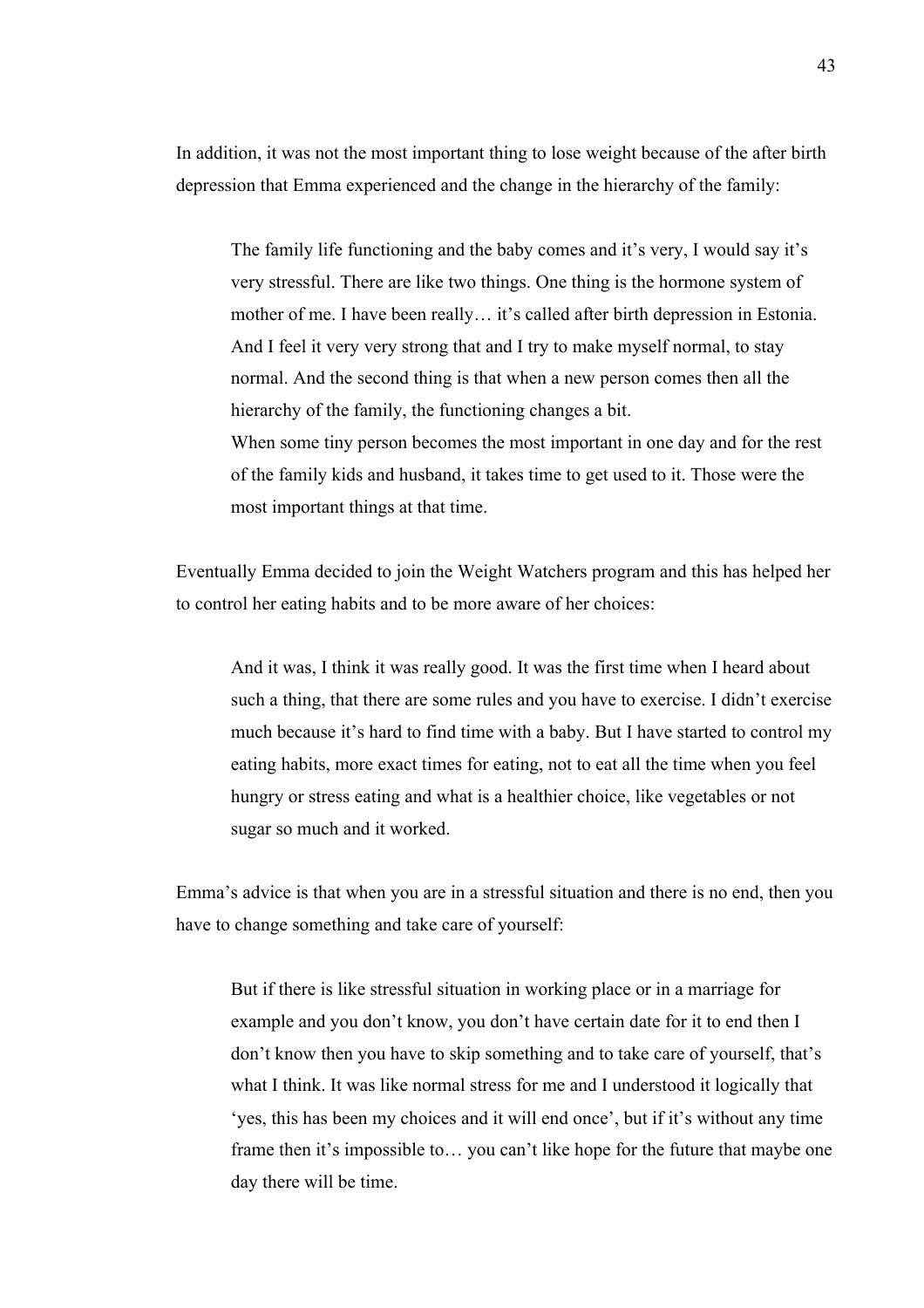In addition, it was not the most important thing to lose weight because of the after birth depression that Emma experienced and the change in the hierarchy of the family:

> The family life functioning and the baby comes and it's very, I would say it's very stressful. There are like two things. One thing is the hormone system of mother of me. I have been really… it's called after birth depression in Estonia. And I feel it very very strong that and I try to make myself normal, to stay normal. And the second thing is that when a new person comes then all the hierarchy of the family, the functioning changes a bit.
> When some tiny person becomes the most important in one day and for the rest of the family kids and husband, it takes time to get used to it. Those were the most important things at that time.

Eventually Emma decided to join the Weight Watchers program and this has helped her to control her eating habits and to be more aware of her choices:

> And it was, I think it was really good. It was the first time when I heard about such a thing, that there are some rules and you have to exercise. I didn't exercise much because it's hard to find time with a baby. But I have started to control my eating habits, more exact times for eating, not to eat all the time when you feel hungry or stress eating and what is a healthier choice, like vegetables or not sugar so much and it worked.

Emma's advice is that when you are in a stressful situation and there is no end, then you have to change something and take care of yourself:

> But if there is like stressful situation in working place or in a marriage for example and you don't know, you don't have certain date for it to end then I don't know then you have to skip something and to take care of yourself, that's what I think. It was like normal stress for me and I understood it logically that 'yes, this has been my choices and it will end once', but if it's without any time frame then it's impossible to… you can't like hope for the future that maybe one day there will be time.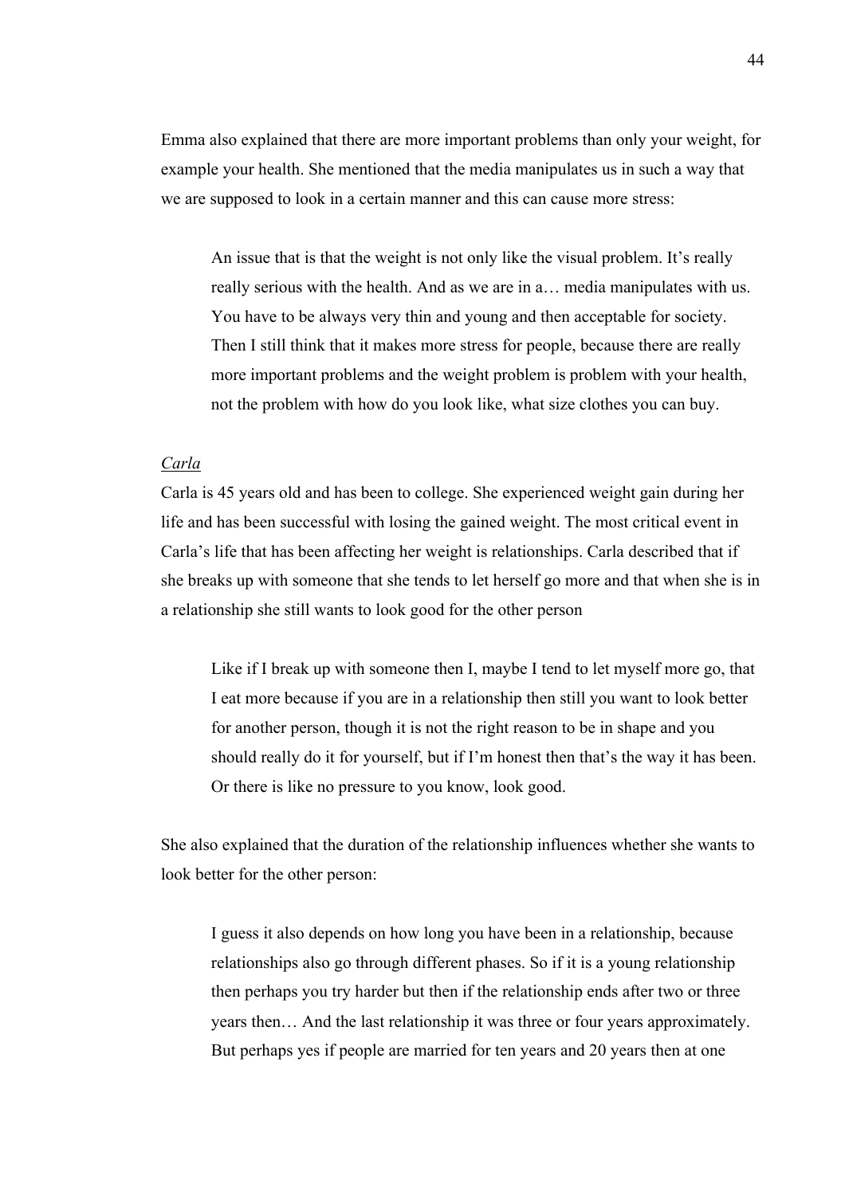Emma also explained that there are more important problems than only your weight, for example your health. She mentioned that the media manipulates us in such a way that we are supposed to look in a certain manner and this can cause more stress:

> An issue that is that the weight is not only like the visual problem. It's really really serious with the health. And as we are in a… media manipulates with us. You have to be always very thin and young and then acceptable for society. Then I still think that it makes more stress for people, because there are really more important problems and the weight problem is problem with your health, not the problem with how do you look like, what size clothes you can buy.

*Carla*

Carla is 45 years old and has been to college. She experienced weight gain during her life and has been successful with losing the gained weight. The most critical event in Carla's life that has been affecting her weight is relationships. Carla described that if she breaks up with someone that she tends to let herself go more and that when she is in a relationship she still wants to look good for the other person

> Like if I break up with someone then I, maybe I tend to let myself more go, that I eat more because if you are in a relationship then still you want to look better for another person, though it is not the right reason to be in shape and you should really do it for yourself, but if I'm honest then that's the way it has been. Or there is like no pressure to you know, look good.

She also explained that the duration of the relationship influences whether she wants to look better for the other person:

> I guess it also depends on how long you have been in a relationship, because relationships also go through different phases. So if it is a young relationship then perhaps you try harder but then if the relationship ends after two or three years then… And the last relationship it was three or four years approximately. But perhaps yes if people are married for ten years and 20 years then at one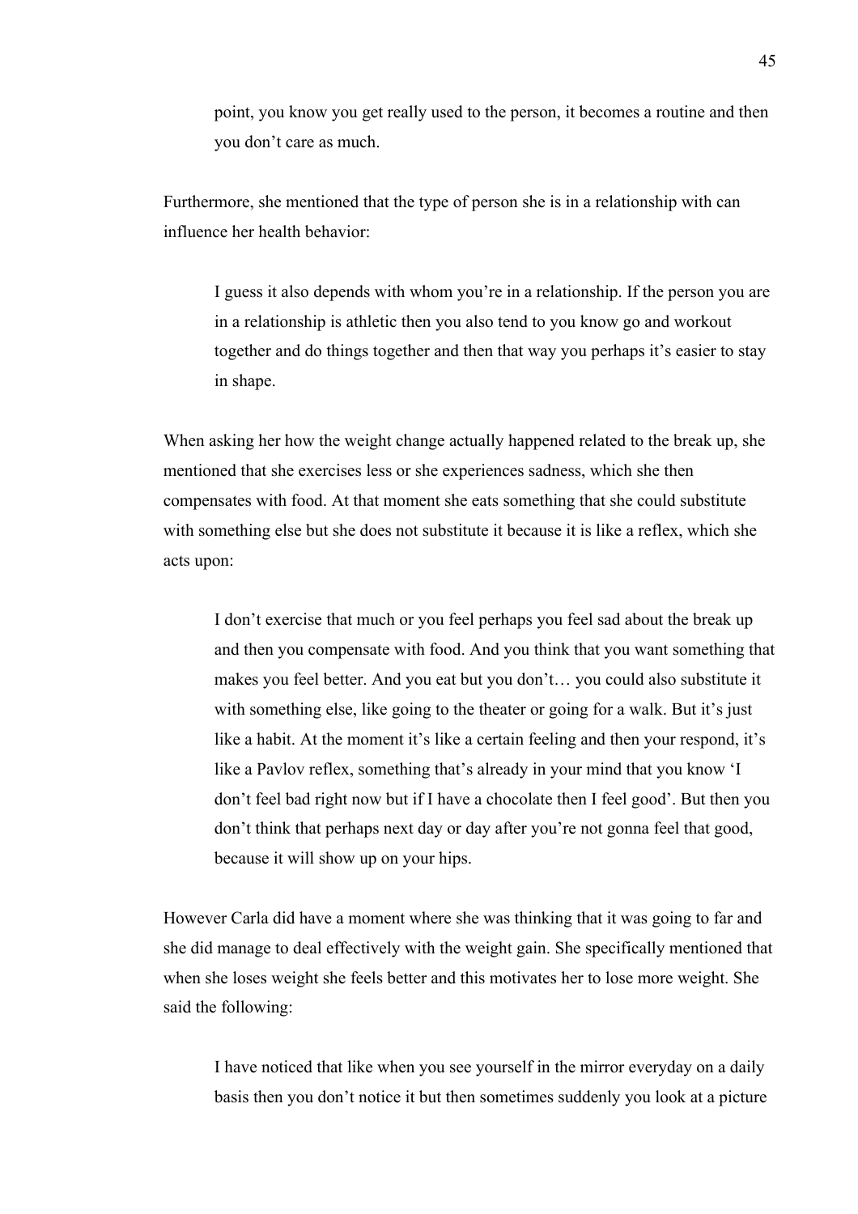> point, you know you get really used to the person, it becomes a routine and then you don't care as much.

Furthermore, she mentioned that the type of person she is in a relationship with can influence her health behavior:

> I guess it also depends with whom you're in a relationship. If the person you are in a relationship is athletic then you also tend to you know go and workout together and do things together and then that way you perhaps it's easier to stay in shape.

When asking her how the weight change actually happened related to the break up, she mentioned that she exercises less or she experiences sadness, which she then compensates with food. At that moment she eats something that she could substitute with something else but she does not substitute it because it is like a reflex, which she acts upon:

> I don't exercise that much or you feel perhaps you feel sad about the break up and then you compensate with food. And you think that you want something that makes you feel better. And you eat but you don't… you could also substitute it with something else, like going to the theater or going for a walk. But it's just like a habit. At the moment it's like a certain feeling and then your respond, it's like a Pavlov reflex, something that's already in your mind that you know 'I don't feel bad right now but if I have a chocolate then I feel good'. But then you don't think that perhaps next day or day after you're not gonna feel that good, because it will show up on your hips.

However Carla did have a moment where she was thinking that it was going to far and she did manage to deal effectively with the weight gain. She specifically mentioned that when she loses weight she feels better and this motivates her to lose more weight. She said the following:

> I have noticed that like when you see yourself in the mirror everyday on a daily basis then you don't notice it but then sometimes suddenly you look at a picture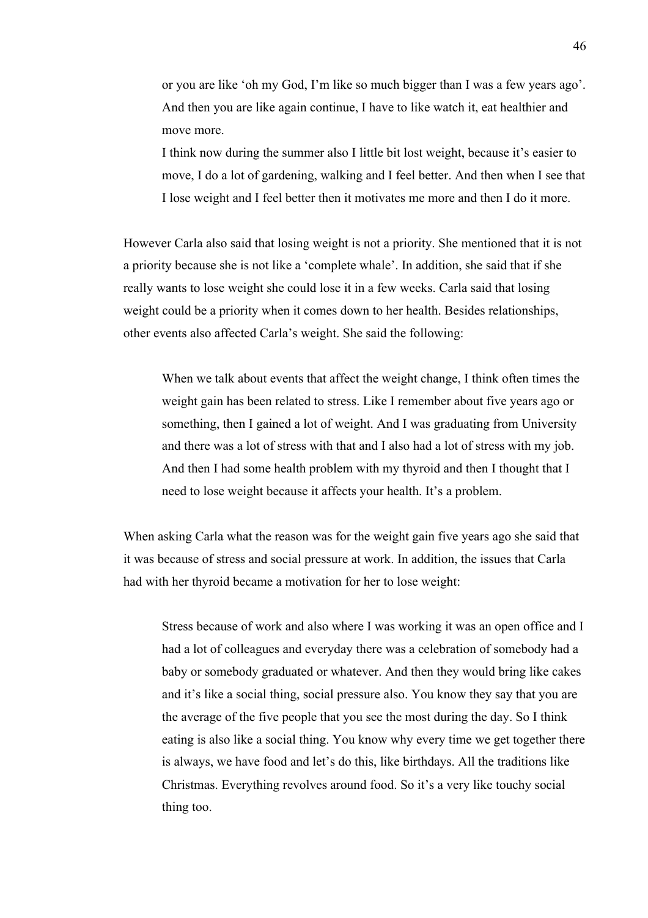> or you are like 'oh my God, I'm like so much bigger than I was a few years ago'. And then you are like again continue, I have to like watch it, eat healthier and move more.
>
> I think now during the summer also I little bit lost weight, because it's easier to move, I do a lot of gardening, walking and I feel better. And then when I see that I lose weight and I feel better then it motivates me more and then I do it more.

However Carla also said that losing weight is not a priority. She mentioned that it is not a priority because she is not like a 'complete whale'. In addition, she said that if she really wants to lose weight she could lose it in a few weeks. Carla said that losing weight could be a priority when it comes down to her health. Besides relationships, other events also affected Carla's weight. She said the following:

> When we talk about events that affect the weight change, I think often times the weight gain has been related to stress. Like I remember about five years ago or something, then I gained a lot of weight. And I was graduating from University and there was a lot of stress with that and I also had a lot of stress with my job. And then I had some health problem with my thyroid and then I thought that I need to lose weight because it affects your health. It's a problem.

When asking Carla what the reason was for the weight gain five years ago she said that it was because of stress and social pressure at work. In addition, the issues that Carla had with her thyroid became a motivation for her to lose weight:

> Stress because of work and also where I was working it was an open office and I had a lot of colleagues and everyday there was a celebration of somebody had a baby or somebody graduated or whatever. And then they would bring like cakes and it's like a social thing, social pressure also. You know they say that you are the average of the five people that you see the most during the day. So I think eating is also like a social thing. You know why every time we get together there is always, we have food and let's do this, like birthdays. All the traditions like Christmas. Everything revolves around food. So it's a very like touchy social thing too.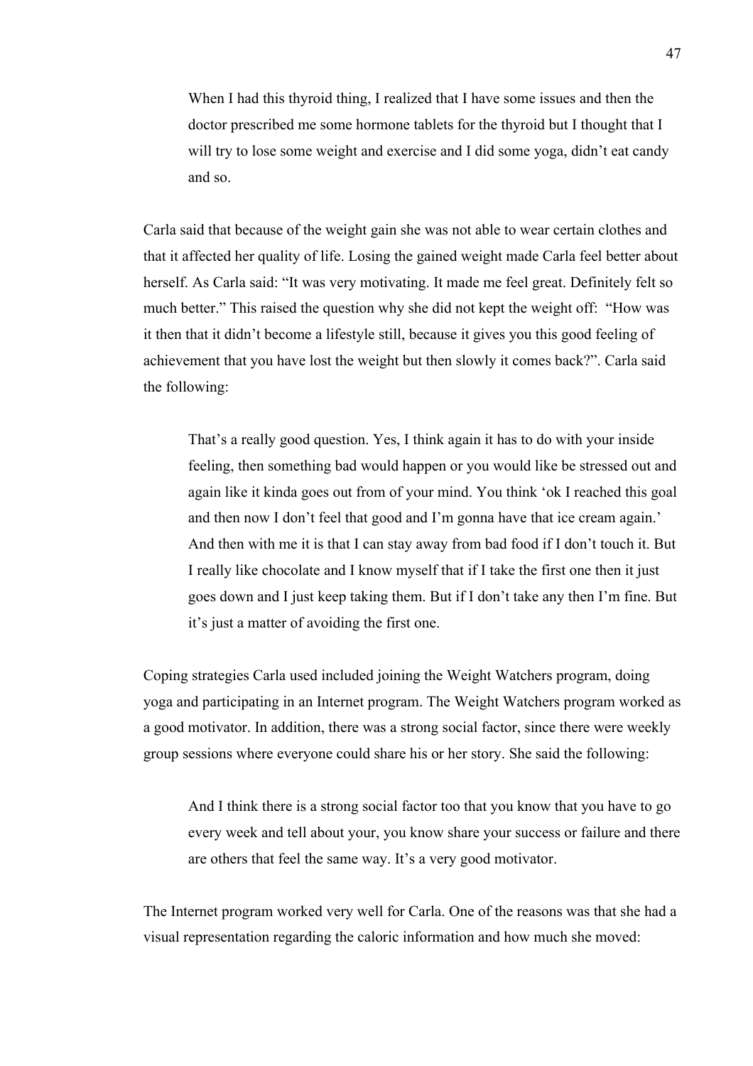> When I had this thyroid thing, I realized that I have some issues and then the doctor prescribed me some hormone tablets for the thyroid but I thought that I will try to lose some weight and exercise and I did some yoga, didn't eat candy and so.

Carla said that because of the weight gain she was not able to wear certain clothes and that it affected her quality of life. Losing the gained weight made Carla feel better about herself. As Carla said: "It was very motivating. It made me feel great. Definitely felt so much better." This raised the question why she did not kept the weight off: "How was it then that it didn't become a lifestyle still, because it gives you this good feeling of achievement that you have lost the weight but then slowly it comes back?". Carla said the following:

> That's a really good question. Yes, I think again it has to do with your inside feeling, then something bad would happen or you would like be stressed out and again like it kinda goes out from of your mind. You think 'ok I reached this goal and then now I don't feel that good and I'm gonna have that ice cream again.' And then with me it is that I can stay away from bad food if I don't touch it. But I really like chocolate and I know myself that if I take the first one then it just goes down and I just keep taking them. But if I don't take any then I'm fine. But it's just a matter of avoiding the first one.

Coping strategies Carla used included joining the Weight Watchers program, doing yoga and participating in an Internet program. The Weight Watchers program worked as a good motivator. In addition, there was a strong social factor, since there were weekly group sessions where everyone could share his or her story. She said the following:

> And I think there is a strong social factor too that you know that you have to go every week and tell about your, you know share your success or failure and there are others that feel the same way. It's a very good motivator.

The Internet program worked very well for Carla. One of the reasons was that she had a visual representation regarding the caloric information and how much she moved: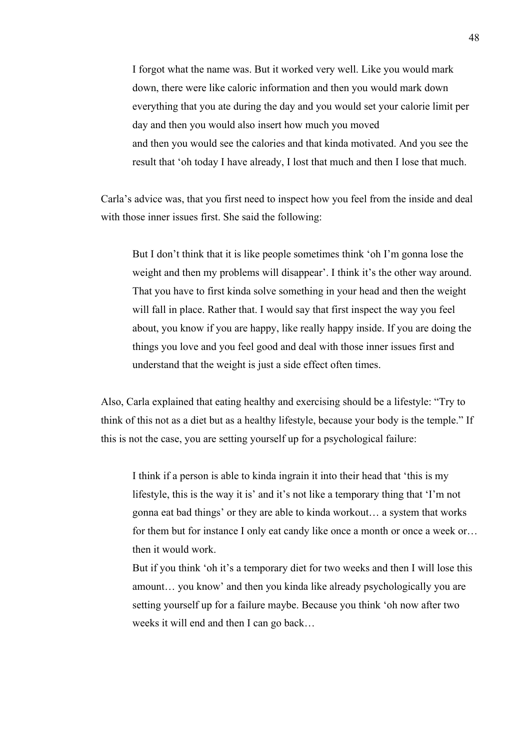> I forgot what the name was. But it worked very well. Like you would mark down, there were like caloric information and then you would mark down everything that you ate during the day and you would set your calorie limit per day and then you would also insert how much you moved
> and then you would see the calories and that kinda motivated. And you see the result that 'oh today I have already, I lost that much and then I lose that much.

Carla's advice was, that you first need to inspect how you feel from the inside and deal with those inner issues first. She said the following:

> But I don't think that it is like people sometimes think 'oh I'm gonna lose the weight and then my problems will disappear'. I think it's the other way around. That you have to first kinda solve something in your head and then the weight will fall in place. Rather that. I would say that first inspect the way you feel about, you know if you are happy, like really happy inside. If you are doing the things you love and you feel good and deal with those inner issues first and understand that the weight is just a side effect often times.

Also, Carla explained that eating healthy and exercising should be a lifestyle: "Try to think of this not as a diet but as a healthy lifestyle, because your body is the temple." If this is not the case, you are setting yourself up for a psychological failure:

> I think if a person is able to kinda ingrain it into their head that 'this is my lifestyle, this is the way it is' and it's not like a temporary thing that 'I'm not gonna eat bad things' or they are able to kinda workout… a system that works for them but for instance I only eat candy like once a month or once a week or… then it would work.
> But if you think 'oh it's a temporary diet for two weeks and then I will lose this amount… you know' and then you kinda like already psychologically you are setting yourself up for a failure maybe. Because you think 'oh now after two weeks it will end and then I can go back…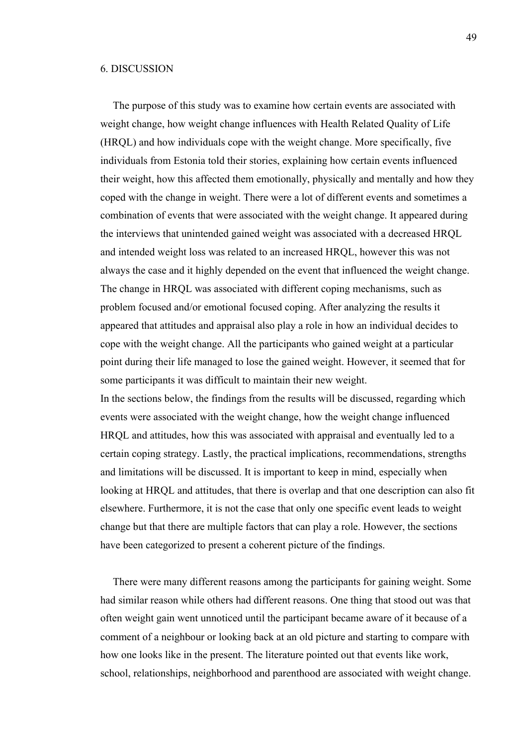# 6. DISCUSSION

The purpose of this study was to examine how certain events are associated with weight change, how weight change influences with Health Related Quality of Life (HRQL) and how individuals cope with the weight change. More specifically, five individuals from Estonia told their stories, explaining how certain events influenced their weight, how this affected them emotionally, physically and mentally and how they coped with the change in weight. There were a lot of different events and sometimes a combination of events that were associated with the weight change. It appeared during the interviews that unintended gained weight was associated with a decreased HRQL and intended weight loss was related to an increased HRQL, however this was not always the case and it highly depended on the event that influenced the weight change. The change in HRQL was associated with different coping mechanisms, such as problem focused and/or emotional focused coping. After analyzing the results it appeared that attitudes and appraisal also play a role in how an individual decides to cope with the weight change. All the participants who gained weight at a particular point during their life managed to lose the gained weight. However, it seemed that for some participants it was difficult to maintain their new weight.

In the sections below, the findings from the results will be discussed, regarding which events were associated with the weight change, how the weight change influenced HRQL and attitudes, how this was associated with appraisal and eventually led to a certain coping strategy. Lastly, the practical implications, recommendations, strengths and limitations will be discussed. It is important to keep in mind, especially when looking at HRQL and attitudes, that there is overlap and that one description can also fit elsewhere. Furthermore, it is not the case that only one specific event leads to weight change but that there are multiple factors that can play a role. However, the sections have been categorized to present a coherent picture of the findings.

There were many different reasons among the participants for gaining weight. Some had similar reason while others had different reasons. One thing that stood out was that often weight gain went unnoticed until the participant became aware of it because of a comment of a neighbour or looking back at an old picture and starting to compare with how one looks like in the present. The literature pointed out that events like work, school, relationships, neighborhood and parenthood are associated with weight change.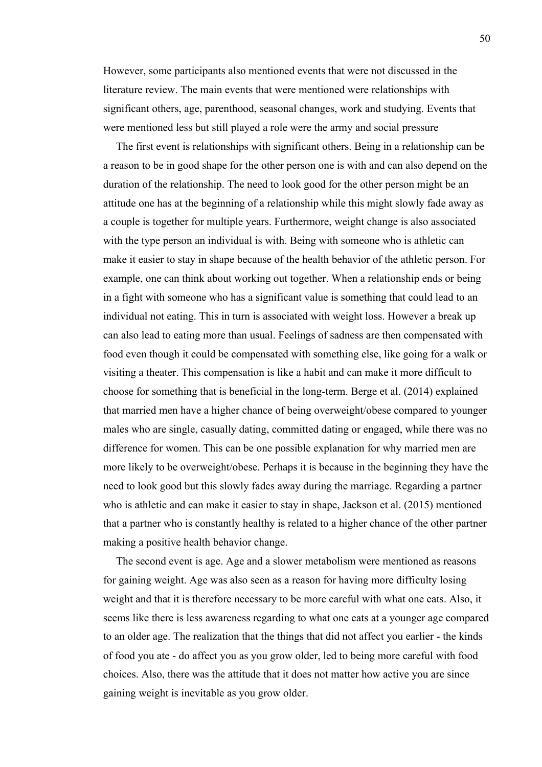However, some participants also mentioned events that were not discussed in the literature review. The main events that were mentioned were relationships with significant others, age, parenthood, seasonal changes, work and studying. Events that were mentioned less but still played a role were the army and social pressure

The first event is relationships with significant others. Being in a relationship can be a reason to be in good shape for the other person one is with and can also depend on the duration of the relationship. The need to look good for the other person might be an attitude one has at the beginning of a relationship while this might slowly fade away as a couple is together for multiple years. Furthermore, weight change is also associated with the type person an individual is with. Being with someone who is athletic can make it easier to stay in shape because of the health behavior of the athletic person. For example, one can think about working out together. When a relationship ends or being in a fight with someone who has a significant value is something that could lead to an individual not eating. This in turn is associated with weight loss. However a break up can also lead to eating more than usual. Feelings of sadness are then compensated with food even though it could be compensated with something else, like going for a walk or visiting a theater. This compensation is like a habit and can make it more difficult to choose for something that is beneficial in the long-term. Berge et al. (2014) explained that married men have a higher chance of being overweight/obese compared to younger males who are single, casually dating, committed dating or engaged, while there was no difference for women. This can be one possible explanation for why married men are more likely to be overweight/obese. Perhaps it is because in the beginning they have the need to look good but this slowly fades away during the marriage. Regarding a partner who is athletic and can make it easier to stay in shape, Jackson et al. (2015) mentioned that a partner who is constantly healthy is related to a higher chance of the other partner making a positive health behavior change.

The second event is age. Age and a slower metabolism were mentioned as reasons for gaining weight. Age was also seen as a reason for having more difficulty losing weight and that it is therefore necessary to be more careful with what one eats. Also, it seems like there is less awareness regarding to what one eats at a younger age compared to an older age. The realization that the things that did not affect you earlier - the kinds of food you ate - do affect you as you grow older, led to being more careful with food choices. Also, there was the attitude that it does not matter how active you are since gaining weight is inevitable as you grow older.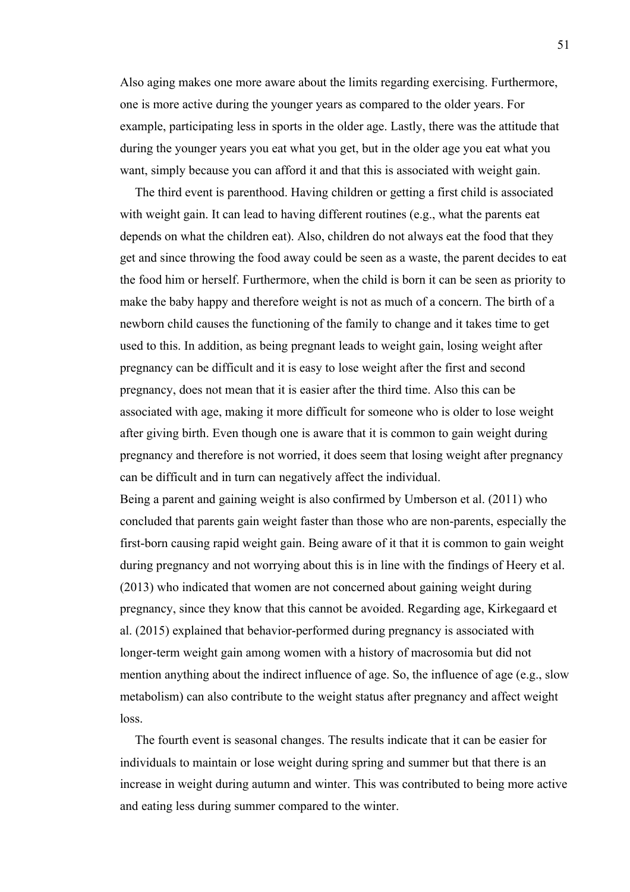Also aging makes one more aware about the limits regarding exercising. Furthermore, one is more active during the younger years as compared to the older years. For example, participating less in sports in the older age. Lastly, there was the attitude that during the younger years you eat what you get, but in the older age you eat what you want, simply because you can afford it and that this is associated with weight gain.

The third event is parenthood. Having children or getting a first child is associated with weight gain. It can lead to having different routines (e.g., what the parents eat depends on what the children eat). Also, children do not always eat the food that they get and since throwing the food away could be seen as a waste, the parent decides to eat the food him or herself. Furthermore, when the child is born it can be seen as priority to make the baby happy and therefore weight is not as much of a concern. The birth of a newborn child causes the functioning of the family to change and it takes time to get used to this. In addition, as being pregnant leads to weight gain, losing weight after pregnancy can be difficult and it is easy to lose weight after the first and second pregnancy, does not mean that it is easier after the third time. Also this can be associated with age, making it more difficult for someone who is older to lose weight after giving birth. Even though one is aware that it is common to gain weight during pregnancy and therefore is not worried, it does seem that losing weight after pregnancy can be difficult and in turn can negatively affect the individual.

Being a parent and gaining weight is also confirmed by Umberson et al. (2011) who concluded that parents gain weight faster than those who are non-parents, especially the first-born causing rapid weight gain. Being aware of it that it is common to gain weight during pregnancy and not worrying about this is in line with the findings of Heery et al. (2013) who indicated that women are not concerned about gaining weight during pregnancy, since they know that this cannot be avoided. Regarding age, Kirkegaard et al. (2015) explained that behavior-performed during pregnancy is associated with longer-term weight gain among women with a history of macrosomia but did not mention anything about the indirect influence of age. So, the influence of age (e.g., slow metabolism) can also contribute to the weight status after pregnancy and affect weight loss.

The fourth event is seasonal changes. The results indicate that it can be easier for individuals to maintain or lose weight during spring and summer but that there is an increase in weight during autumn and winter. This was contributed to being more active and eating less during summer compared to the winter.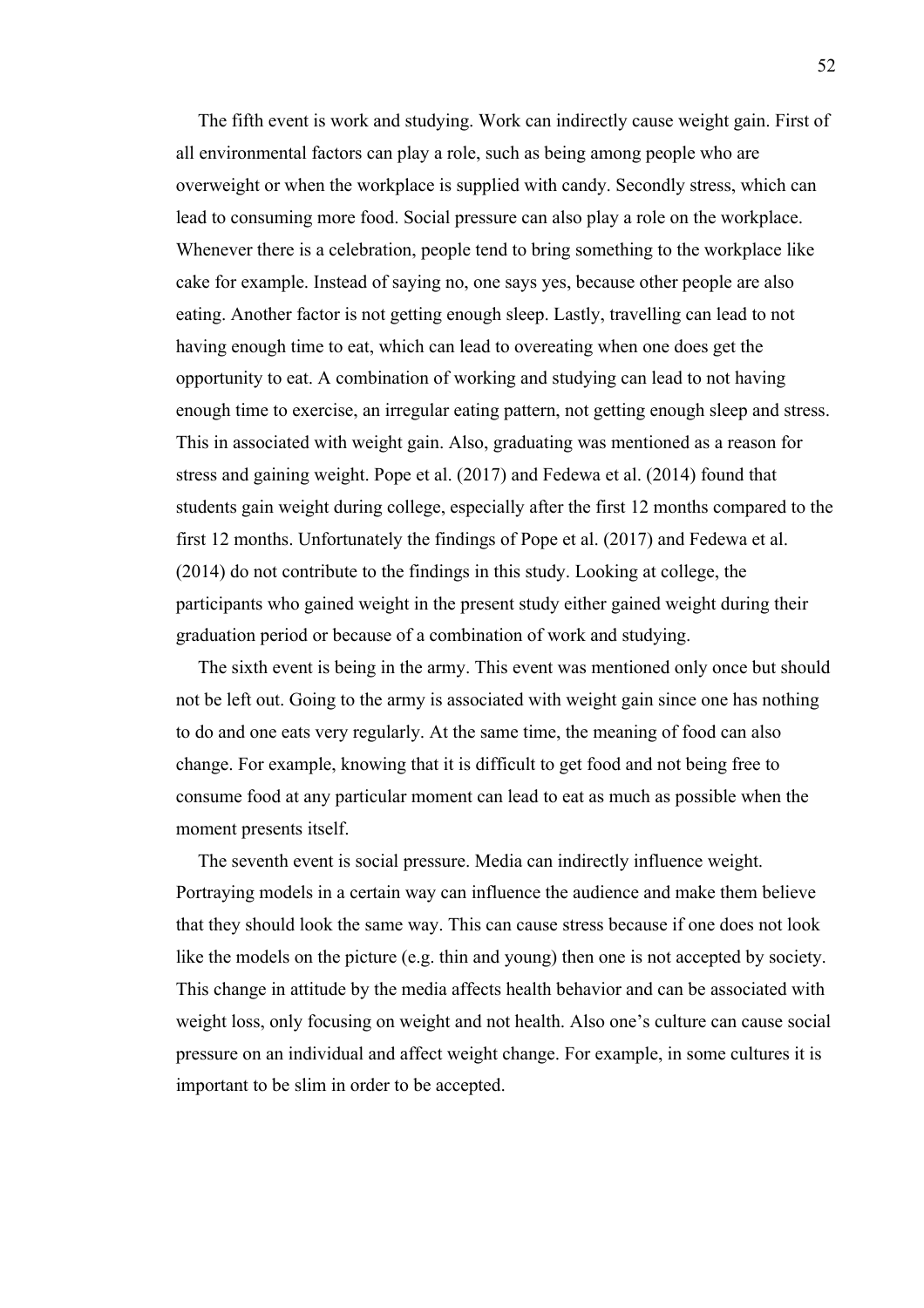The fifth event is work and studying. Work can indirectly cause weight gain. First of all environmental factors can play a role, such as being among people who are overweight or when the workplace is supplied with candy. Secondly stress, which can lead to consuming more food. Social pressure can also play a role on the workplace. Whenever there is a celebration, people tend to bring something to the workplace like cake for example. Instead of saying no, one says yes, because other people are also eating. Another factor is not getting enough sleep. Lastly, travelling can lead to not having enough time to eat, which can lead to overeating when one does get the opportunity to eat. A combination of working and studying can lead to not having enough time to exercise, an irregular eating pattern, not getting enough sleep and stress. This in associated with weight gain. Also, graduating was mentioned as a reason for stress and gaining weight. Pope et al. (2017) and Fedewa et al. (2014) found that students gain weight during college, especially after the first 12 months compared to the first 12 months. Unfortunately the findings of Pope et al. (2017) and Fedewa et al. (2014) do not contribute to the findings in this study. Looking at college, the participants who gained weight in the present study either gained weight during their graduation period or because of a combination of work and studying.

The sixth event is being in the army. This event was mentioned only once but should not be left out. Going to the army is associated with weight gain since one has nothing to do and one eats very regularly. At the same time, the meaning of food can also change. For example, knowing that it is difficult to get food and not being free to consume food at any particular moment can lead to eat as much as possible when the moment presents itself.

The seventh event is social pressure. Media can indirectly influence weight. Portraying models in a certain way can influence the audience and make them believe that they should look the same way. This can cause stress because if one does not look like the models on the picture (e.g. thin and young) then one is not accepted by society. This change in attitude by the media affects health behavior and can be associated with weight loss, only focusing on weight and not health. Also one's culture can cause social pressure on an individual and affect weight change. For example, in some cultures it is important to be slim in order to be accepted.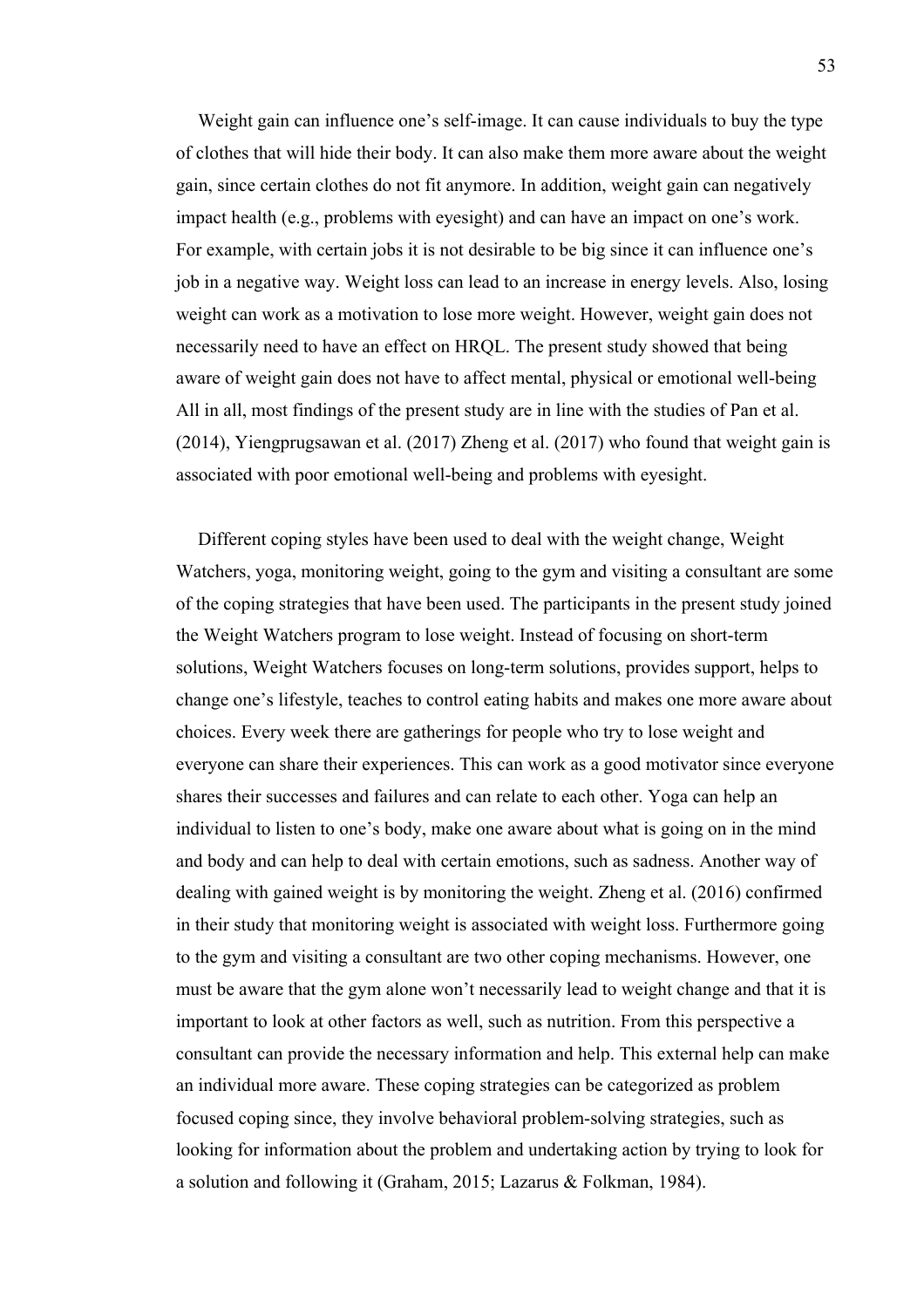Weight gain can influence one's self-image. It can cause individuals to buy the type of clothes that will hide their body. It can also make them more aware about the weight gain, since certain clothes do not fit anymore. In addition, weight gain can negatively impact health (e.g., problems with eyesight) and can have an impact on one's work. For example, with certain jobs it is not desirable to be big since it can influence one's job in a negative way. Weight loss can lead to an increase in energy levels. Also, losing weight can work as a motivation to lose more weight. However, weight gain does not necessarily need to have an effect on HRQL. The present study showed that being aware of weight gain does not have to affect mental, physical or emotional well-being All in all, most findings of the present study are in line with the studies of Pan et al. (2014), Yiengprugsawan et al. (2017) Zheng et al. (2017) who found that weight gain is associated with poor emotional well-being and problems with eyesight.

Different coping styles have been used to deal with the weight change, Weight Watchers, yoga, monitoring weight, going to the gym and visiting a consultant are some of the coping strategies that have been used. The participants in the present study joined the Weight Watchers program to lose weight. Instead of focusing on short-term solutions, Weight Watchers focuses on long-term solutions, provides support, helps to change one's lifestyle, teaches to control eating habits and makes one more aware about choices. Every week there are gatherings for people who try to lose weight and everyone can share their experiences. This can work as a good motivator since everyone shares their successes and failures and can relate to each other. Yoga can help an individual to listen to one's body, make one aware about what is going on in the mind and body and can help to deal with certain emotions, such as sadness. Another way of dealing with gained weight is by monitoring the weight. Zheng et al. (2016) confirmed in their study that monitoring weight is associated with weight loss. Furthermore going to the gym and visiting a consultant are two other coping mechanisms. However, one must be aware that the gym alone won't necessarily lead to weight change and that it is important to look at other factors as well, such as nutrition. From this perspective a consultant can provide the necessary information and help. This external help can make an individual more aware. These coping strategies can be categorized as problem focused coping since, they involve behavioral problem-solving strategies, such as looking for information about the problem and undertaking action by trying to look for a solution and following it (Graham, 2015; Lazarus & Folkman, 1984).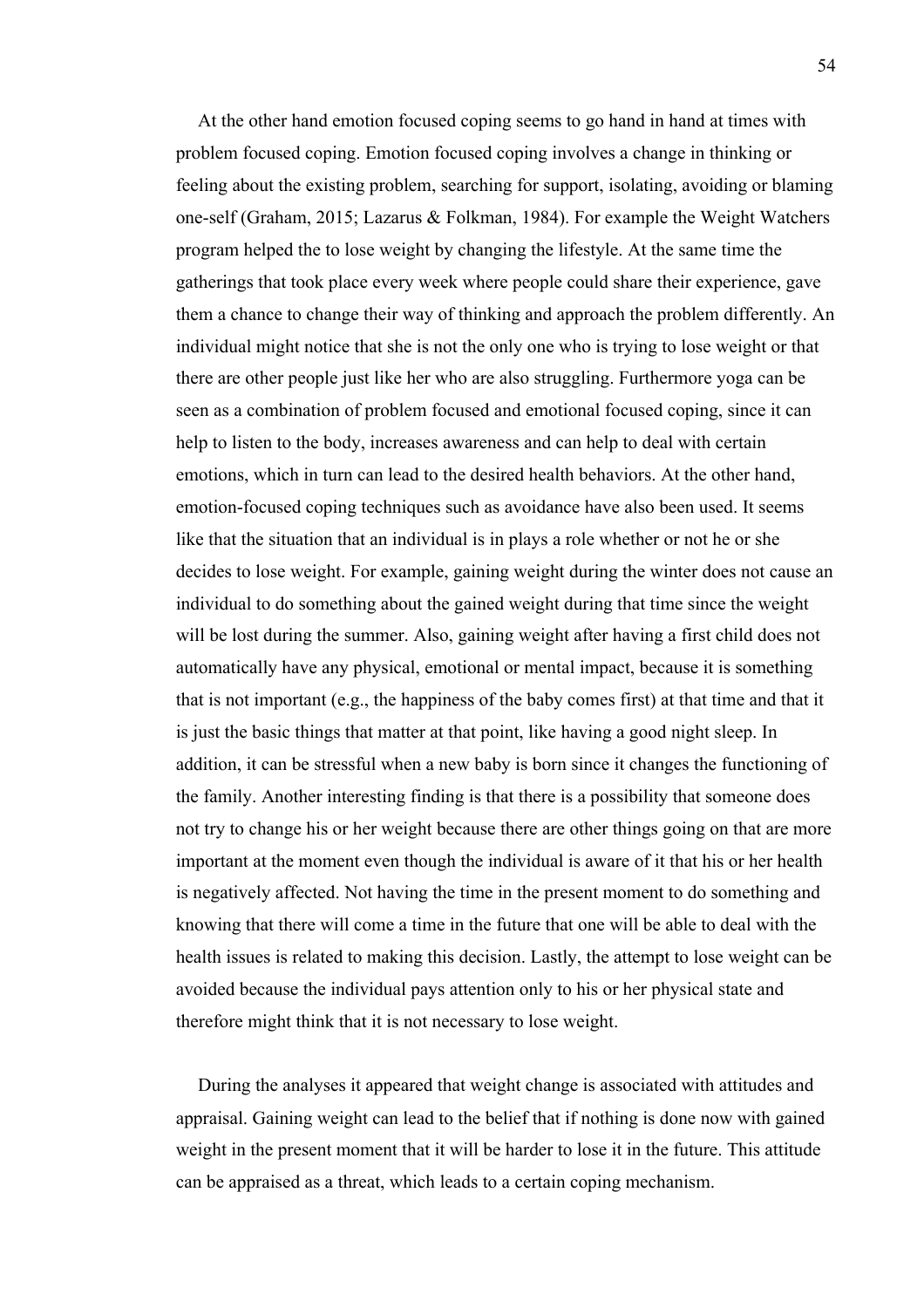At the other hand emotion focused coping seems to go hand in hand at times with problem focused coping. Emotion focused coping involves a change in thinking or feeling about the existing problem, searching for support, isolating, avoiding or blaming one-self (Graham, 2015; Lazarus & Folkman, 1984). For example the Weight Watchers program helped the to lose weight by changing the lifestyle. At the same time the gatherings that took place every week where people could share their experience, gave them a chance to change their way of thinking and approach the problem differently. An individual might notice that she is not the only one who is trying to lose weight or that there are other people just like her who are also struggling. Furthermore yoga can be seen as a combination of problem focused and emotional focused coping, since it can help to listen to the body, increases awareness and can help to deal with certain emotions, which in turn can lead to the desired health behaviors. At the other hand, emotion-focused coping techniques such as avoidance have also been used. It seems like that the situation that an individual is in plays a role whether or not he or she decides to lose weight. For example, gaining weight during the winter does not cause an individual to do something about the gained weight during that time since the weight will be lost during the summer. Also, gaining weight after having a first child does not automatically have any physical, emotional or mental impact, because it is something that is not important (e.g., the happiness of the baby comes first) at that time and that it is just the basic things that matter at that point, like having a good night sleep. In addition, it can be stressful when a new baby is born since it changes the functioning of the family. Another interesting finding is that there is a possibility that someone does not try to change his or her weight because there are other things going on that are more important at the moment even though the individual is aware of it that his or her health is negatively affected. Not having the time in the present moment to do something and knowing that there will come a time in the future that one will be able to deal with the health issues is related to making this decision. Lastly, the attempt to lose weight can be avoided because the individual pays attention only to his or her physical state and therefore might think that it is not necessary to lose weight.

During the analyses it appeared that weight change is associated with attitudes and appraisal. Gaining weight can lead to the belief that if nothing is done now with gained weight in the present moment that it will be harder to lose it in the future. This attitude can be appraised as a threat, which leads to a certain coping mechanism.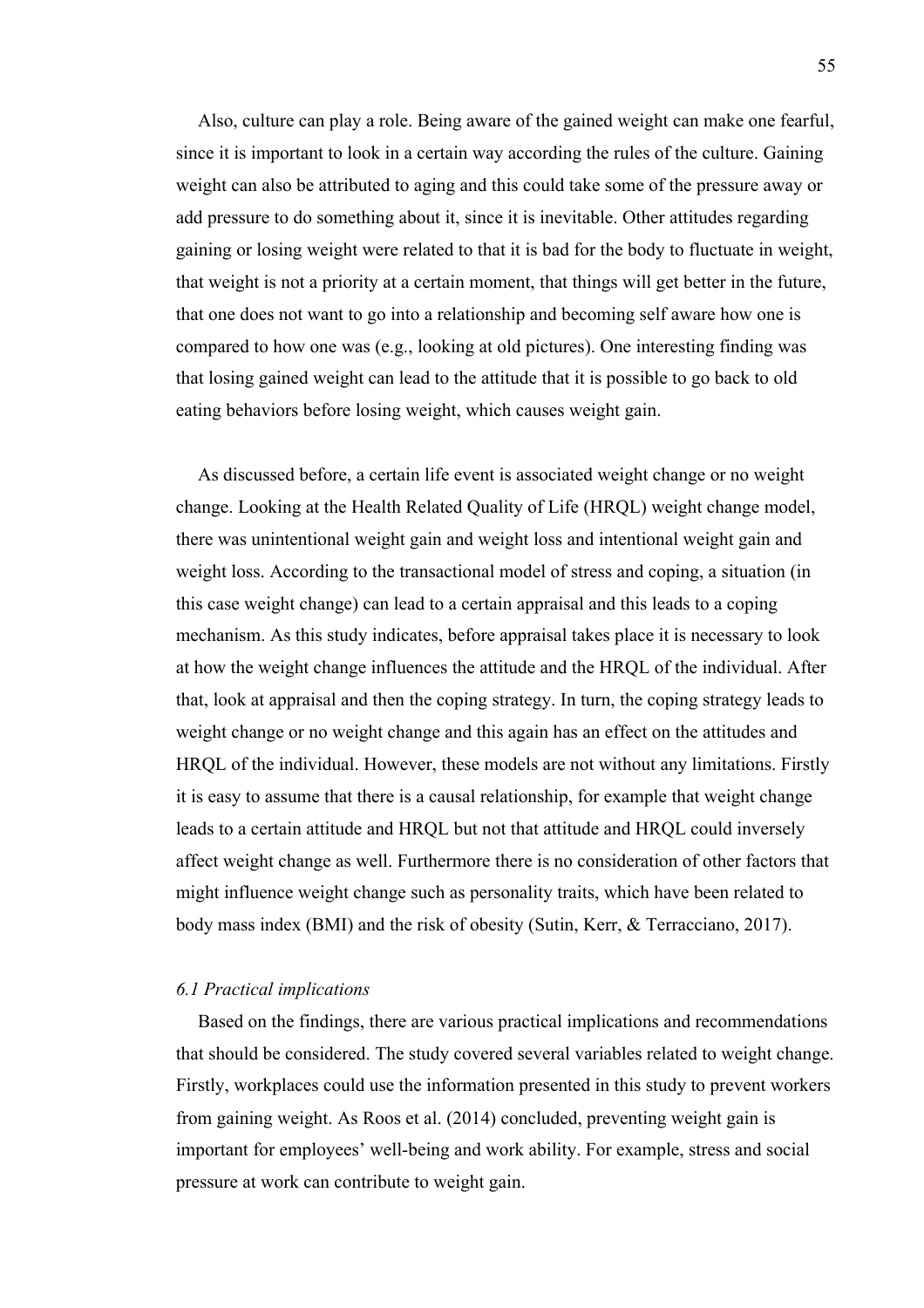Also, culture can play a role. Being aware of the gained weight can make one fearful, since it is important to look in a certain way according the rules of the culture. Gaining weight can also be attributed to aging and this could take some of the pressure away or add pressure to do something about it, since it is inevitable. Other attitudes regarding gaining or losing weight were related to that it is bad for the body to fluctuate in weight, that weight is not a priority at a certain moment, that things will get better in the future, that one does not want to go into a relationship and becoming self aware how one is compared to how one was (e.g., looking at old pictures). One interesting finding was that losing gained weight can lead to the attitude that it is possible to go back to old eating behaviors before losing weight, which causes weight gain.

As discussed before, a certain life event is associated weight change or no weight change. Looking at the Health Related Quality of Life (HRQL) weight change model, there was unintentional weight gain and weight loss and intentional weight gain and weight loss. According to the transactional model of stress and coping, a situation (in this case weight change) can lead to a certain appraisal and this leads to a coping mechanism. As this study indicates, before appraisal takes place it is necessary to look at how the weight change influences the attitude and the HRQL of the individual. After that, look at appraisal and then the coping strategy. In turn, the coping strategy leads to weight change or no weight change and this again has an effect on the attitudes and HRQL of the individual. However, these models are not without any limitations. Firstly it is easy to assume that there is a causal relationship, for example that weight change leads to a certain attitude and HRQL but not that attitude and HRQL could inversely affect weight change as well. Furthermore there is no consideration of other factors that might influence weight change such as personality traits, which have been related to body mass index (BMI) and the risk of obesity (Sutin, Kerr, & Terracciano, 2017).

### *6.1 Practical implications*

Based on the findings, there are various practical implications and recommendations that should be considered. The study covered several variables related to weight change. Firstly, workplaces could use the information presented in this study to prevent workers from gaining weight. As Roos et al. (2014) concluded, preventing weight gain is important for employees' well-being and work ability. For example, stress and social pressure at work can contribute to weight gain.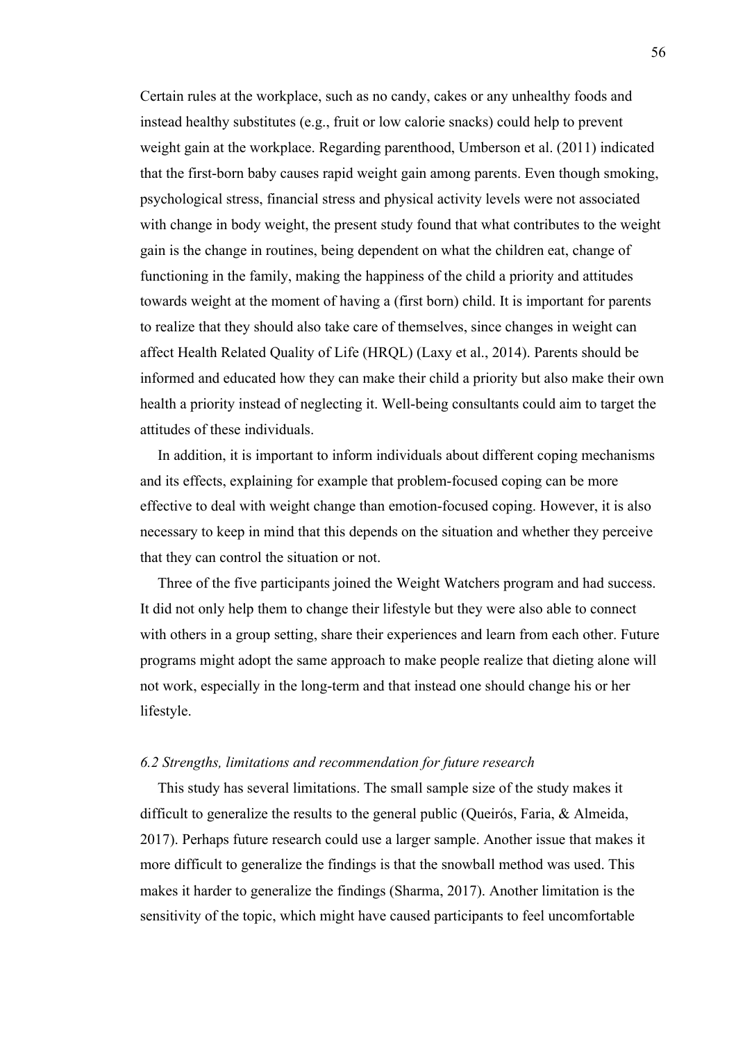Certain rules at the workplace, such as no candy, cakes or any unhealthy foods and instead healthy substitutes (e.g., fruit or low calorie snacks) could help to prevent weight gain at the workplace. Regarding parenthood, Umberson et al. (2011) indicated that the first-born baby causes rapid weight gain among parents. Even though smoking, psychological stress, financial stress and physical activity levels were not associated with change in body weight, the present study found that what contributes to the weight gain is the change in routines, being dependent on what the children eat, change of functioning in the family, making the happiness of the child a priority and attitudes towards weight at the moment of having a (first born) child. It is important for parents to realize that they should also take care of themselves, since changes in weight can affect Health Related Quality of Life (HRQL) (Laxy et al., 2014). Parents should be informed and educated how they can make their child a priority but also make their own health a priority instead of neglecting it. Well-being consultants could aim to target the attitudes of these individuals.

In addition, it is important to inform individuals about different coping mechanisms and its effects, explaining for example that problem-focused coping can be more effective to deal with weight change than emotion-focused coping. However, it is also necessary to keep in mind that this depends on the situation and whether they perceive that they can control the situation or not.

Three of the five participants joined the Weight Watchers program and had success. It did not only help them to change their lifestyle but they were also able to connect with others in a group setting, share their experiences and learn from each other. Future programs might adopt the same approach to make people realize that dieting alone will not work, especially in the long-term and that instead one should change his or her lifestyle.

### *6.2 Strengths, limitations and recommendation for future research*

This study has several limitations. The small sample size of the study makes it difficult to generalize the results to the general public (Queirós, Faria, & Almeida, 2017). Perhaps future research could use a larger sample. Another issue that makes it more difficult to generalize the findings is that the snowball method was used. This makes it harder to generalize the findings (Sharma, 2017). Another limitation is the sensitivity of the topic, which might have caused participants to feel uncomfortable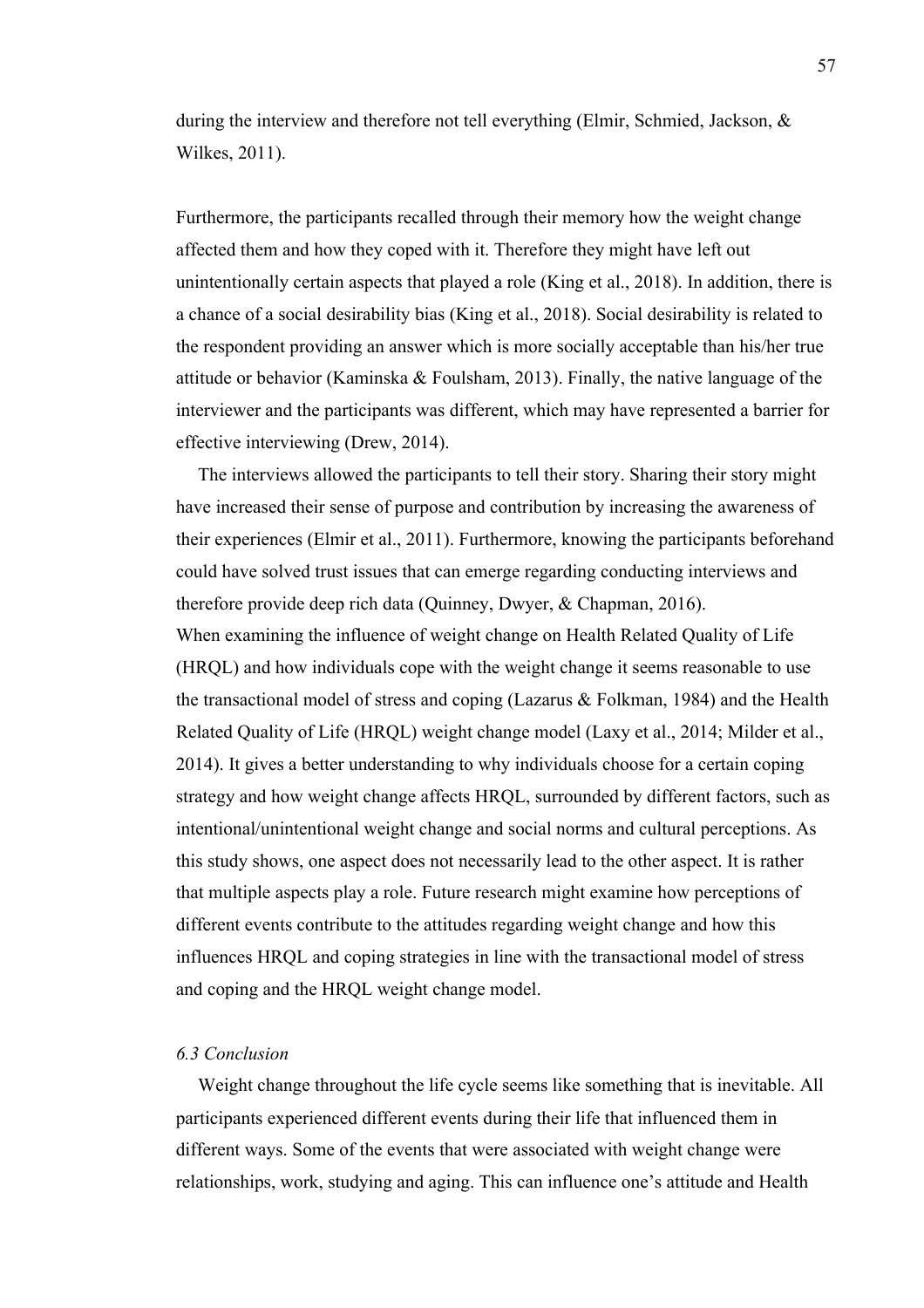during the interview and therefore not tell everything (Elmir, Schmied, Jackson, & Wilkes, 2011).

Furthermore, the participants recalled through their memory how the weight change affected them and how they coped with it. Therefore they might have left out unintentionally certain aspects that played a role (King et al., 2018). In addition, there is a chance of a social desirability bias (King et al., 2018). Social desirability is related to the respondent providing an answer which is more socially acceptable than his/her true attitude or behavior (Kaminska & Foulsham, 2013). Finally, the native language of the interviewer and the participants was different, which may have represented a barrier for effective interviewing (Drew, 2014).

The interviews allowed the participants to tell their story. Sharing their story might have increased their sense of purpose and contribution by increasing the awareness of their experiences (Elmir et al., 2011). Furthermore, knowing the participants beforehand could have solved trust issues that can emerge regarding conducting interviews and therefore provide deep rich data (Quinney, Dwyer, & Chapman, 2016).

When examining the influence of weight change on Health Related Quality of Life (HRQL) and how individuals cope with the weight change it seems reasonable to use the transactional model of stress and coping (Lazarus & Folkman, 1984) and the Health Related Quality of Life (HRQL) weight change model (Laxy et al., 2014; Milder et al., 2014). It gives a better understanding to why individuals choose for a certain coping strategy and how weight change affects HRQL, surrounded by different factors, such as intentional/unintentional weight change and social norms and cultural perceptions. As this study shows, one aspect does not necessarily lead to the other aspect. It is rather that multiple aspects play a role. Future research might examine how perceptions of different events contribute to the attitudes regarding weight change and how this influences HRQL and coping strategies in line with the transactional model of stress and coping and the HRQL weight change model.

### *6.3 Conclusion*

Weight change throughout the life cycle seems like something that is inevitable. All participants experienced different events during their life that influenced them in different ways. Some of the events that were associated with weight change were relationships, work, studying and aging. This can influence one's attitude and Health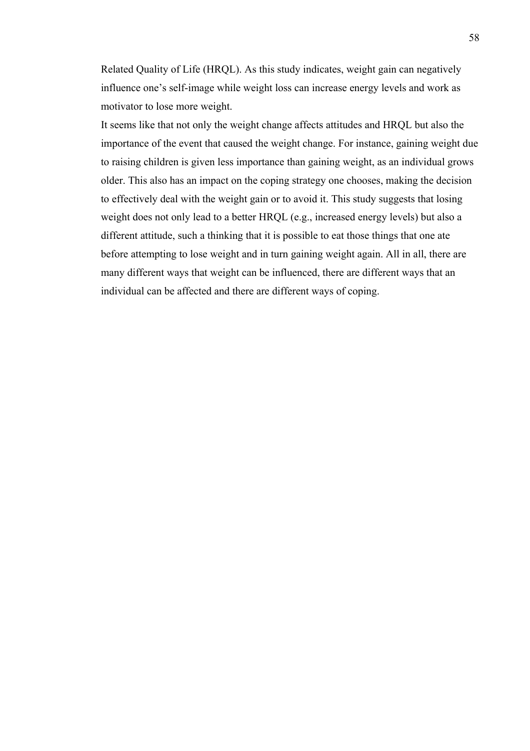Related Quality of Life (HRQL). As this study indicates, weight gain can negatively influence one's self-image while weight loss can increase energy levels and work as motivator to lose more weight.

It seems like that not only the weight change affects attitudes and HRQL but also the importance of the event that caused the weight change. For instance, gaining weight due to raising children is given less importance than gaining weight, as an individual grows older. This also has an impact on the coping strategy one chooses, making the decision to effectively deal with the weight gain or to avoid it. This study suggests that losing weight does not only lead to a better HRQL (e.g., increased energy levels) but also a different attitude, such a thinking that it is possible to eat those things that one ate before attempting to lose weight and in turn gaining weight again. All in all, there are many different ways that weight can be influenced, there are different ways that an individual can be affected and there are different ways of coping.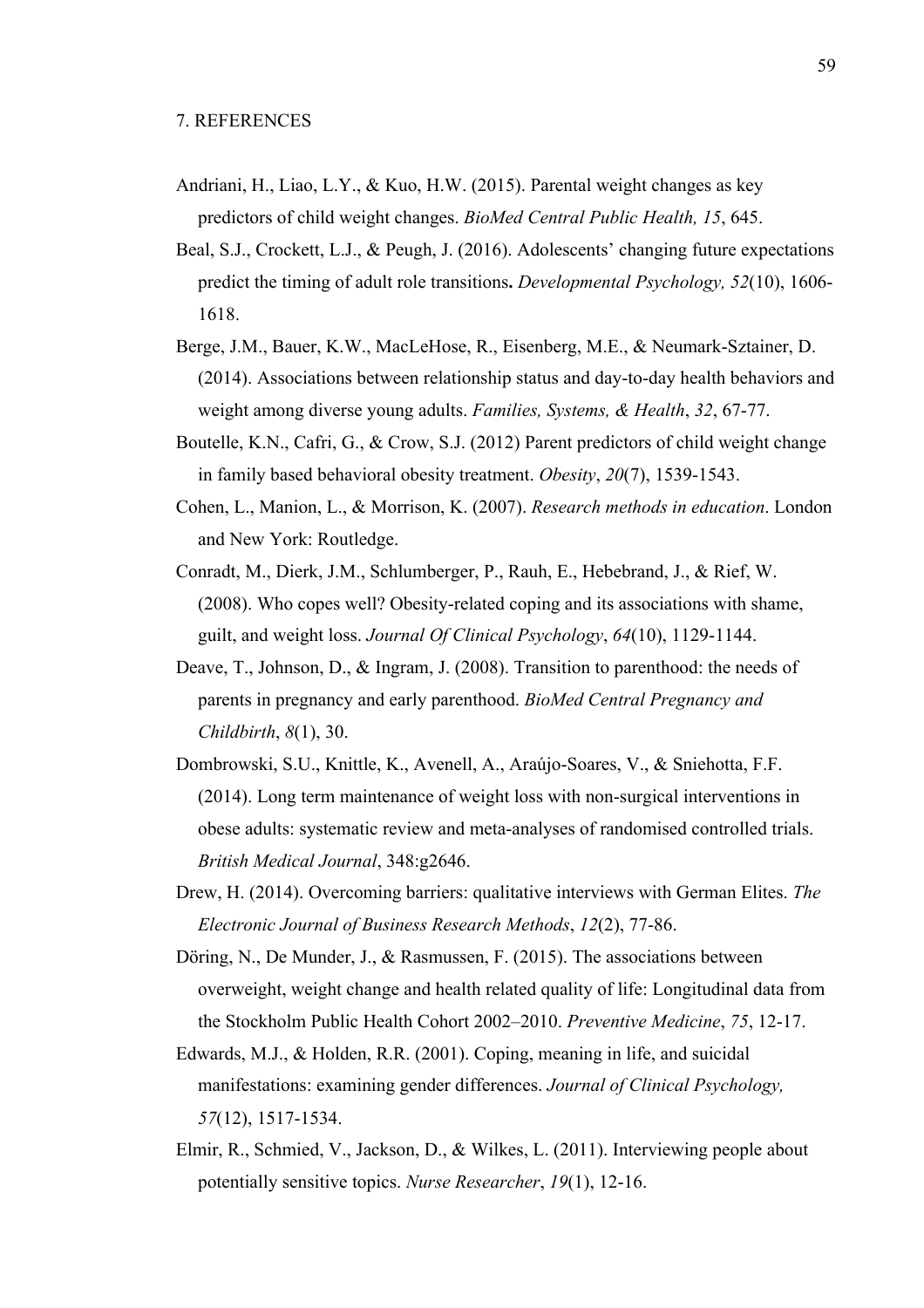# 7. REFERENCES

Andriani, H., Liao, L.Y., & Kuo, H.W. (2015). Parental weight changes as key predictors of child weight changes. *BioMed Central Public Health, 15*, 645.

Beal, S.J., Crockett, L.J., & Peugh, J. (2016). Adolescents' changing future expectations predict the timing of adult role transitions**.** *Developmental Psychology, 52*(10), 1606-1618.

Berge, J.M., Bauer, K.W., MacLeHose, R., Eisenberg, M.E., & Neumark-Sztainer, D. (2014). Associations between relationship status and day-to-day health behaviors and weight among diverse young adults. *Families, Systems, & Health*, *32*, 67-77.

Boutelle, K.N., Cafri, G., & Crow, S.J. (2012) Parent predictors of child weight change in family based behavioral obesity treatment. *Obesity*, *20*(7), 1539-1543.

Cohen, L., Manion, L., & Morrison, K. (2007). *Research methods in education*. London and New York: Routledge.

Conradt, M., Dierk, J.M., Schlumberger, P., Rauh, E., Hebebrand, J., & Rief, W. (2008). Who copes well? Obesity-related coping and its associations with shame, guilt, and weight loss. *Journal Of Clinical Psychology*, *64*(10), 1129-1144.

Deave, T., Johnson, D., & Ingram, J. (2008). Transition to parenthood: the needs of parents in pregnancy and early parenthood. *BioMed Central Pregnancy and Childbirth*, *8*(1), 30.

Dombrowski, S.U., Knittle, K., Avenell, A., Araújo-Soares, V., & Sniehotta, F.F. (2014). Long term maintenance of weight loss with non-surgical interventions in obese adults: systematic review and meta-analyses of randomised controlled trials. *British Medical Journal*, 348:g2646.

Drew, H. (2014). Overcoming barriers: qualitative interviews with German Elites. *The Electronic Journal of Business Research Methods*, *12*(2), 77-86.

Döring, N., De Munder, J., & Rasmussen, F. (2015). The associations between overweight, weight change and health related quality of life: Longitudinal data from the Stockholm Public Health Cohort 2002–2010. *Preventive Medicine*, *75*, 12-17.

Edwards, M.J., & Holden, R.R. (2001). Coping, meaning in life, and suicidal manifestations: examining gender differences. *Journal of Clinical Psychology, 57*(12), 1517-1534.

Elmir, R., Schmied, V., Jackson, D., & Wilkes, L. (2011). Interviewing people about potentially sensitive topics. *Nurse Researcher*, *19*(1), 12-16.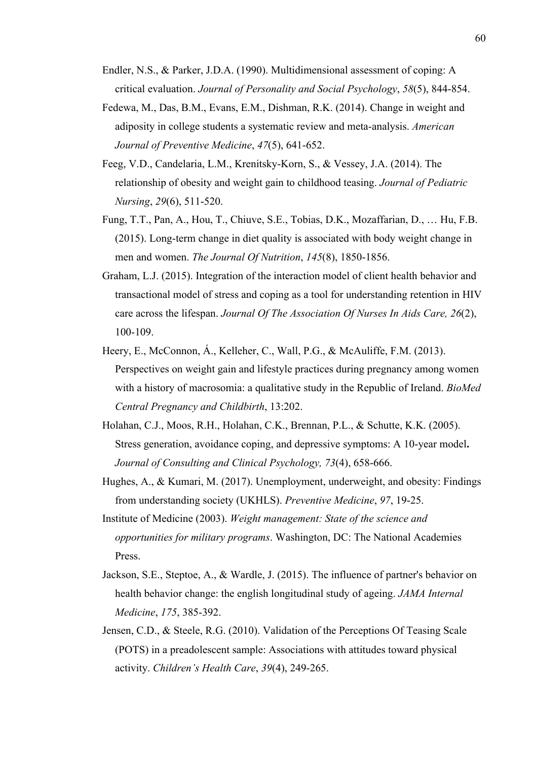Endler, N.S., & Parker, J.D.A. (1990). Multidimensional assessment of coping: A critical evaluation. *Journal of Personality and Social Psychology*, *58*(5), 844-854.

Fedewa, M., Das, B.M., Evans, E.M., Dishman, R.K. (2014). Change in weight and adiposity in college students a systematic review and meta-analysis. *American Journal of Preventive Medicine*, *47*(5), 641-652.

Feeg, V.D., Candelaria, L.M., Krenitsky-Korn, S., & Vessey, J.A. (2014). The relationship of obesity and weight gain to childhood teasing. *Journal of Pediatric Nursing*, *29*(6), 511-520.

Fung, T.T., Pan, A., Hou, T., Chiuve, S.E., Tobias, D.K., Mozaffarian, D., … Hu, F.B. (2015). Long-term change in diet quality is associated with body weight change in men and women. *The Journal Of Nutrition*, *145*(8), 1850-1856.

Graham, L.J. (2015). Integration of the interaction model of client health behavior and transactional model of stress and coping as a tool for understanding retention in HIV care across the lifespan. *Journal Of The Association Of Nurses In Aids Care, 26*(2), 100-109.

Heery, E., McConnon, Á., Kelleher, C., Wall, P.G., & McAuliffe, F.M. (2013). Perspectives on weight gain and lifestyle practices during pregnancy among women with a history of macrosomia: a qualitative study in the Republic of Ireland. *BioMed Central Pregnancy and Childbirth*, 13:202.

Holahan, C.J., Moos, R.H., Holahan, C.K., Brennan, P.L., & Schutte, K.K. (2005). Stress generation, avoidance coping, and depressive symptoms: A 10-year model**.** *Journal of Consulting and Clinical Psychology, 73*(4), 658-666.

Hughes, A., & Kumari, M. (2017). Unemployment, underweight, and obesity: Findings from understanding society (UKHLS). *Preventive Medicine*, *97*, 19-25.

Institute of Medicine (2003). *Weight management: State of the science and opportunities for military programs*. Washington, DC: The National Academies Press.

Jackson, S.E., Steptoe, A., & Wardle, J. (2015). The influence of partner's behavior on health behavior change: the english longitudinal study of ageing. *JAMA Internal Medicine*, *175*, 385-392.

Jensen, C.D., & Steele, R.G. (2010). Validation of the Perceptions Of Teasing Scale (POTS) in a preadolescent sample: Associations with attitudes toward physical activity. *Children's Health Care*, *39*(4), 249-265.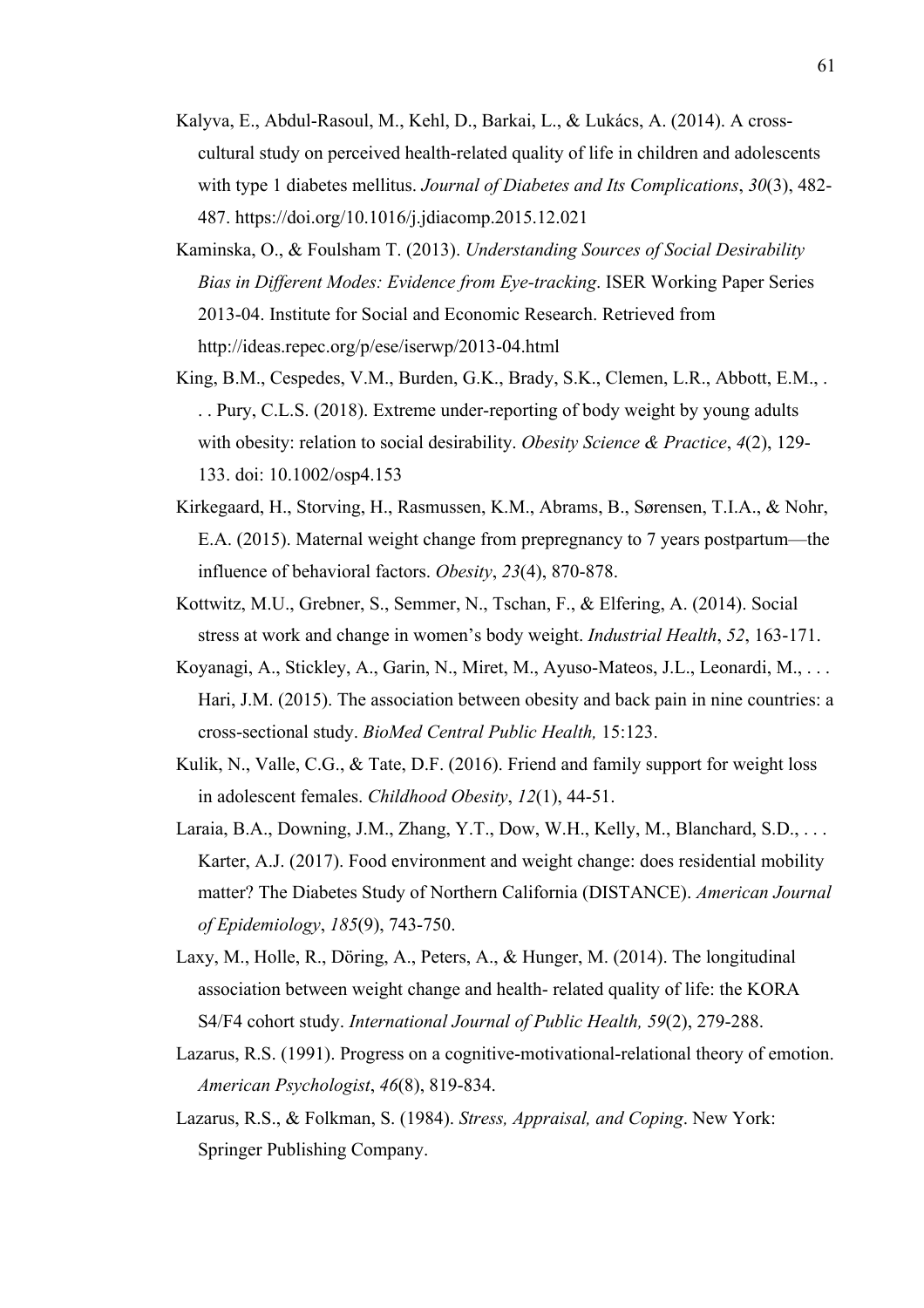Kalyva, E., Abdul-Rasoul, M., Kehl, D., Barkai, L., & Lukács, A. (2014). A cross-cultural study on perceived health-related quality of life in children and adolescents with type 1 diabetes mellitus. *Journal of Diabetes and Its Complications*, *30*(3), 482-487. https://doi.org/10.1016/j.jdiacomp.2015.12.021

Kaminska, O., & Foulsham T. (2013). *Understanding Sources of Social Desirability Bias in Different Modes: Evidence from Eye-tracking*. ISER Working Paper Series 2013-04. Institute for Social and Economic Research. Retrieved from http://ideas.repec.org/p/ese/iserwp/2013-04.html

King, B.M., Cespedes, V.M., Burden, G.K., Brady, S.K., Clemen, L.R., Abbott, E.M., . . . Pury, C.L.S. (2018). Extreme under-reporting of body weight by young adults with obesity: relation to social desirability. *Obesity Science & Practice*, *4*(2), 129-133. doi: 10.1002/osp4.153

Kirkegaard, H., Storving, H., Rasmussen, K.M., Abrams, B., Sørensen, T.I.A., & Nohr, E.A. (2015). Maternal weight change from prepregnancy to 7 years postpartum—the influence of behavioral factors. *Obesity*, *23*(4), 870-878.

Kottwitz, M.U., Grebner, S., Semmer, N., Tschan, F., & Elfering, A. (2014). Social stress at work and change in women's body weight. *Industrial Health*, *52*, 163-171.

Koyanagi, A., Stickley, A., Garin, N., Miret, M., Ayuso-Mateos, J.L., Leonardi, M., . . . Hari, J.M. (2015). The association between obesity and back pain in nine countries: a cross-sectional study. *BioMed Central Public Health,* 15:123.

Kulik, N., Valle, C.G., & Tate, D.F. (2016). Friend and family support for weight loss in adolescent females. *Childhood Obesity*, *12*(1), 44-51.

Laraia, B.A., Downing, J.M., Zhang, Y.T., Dow, W.H., Kelly, M., Blanchard, S.D., . . . Karter, A.J. (2017). Food environment and weight change: does residential mobility matter? The Diabetes Study of Northern California (DISTANCE). *American Journal of Epidemiology*, *185*(9), 743-750.

Laxy, M., Holle, R., Döring, A., Peters, A., & Hunger, M. (2014). The longitudinal association between weight change and health- related quality of life: the KORA S4/F4 cohort study. *International Journal of Public Health, 59*(2), 279-288.

Lazarus, R.S. (1991). Progress on a cognitive-motivational-relational theory of emotion. *American Psychologist*, *46*(8), 819-834.

Lazarus, R.S., & Folkman, S. (1984). *Stress, Appraisal, and Coping*. New York: Springer Publishing Company.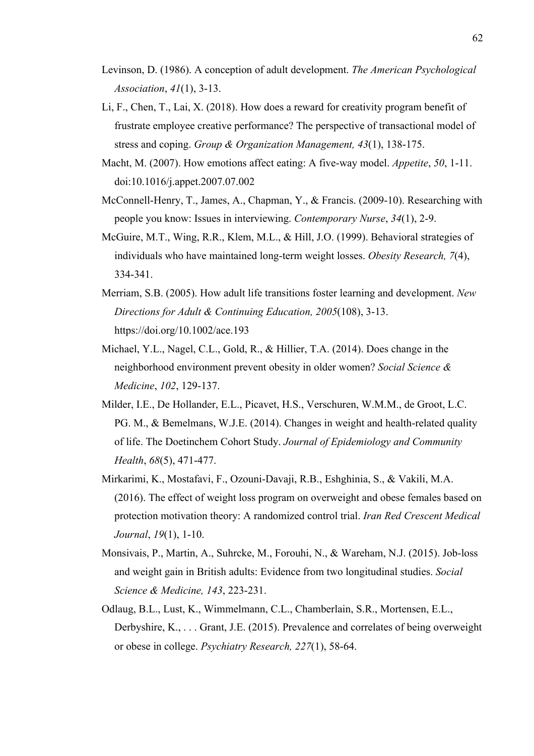Levinson, D. (1986). A conception of adult development. *The American Psychological Association*, *41*(1), 3-13.

Li, F., Chen, T., Lai, X. (2018). How does a reward for creativity program benefit of frustrate employee creative performance? The perspective of transactional model of stress and coping. *Group & Organization Management, 43*(1), 138-175.

Macht, M. (2007). How emotions affect eating: A five-way model. *Appetite*, *50*, 1-11. doi:10.1016/j.appet.2007.07.002

McConnell-Henry, T., James, A., Chapman, Y., & Francis. (2009-10). Researching with people you know: Issues in interviewing. *Contemporary Nurse*, *34*(1), 2-9.

McGuire, M.T., Wing, R.R., Klem, M.L., & Hill, J.O. (1999). Behavioral strategies of individuals who have maintained long-term weight losses. *Obesity Research, 7*(4), 334-341.

Merriam, S.B. (2005). How adult life transitions foster learning and development. *New Directions for Adult & Continuing Education, 2005*(108), 3-13. https://doi.org/10.1002/ace.193

Michael, Y.L., Nagel, C.L., Gold, R., & Hillier, T.A. (2014). Does change in the neighborhood environment prevent obesity in older women? *Social Science & Medicine*, *102*, 129-137.

Milder, I.E., De Hollander, E.L., Picavet, H.S., Verschuren, W.M.M., de Groot, L.C. PG. M., & Bemelmans, W.J.E. (2014). Changes in weight and health-related quality of life. The Doetinchem Cohort Study. *Journal of Epidemiology and Community Health*, *68*(5), 471-477.

Mirkarimi, K., Mostafavi, F., Ozouni-Davaji, R.B., Eshghinia, S., & Vakili, M.A. (2016). The effect of weight loss program on overweight and obese females based on protection motivation theory: A randomized control trial. *Iran Red Crescent Medical Journal*, *19*(1), 1-10.

Monsivais, P., Martin, A., Suhrcke, M., Forouhi, N., & Wareham, N.J. (2015). Job-loss and weight gain in British adults: Evidence from two longitudinal studies. *Social Science & Medicine, 143*, 223-231.

Odlaug, B.L., Lust, K., Wimmelmann, C.L., Chamberlain, S.R., Mortensen, E.L., Derbyshire, K., . . . Grant, J.E. (2015). Prevalence and correlates of being overweight or obese in college. *Psychiatry Research, 227*(1), 58-64.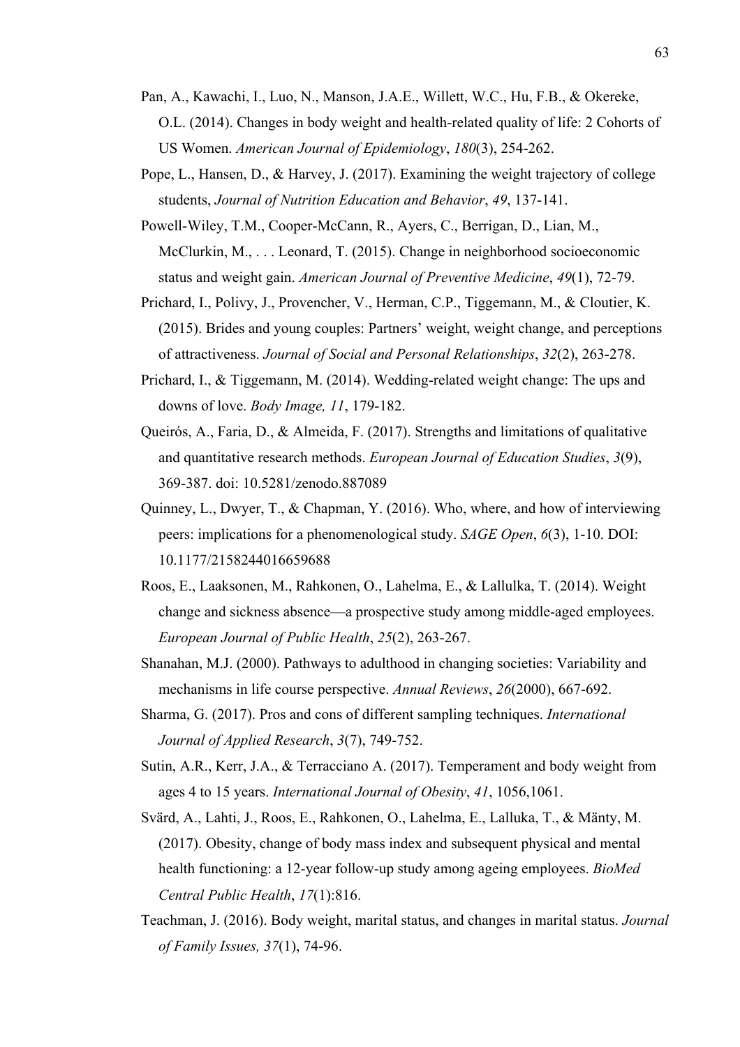Pan, A., Kawachi, I., Luo, N., Manson, J.A.E., Willett, W.C., Hu, F.B., & Okereke, O.L. (2014). Changes in body weight and health-related quality of life: 2 Cohorts of US Women. *American Journal of Epidemiology*, *180*(3), 254-262.

Pope, L., Hansen, D., & Harvey, J. (2017). Examining the weight trajectory of college students, *Journal of Nutrition Education and Behavior*, *49*, 137-141.

Powell-Wiley, T.M., Cooper-McCann, R., Ayers, C., Berrigan, D., Lian, M., McClurkin, M., . . . Leonard, T. (2015). Change in neighborhood socioeconomic status and weight gain. *American Journal of Preventive Medicine*, *49*(1), 72-79.

Prichard, I., Polivy, J., Provencher, V., Herman, C.P., Tiggemann, M., & Cloutier, K. (2015). Brides and young couples: Partners' weight, weight change, and perceptions of attractiveness. *Journal of Social and Personal Relationships*, *32*(2), 263-278.

Prichard, I., & Tiggemann, M. (2014). Wedding-related weight change: The ups and downs of love. *Body Image, 11*, 179-182.

Queirós, A., Faria, D., & Almeida, F. (2017). Strengths and limitations of qualitative and quantitative research methods. *European Journal of Education Studies*, *3*(9), 369-387. doi: 10.5281/zenodo.887089

Quinney, L., Dwyer, T., & Chapman, Y. (2016). Who, where, and how of interviewing peers: implications for a phenomenological study. *SAGE Open*, *6*(3), 1-10. DOI: 10.1177/2158244016659688

Roos, E., Laaksonen, M., Rahkonen, O., Lahelma, E., & Lallulka, T. (2014). Weight change and sickness absence—a prospective study among middle-aged employees. *European Journal of Public Health*, *25*(2), 263-267.

Shanahan, M.J. (2000). Pathways to adulthood in changing societies: Variability and mechanisms in life course perspective. *Annual Reviews*, *26*(2000), 667-692.

Sharma, G. (2017). Pros and cons of different sampling techniques. *International Journal of Applied Research*, *3*(7), 749-752.

Sutin, A.R., Kerr, J.A., & Terracciano A. (2017). Temperament and body weight from ages 4 to 15 years. *International Journal of Obesity*, *41*, 1056,1061.

Svärd, A., Lahti, J., Roos, E., Rahkonen, O., Lahelma, E., Lalluka, T., & Mänty, M. (2017). Obesity, change of body mass index and subsequent physical and mental health functioning: a 12-year follow-up study among ageing employees. *BioMed Central Public Health*, *17*(1):816.

Teachman, J. (2016). Body weight, marital status, and changes in marital status. *Journal of Family Issues, 37*(1), 74-96.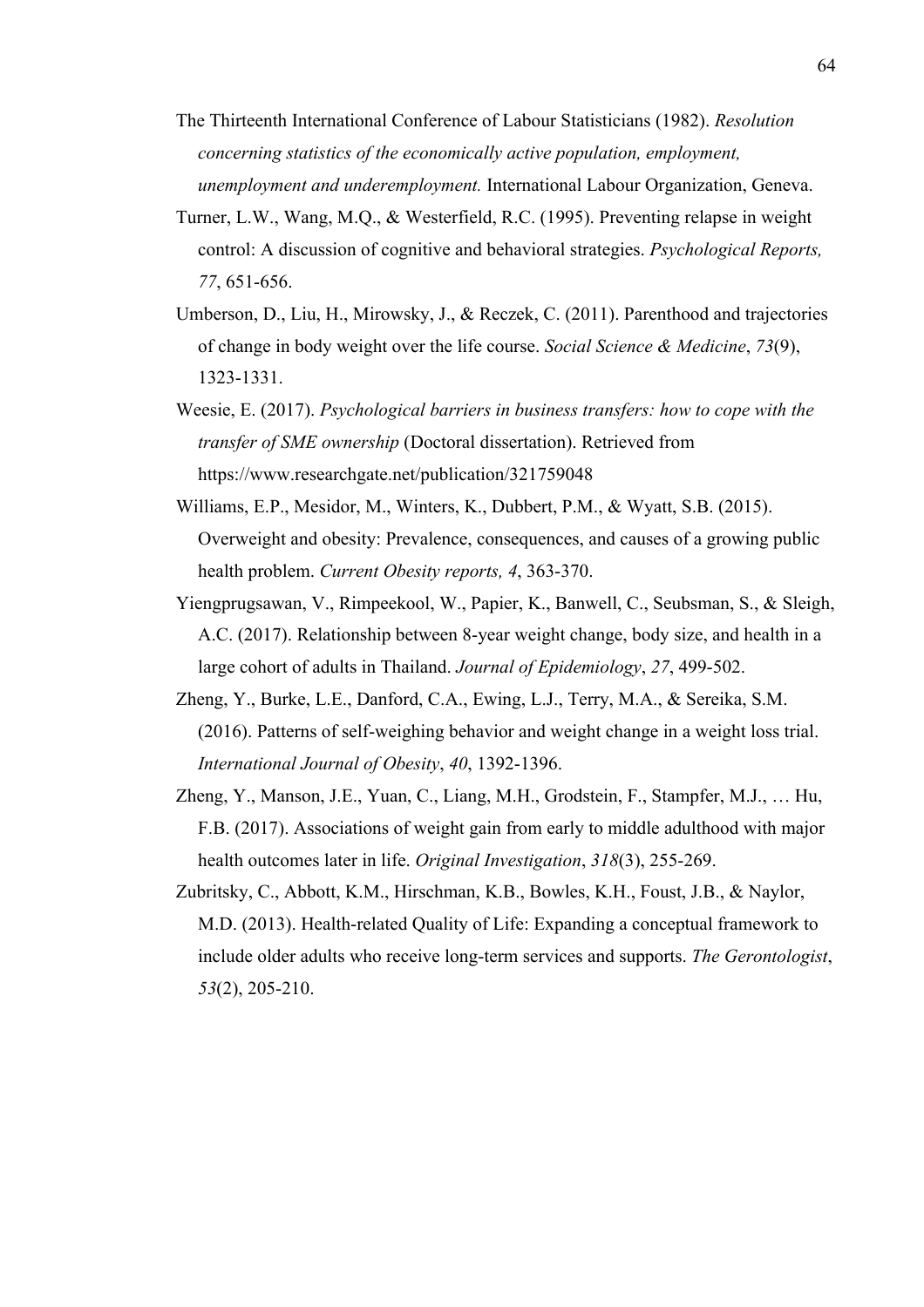The Thirteenth International Conference of Labour Statisticians (1982). *Resolution concerning statistics of the economically active population, employment, unemployment and underemployment.* International Labour Organization, Geneva.

Turner, L.W., Wang, M.Q., & Westerfield, R.C. (1995). Preventing relapse in weight control: A discussion of cognitive and behavioral strategies. *Psychological Reports, 77*, 651-656.

Umberson, D., Liu, H., Mirowsky, J., & Reczek, C. (2011). Parenthood and trajectories of change in body weight over the life course. *Social Science & Medicine*, *73*(9), 1323-1331.

Weesie, E. (2017). *Psychological barriers in business transfers: how to cope with the transfer of SME ownership* (Doctoral dissertation). Retrieved from https://www.researchgate.net/publication/321759048

Williams, E.P., Mesidor, M., Winters, K., Dubbert, P.M., & Wyatt, S.B. (2015). Overweight and obesity: Prevalence, consequences, and causes of a growing public health problem. *Current Obesity reports, 4*, 363-370.

Yiengprugsawan, V., Rimpeekool, W., Papier, K., Banwell, C., Seubsman, S., & Sleigh, A.C. (2017). Relationship between 8-year weight change, body size, and health in a large cohort of adults in Thailand. *Journal of Epidemiology*, *27*, 499-502.

Zheng, Y., Burke, L.E., Danford, C.A., Ewing, L.J., Terry, M.A., & Sereika, S.M. (2016). Patterns of self-weighing behavior and weight change in a weight loss trial. *International Journal of Obesity*, *40*, 1392-1396.

Zheng, Y., Manson, J.E., Yuan, C., Liang, M.H., Grodstein, F., Stampfer, M.J., … Hu, F.B. (2017). Associations of weight gain from early to middle adulthood with major health outcomes later in life. *Original Investigation*, *318*(3), 255-269.

Zubritsky, C., Abbott, K.M., Hirschman, K.B., Bowles, K.H., Foust, J.B., & Naylor, M.D. (2013). Health-related Quality of Life: Expanding a conceptual framework to include older adults who receive long-term services and supports. *The Gerontologist*, *53*(2), 205-210.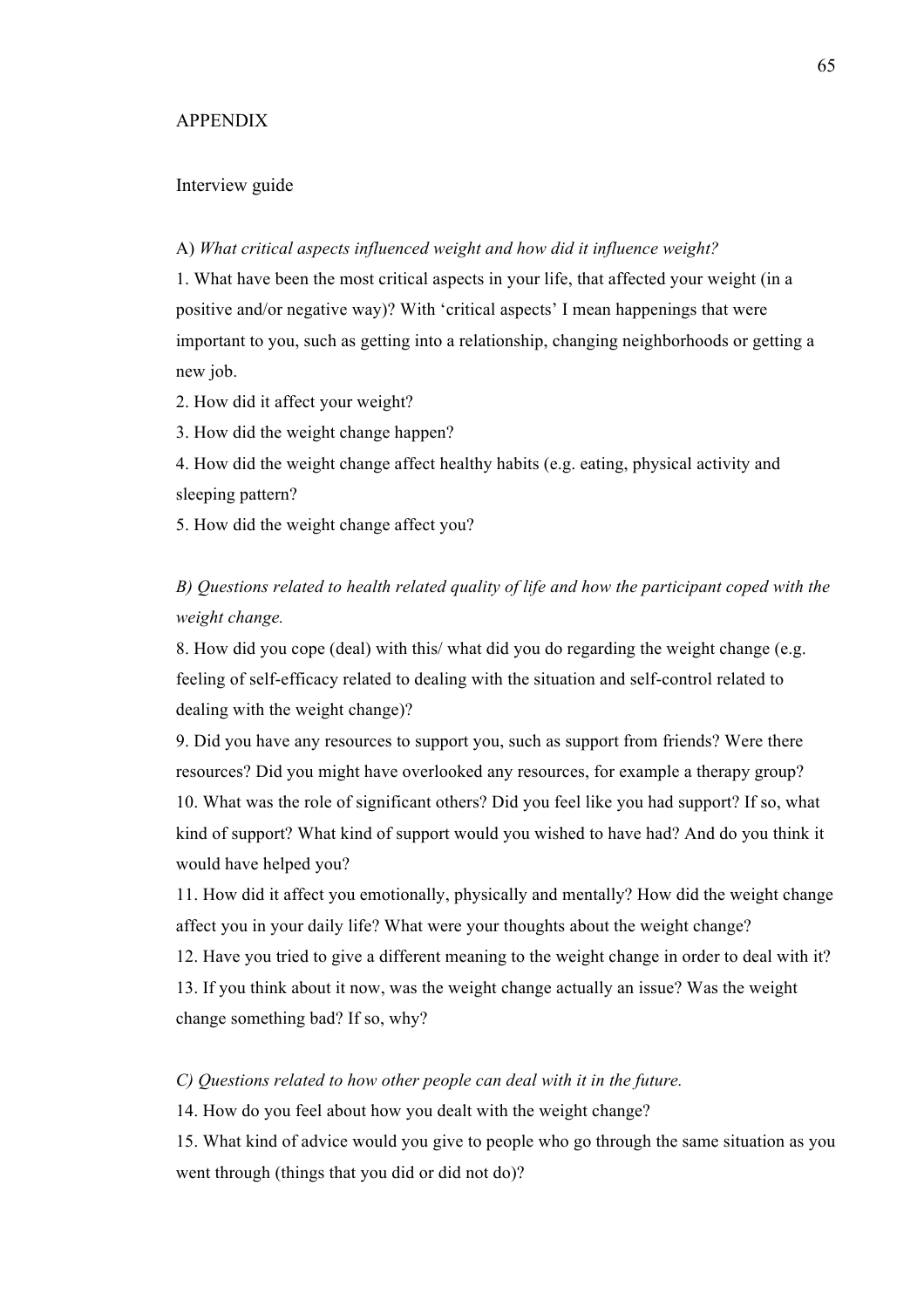# APPENDIX

## Interview guide

A) *What critical aspects influenced weight and how did it influence weight?*

1. What have been the most critical aspects in your life, that affected your weight (in a positive and/or negative way)? With 'critical aspects' I mean happenings that were important to you, such as getting into a relationship, changing neighborhoods or getting a new job.
2. How did it affect your weight?
3. How did the weight change happen?
4. How did the weight change affect healthy habits (e.g. eating, physical activity and sleeping pattern?
5. How did the weight change affect you?

*B) Questions related to health related quality of life and how the participant coped with the weight change.*

8. How did you cope (deal) with this/ what did you do regarding the weight change (e.g. feeling of self-efficacy related to dealing with the situation and self-control related to dealing with the weight change)?
9. Did you have any resources to support you, such as support from friends? Were there resources? Did you might have overlooked any resources, for example a therapy group?
10. What was the role of significant others? Did you feel like you had support? If so, what kind of support? What kind of support would you wished to have had? And do you think it would have helped you?
11. How did it affect you emotionally, physically and mentally? How did the weight change affect you in your daily life? What were your thoughts about the weight change?
12. Have you tried to give a different meaning to the weight change in order to deal with it?
13. If you think about it now, was the weight change actually an issue? Was the weight change something bad? If so, why?

*C) Questions related to how other people can deal with it in the future.*

14. How do you feel about how you dealt with the weight change?
15. What kind of advice would you give to people who go through the same situation as you went through (things that you did or did not do)?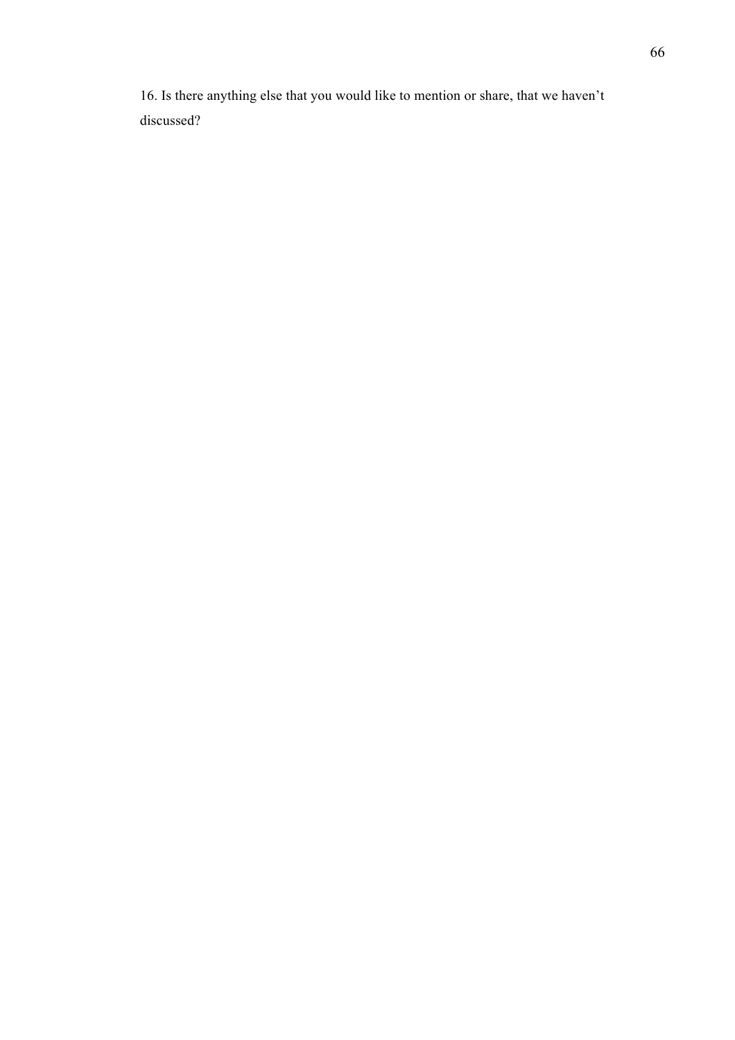16. Is there anything else that you would like to mention or share, that we haven't discussed?